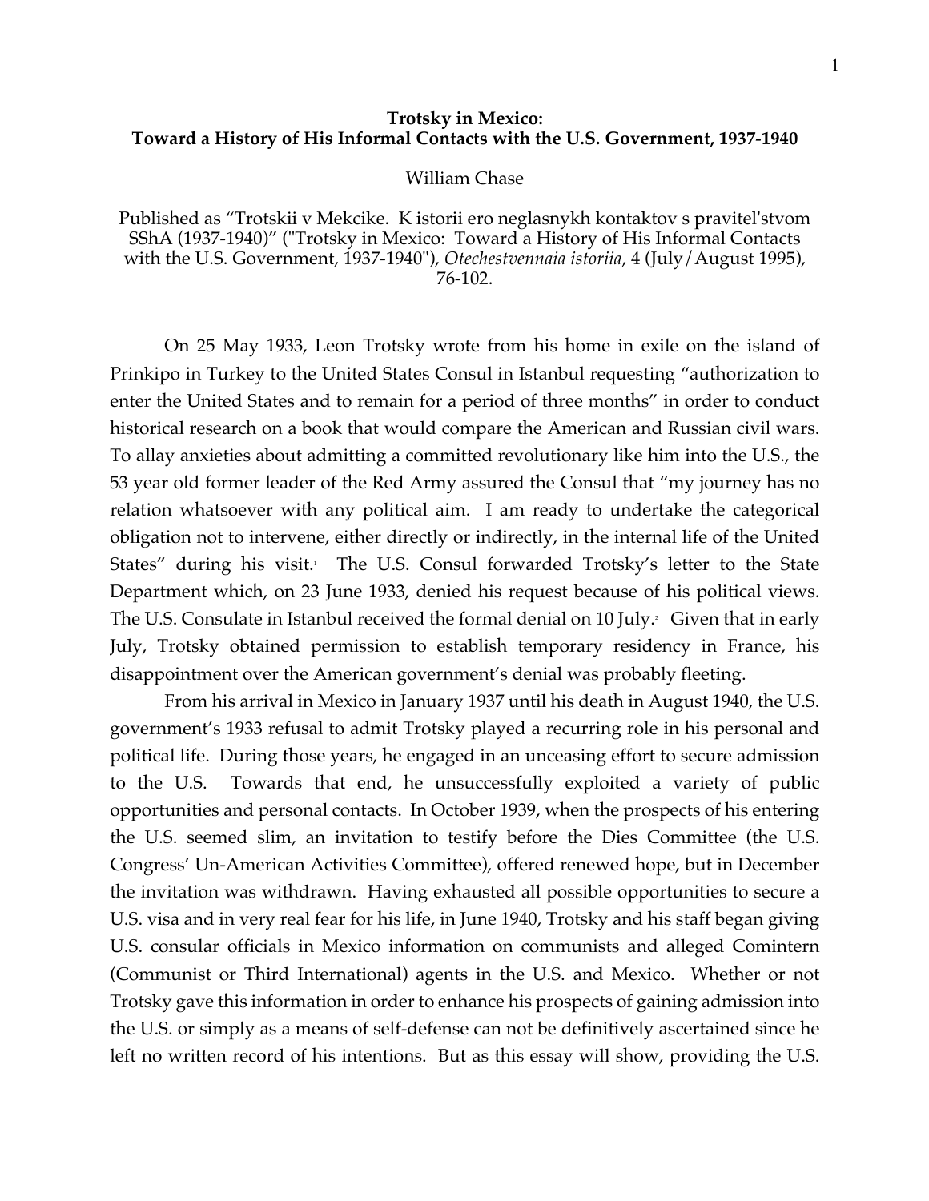# Trotsky in Mexico:
## Toward a History of His Informal Contacts with the U.S. Government, 1937-1940

William Chase

Published as "Trotskii v Mekcike. K istorii ero neglasnykh kontaktov s pravitel'stvom SShA (1937-1940)" ("Trotsky in Mexico: Toward a History of His Informal Contacts with the U.S. Government, 1937-1940"), *Otechestvennaia istoriia*, 4 (July/August 1995), 76-102.

On 25 May 1933, Leon Trotsky wrote from his home in exile on the island of Prinkipo in Turkey to the United States Consul in Istanbul requesting "authorization to enter the United States and to remain for a period of three months" in order to conduct historical research on a book that would compare the American and Russian civil wars. To allay anxieties about admitting a committed revolutionary like him into the U.S., the 53 year old former leader of the Red Army assured the Consul that "my journey has no relation whatsoever with any political aim. I am ready to undertake the categorical obligation not to intervene, either directly or indirectly, in the internal life of the United States" during his visit.[1] The U.S. Consul forwarded Trotsky's letter to the State Department which, on 23 June 1933, denied his request because of his political views. The U.S. Consulate in Istanbul received the formal denial on 10 July.[2] Given that in early July, Trotsky obtained permission to establish temporary residency in France, his disappointment over the American government's denial was probably fleeting.

From his arrival in Mexico in January 1937 until his death in August 1940, the U.S. government's 1933 refusal to admit Trotsky played a recurring role in his personal and political life. During those years, he engaged in an unceasing effort to secure admission to the U.S. Towards that end, he unsuccessfully exploited a variety of public opportunities and personal contacts. In October 1939, when the prospects of his entering the U.S. seemed slim, an invitation to testify before the Dies Committee (the U.S. Congress' Un-American Activities Committee), offered renewed hope, but in December the invitation was withdrawn. Having exhausted all possible opportunities to secure a U.S. visa and in very real fear for his life, in June 1940, Trotsky and his staff began giving U.S. consular officials in Mexico information on communists and alleged Comintern (Communist or Third International) agents in the U.S. and Mexico. Whether or not Trotsky gave this information in order to enhance his prospects of gaining admission into the U.S. or simply as a means of self-defense can not be definitively ascertained since he left no written record of his intentions. But as this essay will show, providing the U.S.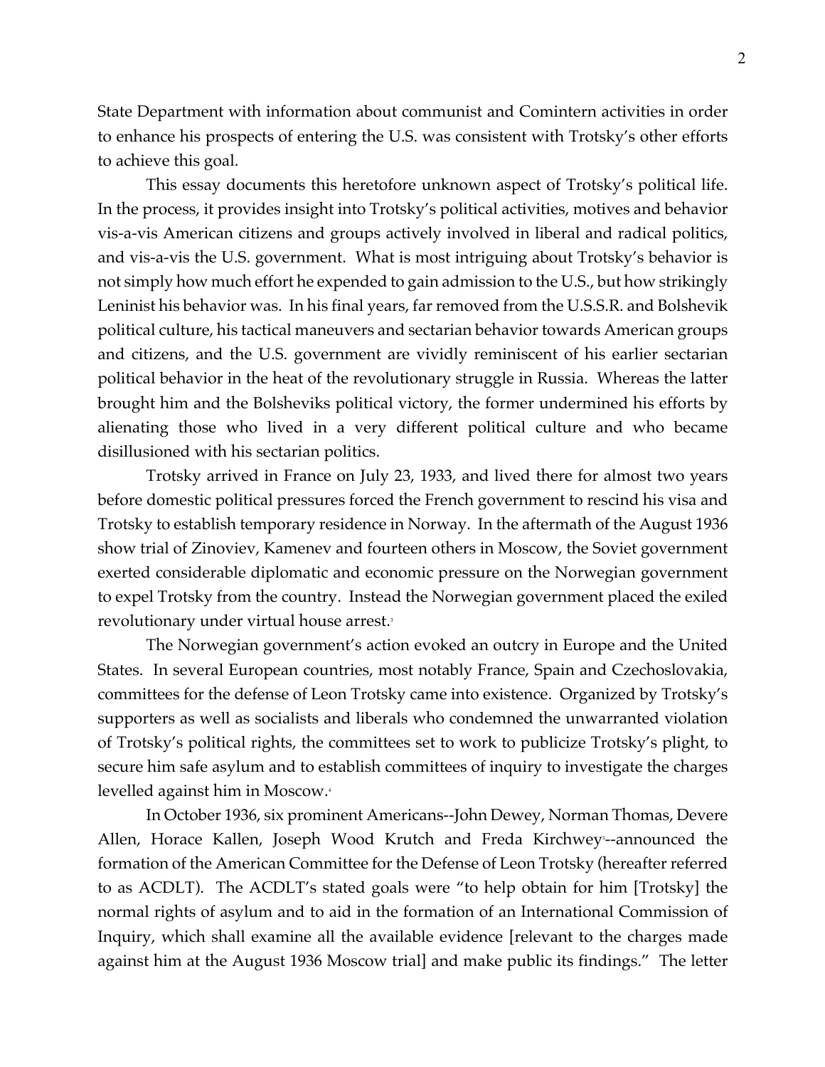State Department with information about communist and Comintern activities in order to enhance his prospects of entering the U.S. was consistent with Trotsky's other efforts to achieve this goal.

This essay documents this heretofore unknown aspect of Trotsky's political life. In the process, it provides insight into Trotsky's political activities, motives and behavior vis-a-vis American citizens and groups actively involved in liberal and radical politics, and vis-a-vis the U.S. government. What is most intriguing about Trotsky's behavior is not simply how much effort he expended to gain admission to the U.S., but how strikingly Leninist his behavior was. In his final years, far removed from the U.S.S.R. and Bolshevik political culture, his tactical maneuvers and sectarian behavior towards American groups and citizens, and the U.S. government are vividly reminiscent of his earlier sectarian political behavior in the heat of the revolutionary struggle in Russia. Whereas the latter brought him and the Bolsheviks political victory, the former undermined his efforts by alienating those who lived in a very different political culture and who became disillusioned with his sectarian politics.

Trotsky arrived in France on July 23, 1933, and lived there for almost two years before domestic political pressures forced the French government to rescind his visa and Trotsky to establish temporary residence in Norway. In the aftermath of the August 1936 show trial of Zinoviev, Kamenev and fourteen others in Moscow, the Soviet government exerted considerable diplomatic and economic pressure on the Norwegian government to expel Trotsky from the country. Instead the Norwegian government placed the exiled revolutionary under virtual house arrest.[3]

The Norwegian government's action evoked an outcry in Europe and the United States. In several European countries, most notably France, Spain and Czechoslovakia, committees for the defense of Leon Trotsky came into existence. Organized by Trotsky's supporters as well as socialists and liberals who condemned the unwarranted violation of Trotsky's political rights, the committees set to work to publicize Trotsky's plight, to secure him safe asylum and to establish committees of inquiry to investigate the charges levelled against him in Moscow.[4]

In October 1936, six prominent Americans--John Dewey, Norman Thomas, Devere Allen, Horace Kallen, Joseph Wood Krutch and Freda Kirchwey[5]--announced the formation of the American Committee for the Defense of Leon Trotsky (hereafter referred to as ACDLT). The ACDLT's stated goals were "to help obtain for him [Trotsky] the normal rights of asylum and to aid in the formation of an International Commission of Inquiry, which shall examine all the available evidence [relevant to the charges made against him at the August 1936 Moscow trial] and make public its findings." The letter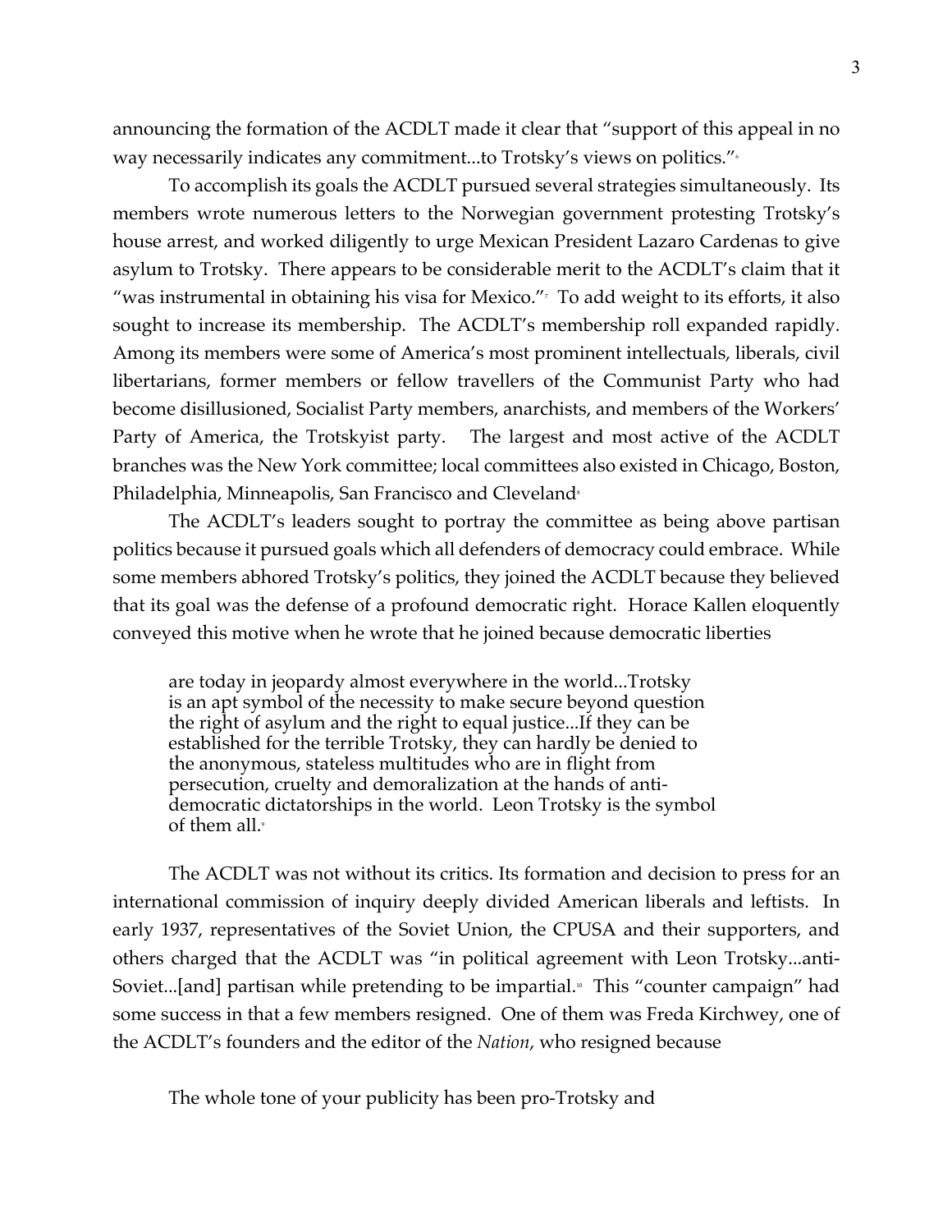announcing the formation of the ACDLT made it clear that "support of this appeal in no way necessarily indicates any commitment...to Trotsky's views on politics."[6]

To accomplish its goals the ACDLT pursued several strategies simultaneously. Its members wrote numerous letters to the Norwegian government protesting Trotsky's house arrest, and worked diligently to urge Mexican President Lazaro Cardenas to give asylum to Trotsky. There appears to be considerable merit to the ACDLT's claim that it "was instrumental in obtaining his visa for Mexico."[7] To add weight to its efforts, it also sought to increase its membership. The ACDLT's membership roll expanded rapidly. Among its members were some of America's most prominent intellectuals, liberals, civil libertarians, former members or fellow travellers of the Communist Party who had become disillusioned, Socialist Party members, anarchists, and members of the Workers' Party of America, the Trotskyist party. The largest and most active of the ACDLT branches was the New York committee; local committees also existed in Chicago, Boston, Philadelphia, Minneapolis, San Francisco and Cleveland[8]

The ACDLT's leaders sought to portray the committee as being above partisan politics because it pursued goals which all defenders of democracy could embrace. While some members abhorred Trotsky's politics, they joined the ACDLT because they believed that its goal was the defense of a profound democratic right. Horace Kallen eloquently conveyed this motive when he wrote that he joined because democratic liberties

> are today in jeopardy almost everywhere in the world...Trotsky is an apt symbol of the necessity to make secure beyond question the right of asylum and the right to equal justice...If they can be established for the terrible Trotsky, they can hardly be denied to the anonymous, stateless multitudes who are in flight from persecution, cruelty and demoralization at the hands of anti-democratic dictatorships in the world. Leon Trotsky is the symbol of them all.[9]

The ACDLT was not without its critics. Its formation and decision to press for an international commission of inquiry deeply divided American liberals and leftists. In early 1937, representatives of the Soviet Union, the CPUSA and their supporters, and others charged that the ACDLT was "in political agreement with Leon Trotsky...anti-Soviet...[and] partisan while pretending to be impartial.[10] This "counter campaign" had some success in that a few members resigned. One of them was Freda Kirchwey, one of the ACDLT's founders and the editor of the *Nation*, who resigned because

> The whole tone of your publicity has been pro-Trotsky and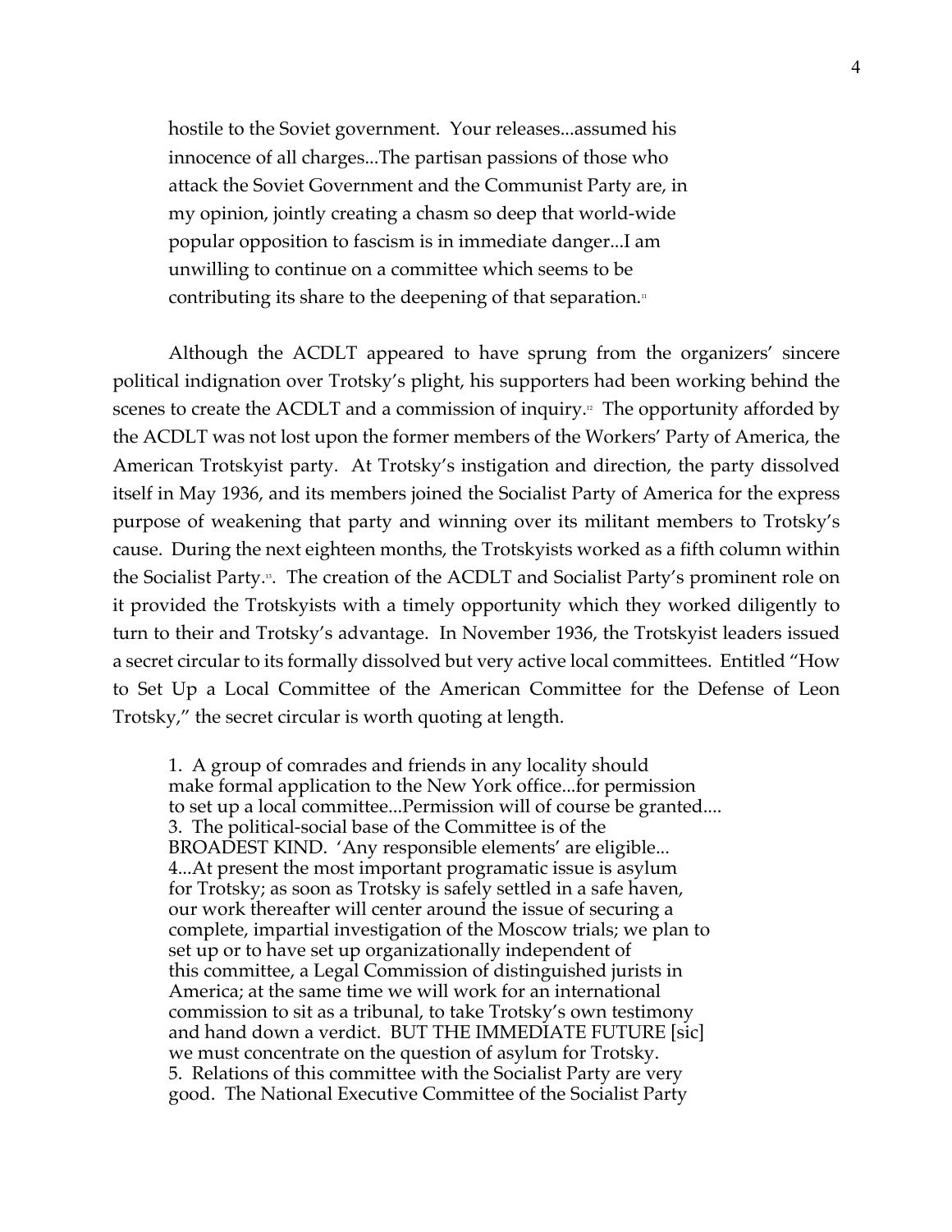> hostile to the Soviet government. Your releases...assumed his innocence of all charges...The partisan passions of those who attack the Soviet Government and the Communist Party are, in my opinion, jointly creating a chasm so deep that world-wide popular opposition to fascism is in immediate danger...I am unwilling to continue on a committee which seems to be contributing its share to the deepening of that separation.[11]

Although the ACDLT appeared to have sprung from the organizers' sincere political indignation over Trotsky's plight, his supporters had been working behind the scenes to create the ACDLT and a commission of inquiry.[12] The opportunity afforded by the ACDLT was not lost upon the former members of the Workers' Party of America, the American Trotskyist party. At Trotsky's instigation and direction, the party dissolved itself in May 1936, and its members joined the Socialist Party of America for the express purpose of weakening that party and winning over its militant members to Trotsky's cause. During the next eighteen months, the Trotskyists worked as a fifth column within the Socialist Party.[13]. The creation of the ACDLT and Socialist Party's prominent role on it provided the Trotskyists with a timely opportunity which they worked diligently to turn to their and Trotsky's advantage. In November 1936, the Trotskyist leaders issued a secret circular to its formally dissolved but very active local committees. Entitled "How to Set Up a Local Committee of the American Committee for the Defense of Leon Trotsky," the secret circular is worth quoting at length.

> 1. A group of comrades and friends in any locality should make formal application to the New York office...for permission to set up a local committee...Permission will of course be granted....
> 3. The political-social base of the Committee is of the BROADEST KIND. 'Any responsible elements' are eligible...
> 4...At present the most important programatic issue is asylum for Trotsky; as soon as Trotsky is safely settled in a safe haven, our work thereafter will center around the issue of securing a complete, impartial investigation of the Moscow trials; we plan to set up or to have set up organizationally independent of this committee, a Legal Commission of distinguished jurists in America; at the same time we will work for an international commission to sit as a tribunal, to take Trotsky's own testimony and hand down a verdict. BUT THE IMMEDIATE FUTURE [sic] we must concentrate on the question of asylum for Trotsky.
> 5. Relations of this committee with the Socialist Party are very good. The National Executive Committee of the Socialist Party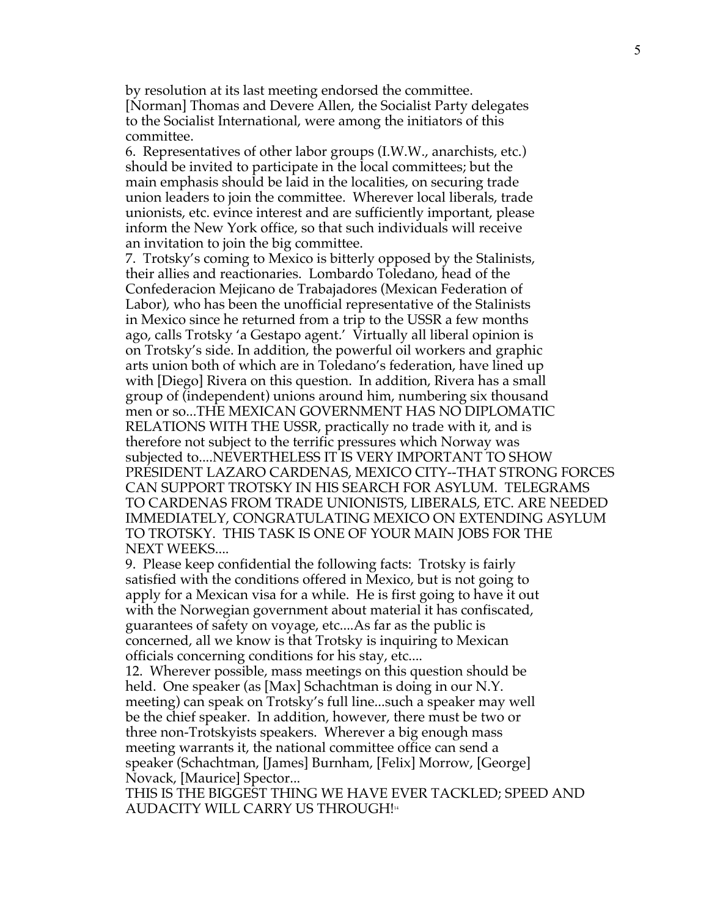by resolution at its last meeting endorsed the committee. [Norman] Thomas and Devere Allen, the Socialist Party delegates to the Socialist International, were among the initiators of this committee.

6. Representatives of other labor groups (I.W.W., anarchists, etc.) should be invited to participate in the local committees; but the main emphasis should be laid in the localities, on securing trade union leaders to join the committee. Wherever local liberals, trade unionists, etc. evince interest and are sufficiently important, please inform the New York office, so that such individuals will receive an invitation to join the big committee.

7. Trotsky's coming to Mexico is bitterly opposed by the Stalinists, their allies and reactionaries. Lombardo Toledano, head of the Confederacion Mejicano de Trabajadores (Mexican Federation of Labor), who has been the unofficial representative of the Stalinists in Mexico since he returned from a trip to the USSR a few months ago, calls Trotsky 'a Gestapo agent.' Virtually all liberal opinion is on Trotsky's side. In addition, the powerful oil workers and graphic arts union both of which are in Toledano's federation, have lined up with [Diego] Rivera on this question. In addition, Rivera has a small group of (independent) unions around him, numbering six thousand men or so...THE MEXICAN GOVERNMENT HAS NO DIPLOMATIC RELATIONS WITH THE USSR, practically no trade with it, and is therefore not subject to the terrific pressures which Norway was subjected to....NEVERTHELESS IT IS VERY IMPORTANT TO SHOW PRESIDENT LAZARO CARDENAS, MEXICO CITY--THAT STRONG FORCES CAN SUPPORT TROTSKY IN HIS SEARCH FOR ASYLUM. TELEGRAMS TO CARDENAS FROM TRADE UNIONISTS, LIBERALS, ETC. ARE NEEDED IMMEDIATELY, CONGRATULATING MEXICO ON EXTENDING ASYLUM TO TROTSKY. THIS TASK IS ONE OF YOUR MAIN JOBS FOR THE NEXT WEEKS....

9. Please keep confidential the following facts: Trotsky is fairly satisfied with the conditions offered in Mexico, but is not going to apply for a Mexican visa for a while. He is first going to have it out with the Norwegian government about material it has confiscated, guarantees of safety on voyage, etc....As far as the public is concerned, all we know is that Trotsky is inquiring to Mexican officials concerning conditions for his stay, etc....

12. Wherever possible, mass meetings on this question should be held. One speaker (as [Max] Schachtman is doing in our N.Y. meeting) can speak on Trotsky's full line...such a speaker may well be the chief speaker. In addition, however, there must be two or three non-Trotskyists speakers. Wherever a big enough mass meeting warrants it, the national committee office can send a speaker (Schachtman, [James] Burnham, [Felix] Morrow, [George] Novack, [Maurice] Spector...

THIS IS THE BIGGEST THING WE HAVE EVER TACKLED; SPEED AND AUDACITY WILL CARRY US THROUGH![14]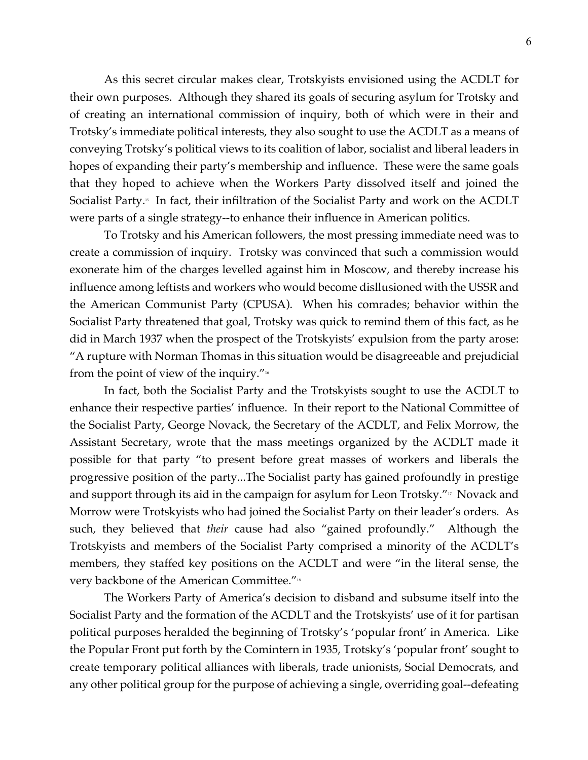As this secret circular makes clear, Trotskyists envisioned using the ACDLT for their own purposes. Although they shared its goals of securing asylum for Trotsky and of creating an international commission of inquiry, both of which were in their and Trotsky's immediate political interests, they also sought to use the ACDLT as a means of conveying Trotsky's political views to its coalition of labor, socialist and liberal leaders in hopes of expanding their party's membership and influence. These were the same goals that they hoped to achieve when the Workers Party dissolved itself and joined the Socialist Party.[15] In fact, their infiltration of the Socialist Party and work on the ACDLT were parts of a single strategy--to enhance their influence in American politics.

To Trotsky and his American followers, the most pressing immediate need was to create a commission of inquiry. Trotsky was convinced that such a commission would exonerate him of the charges levelled against him in Moscow, and thereby increase his influence among leftists and workers who would become disllusioned with the USSR and the American Communist Party (CPUSA). When his comrades; behavior within the Socialist Party threatened that goal, Trotsky was quick to remind them of this fact, as he did in March 1937 when the prospect of the Trotskyists' expulsion from the party arose: "A rupture with Norman Thomas in this situation would be disagreeable and prejudicial from the point of view of the inquiry."[16]

In fact, both the Socialist Party and the Trotskyists sought to use the ACDLT to enhance their respective parties' influence. In their report to the National Committee of the Socialist Party, George Novack, the Secretary of the ACDLT, and Felix Morrow, the Assistant Secretary, wrote that the mass meetings organized by the ACDLT made it possible for that party "to present before great masses of workers and liberals the progressive position of the party...The Socialist party has gained profoundly in prestige and support through its aid in the campaign for asylum for Leon Trotsky."[17] Novack and Morrow were Trotskyists who had joined the Socialist Party on their leader's orders. As such, they believed that *their* cause had also "gained profoundly." Although the Trotskyists and members of the Socialist Party comprised a minority of the ACDLT's members, they staffed key positions on the ACDLT and were "in the literal sense, the very backbone of the American Committee."[18]

The Workers Party of America's decision to disband and subsume itself into the Socialist Party and the formation of the ACDLT and the Trotskyists' use of it for partisan political purposes heralded the beginning of Trotsky's 'popular front' in America. Like the Popular Front put forth by the Comintern in 1935, Trotsky's 'popular front' sought to create temporary political alliances with liberals, trade unionists, Social Democrats, and any other political group for the purpose of achieving a single, overriding goal--defeating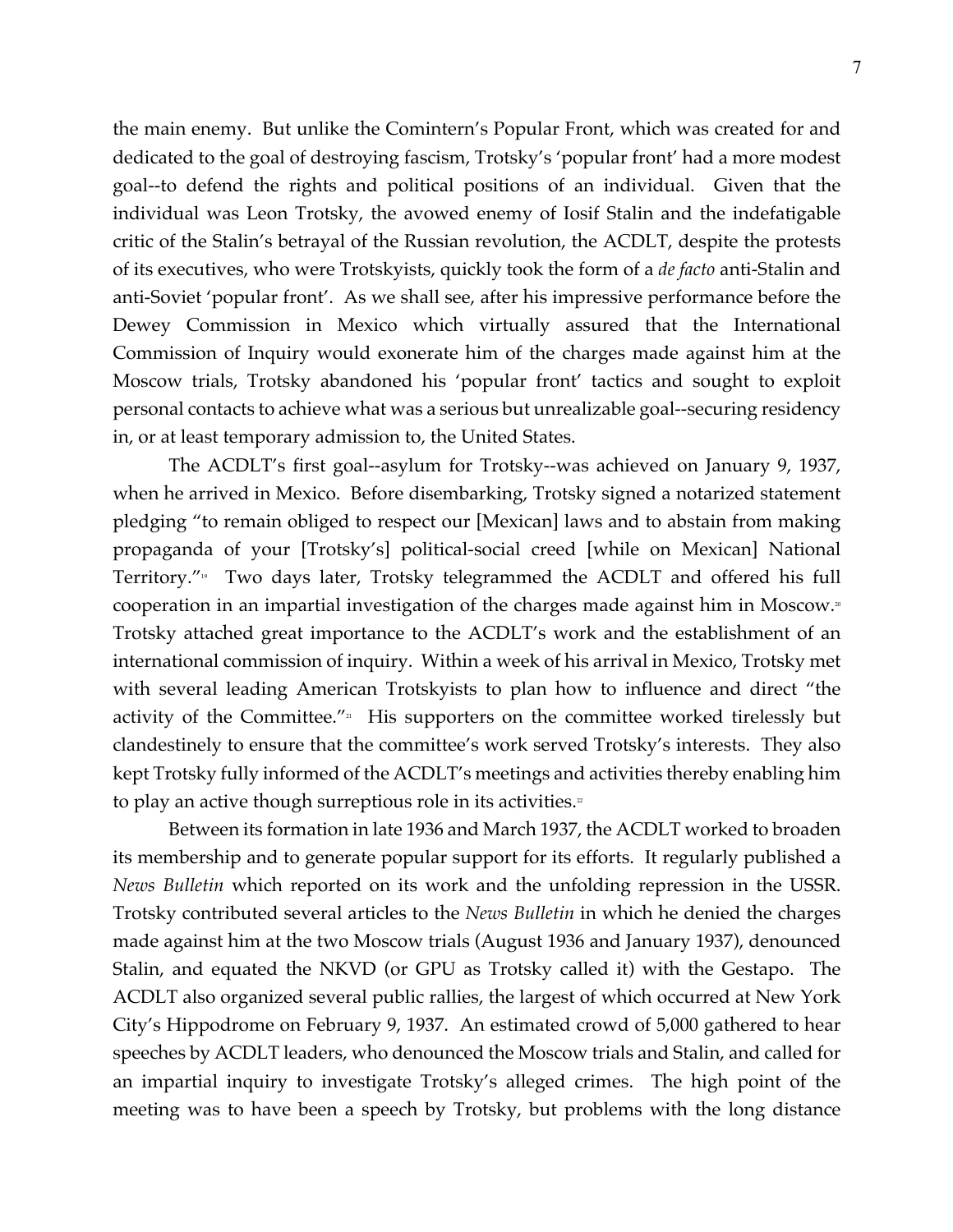the main enemy. But unlike the Comintern's Popular Front, which was created for and dedicated to the goal of destroying fascism, Trotsky's 'popular front' had a more modest goal--to defend the rights and political positions of an individual. Given that the individual was Leon Trotsky, the avowed enemy of Iosif Stalin and the indefatigable critic of the Stalin's betrayal of the Russian revolution, the ACDLT, despite the protests of its executives, who were Trotskyists, quickly took the form of a *de facto* anti-Stalin and anti-Soviet 'popular front'. As we shall see, after his impressive performance before the Dewey Commission in Mexico which virtually assured that the International Commission of Inquiry would exonerate him of the charges made against him at the Moscow trials, Trotsky abandoned his 'popular front' tactics and sought to exploit personal contacts to achieve what was a serious but unrealizable goal--securing residency in, or at least temporary admission to, the United States.

The ACDLT's first goal--asylum for Trotsky--was achieved on January 9, 1937, when he arrived in Mexico. Before disembarking, Trotsky signed a notarized statement pledging "to remain obliged to respect our [Mexican] laws and to abstain from making propaganda of your [Trotsky's] political-social creed [while on Mexican] National Territory."[19] Two days later, Trotsky telegrammed the ACDLT and offered his full cooperation in an impartial investigation of the charges made against him in Moscow.[20] Trotsky attached great importance to the ACDLT's work and the establishment of an international commission of inquiry. Within a week of his arrival in Mexico, Trotsky met with several leading American Trotskyists to plan how to influence and direct "the activity of the Committee."[21] His supporters on the committee worked tirelessly but clandestinely to ensure that the committee's work served Trotsky's interests. They also kept Trotsky fully informed of the ACDLT's meetings and activities thereby enabling him to play an active though surreptious role in its activities.[22]

Between its formation in late 1936 and March 1937, the ACDLT worked to broaden its membership and to generate popular support for its efforts. It regularly published a *News Bulletin* which reported on its work and the unfolding repression in the USSR. Trotsky contributed several articles to the *News Bulletin* in which he denied the charges made against him at the two Moscow trials (August 1936 and January 1937), denounced Stalin, and equated the NKVD (or GPU as Trotsky called it) with the Gestapo. The ACDLT also organized several public rallies, the largest of which occurred at New York City's Hippodrome on February 9, 1937. An estimated crowd of 5,000 gathered to hear speeches by ACDLT leaders, who denounced the Moscow trials and Stalin, and called for an impartial inquiry to investigate Trotsky's alleged crimes. The high point of the meeting was to have been a speech by Trotsky, but problems with the long distance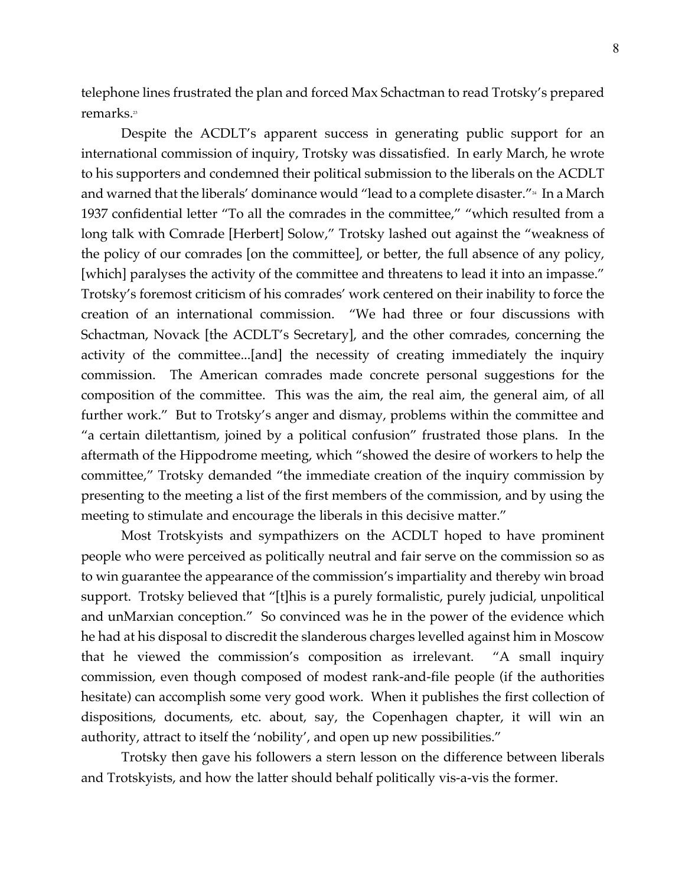telephone lines frustrated the plan and forced Max Schactman to read Trotsky's prepared remarks.[23]

Despite the ACDLT's apparent success in generating public support for an international commission of inquiry, Trotsky was dissatisfied. In early March, he wrote to his supporters and condemned their political submission to the liberals on the ACDLT and warned that the liberals' dominance would "lead to a complete disaster."[24] In a March 1937 confidential letter "To all the comrades in the committee," "which resulted from a long talk with Comrade [Herbert] Solow," Trotsky lashed out against the "weakness of the policy of our comrades [on the committee], or better, the full absence of any policy, [which] paralyses the activity of the committee and threatens to lead it into an impasse." Trotsky's foremost criticism of his comrades' work centered on their inability to force the creation of an international commission. "We had three or four discussions with Schactman, Novack [the ACDLT's Secretary], and the other comrades, concerning the activity of the committee...[and] the necessity of creating immediately the inquiry commission. The American comrades made concrete personal suggestions for the composition of the committee. This was the aim, the real aim, the general aim, of all further work." But to Trotsky's anger and dismay, problems within the committee and "a certain dilettantism, joined by a political confusion" frustrated those plans. In the aftermath of the Hippodrome meeting, which "showed the desire of workers to help the committee," Trotsky demanded "the immediate creation of the inquiry commission by presenting to the meeting a list of the first members of the commission, and by using the meeting to stimulate and encourage the liberals in this decisive matter."

Most Trotskyists and sympathizers on the ACDLT hoped to have prominent people who were perceived as politically neutral and fair serve on the commission so as to win guarantee the appearance of the commission's impartiality and thereby win broad support. Trotsky believed that "[t]his is a purely formalistic, purely judicial, unpolitical and unMarxian conception." So convinced was he in the power of the evidence which he had at his disposal to discredit the slanderous charges levelled against him in Moscow that he viewed the commission's composition as irrelevant. "A small inquiry commission, even though composed of modest rank-and-file people (if the authorities hesitate) can accomplish some very good work. When it publishes the first collection of dispositions, documents, etc. about, say, the Copenhagen chapter, it will win an authority, attract to itself the 'nobility', and open up new possibilities."

Trotsky then gave his followers a stern lesson on the difference between liberals and Trotskyists, and how the latter should behalf politically vis-a-vis the former.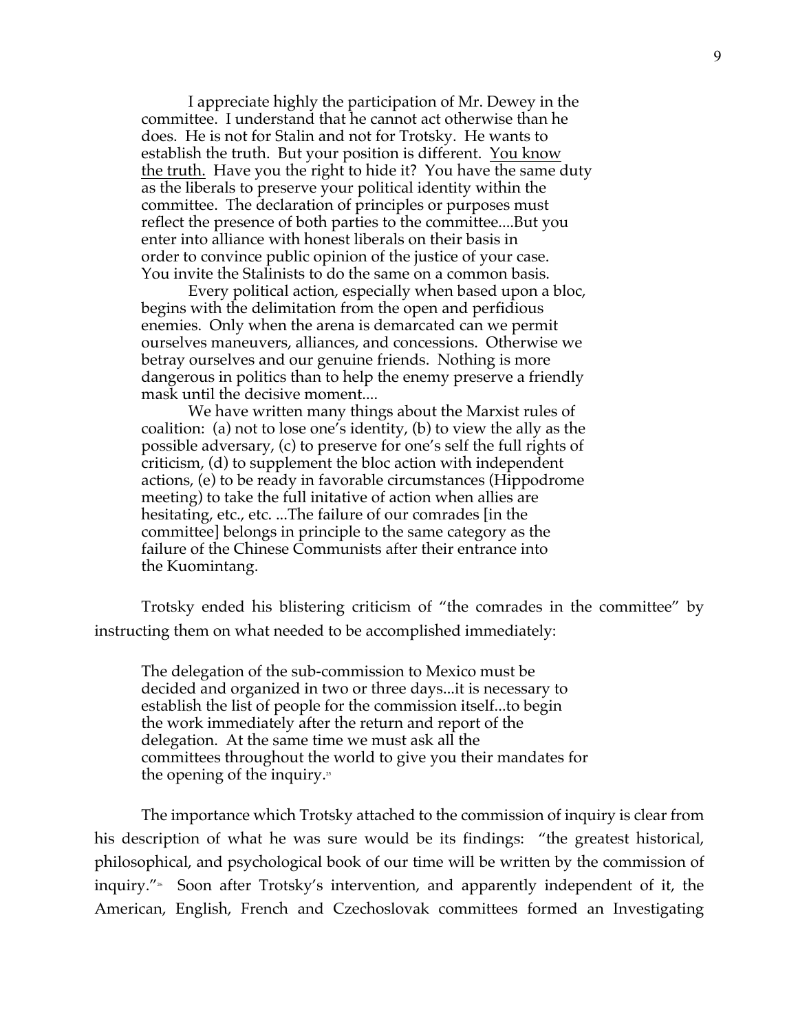> I appreciate highly the participation of Mr. Dewey in the committee. I understand that he cannot act otherwise than he does. He is not for Stalin and not for Trotsky. He wants to establish the truth. But your position is different. <u>You know the truth.</u> Have you the right to hide it? You have the same duty as the liberals to preserve your political identity within the committee. The declaration of principles or purposes must reflect the presence of both parties to the committee....But you enter into alliance with honest liberals on their basis in order to convince public opinion of the justice of your case. You invite the Stalinists to do the same on a common basis.
>
> Every political action, especially when based upon a bloc, begins with the delimitation from the open and perfidious enemies. Only when the arena is demarcated can we permit ourselves maneuvers, alliances, and concessions. Otherwise we betray ourselves and our genuine friends. Nothing is more dangerous in politics than to help the enemy preserve a friendly mask until the decisive moment....
>
> We have written many things about the Marxist rules of coalition: (a) not to lose one's identity, (b) to view the ally as the possible adversary, (c) to preserve for one's self the full rights of criticism, (d) to supplement the bloc action with independent actions, (e) to be ready in favorable circumstances (Hippodrome meeting) to take the full initative of action when allies are hesitating, etc., etc. ...The failure of our comrades [in the committee] belongs in principle to the same category as the failure of the Chinese Communists after their entrance into the Kuomintang.

Trotsky ended his blistering criticism of "the comrades in the committee" by instructing them on what needed to be accomplished immediately:

> The delegation of the sub-commission to Mexico must be decided and organized in two or three days...it is necessary to establish the list of people for the commission itself...to begin the work immediately after the return and report of the delegation. At the same time we must ask all the committees throughout the world to give you their mandates for the opening of the inquiry.[25]

The importance which Trotsky attached to the commission of inquiry is clear from his description of what he was sure would be its findings: "the greatest historical, philosophical, and psychological book of our time will be written by the commission of inquiry."[26] Soon after Trotsky's intervention, and apparently independent of it, the American, English, French and Czechoslovak committees formed an Investigating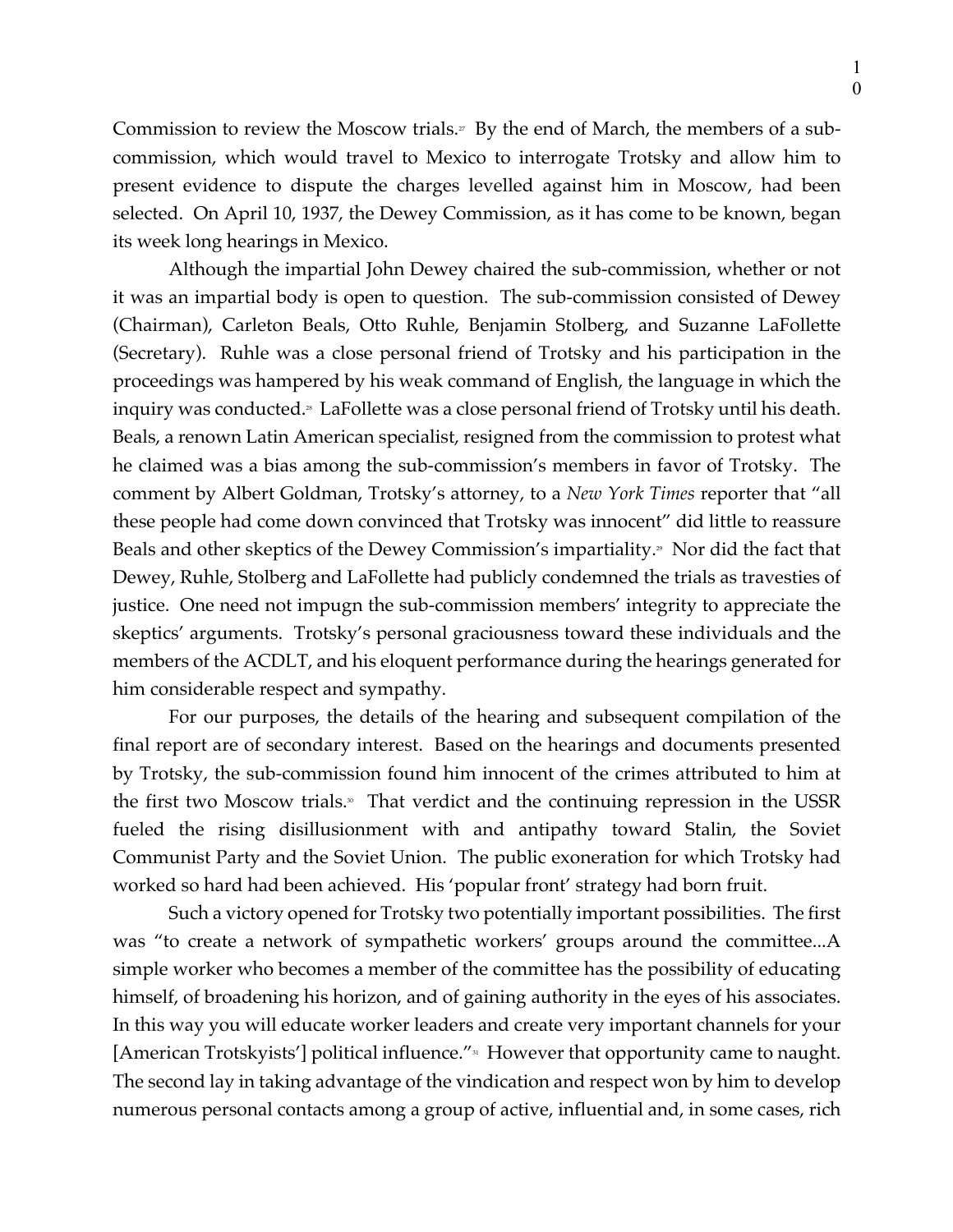Commission to review the Moscow trials.[27] By the end of March, the members of a sub-commission, which would travel to Mexico to interrogate Trotsky and allow him to present evidence to dispute the charges levelled against him in Moscow, had been selected. On April 10, 1937, the Dewey Commission, as it has come to be known, began its week long hearings in Mexico.

Although the impartial John Dewey chaired the sub-commission, whether or not it was an impartial body is open to question. The sub-commission consisted of Dewey (Chairman), Carleton Beals, Otto Ruhle, Benjamin Stolberg, and Suzanne LaFollette (Secretary). Ruhle was a close personal friend of Trotsky and his participation in the proceedings was hampered by his weak command of English, the language in which the inquiry was conducted.[28] LaFollette was a close personal friend of Trotsky until his death. Beals, a renown Latin American specialist, resigned from the commission to protest what he claimed was a bias among the sub-commission's members in favor of Trotsky. The comment by Albert Goldman, Trotsky's attorney, to a *New York Times* reporter that "all these people had come down convinced that Trotsky was innocent" did little to reassure Beals and other skeptics of the Dewey Commission's impartiality.[29] Nor did the fact that Dewey, Ruhle, Stolberg and LaFollette had publicly condemned the trials as travesties of justice. One need not impugn the sub-commission members' integrity to appreciate the skeptics' arguments. Trotsky's personal graciousness toward these individuals and the members of the ACDLT, and his eloquent performance during the hearings generated for him considerable respect and sympathy.

For our purposes, the details of the hearing and subsequent compilation of the final report are of secondary interest. Based on the hearings and documents presented by Trotsky, the sub-commission found him innocent of the crimes attributed to him at the first two Moscow trials.[30] That verdict and the continuing repression in the USSR fueled the rising disillusionment with and antipathy toward Stalin, the Soviet Communist Party and the Soviet Union. The public exoneration for which Trotsky had worked so hard had been achieved. His 'popular front' strategy had born fruit.

Such a victory opened for Trotsky two potentially important possibilities. The first was "to create a network of sympathetic workers' groups around the committee...A simple worker who becomes a member of the committee has the possibility of educating himself, of broadening his horizon, and of gaining authority in the eyes of his associates. In this way you will educate worker leaders and create very important channels for your [American Trotskyists'] political influence."[31] However that opportunity came to naught. The second lay in taking advantage of the vindication and respect won by him to develop numerous personal contacts among a group of active, influential and, in some cases, rich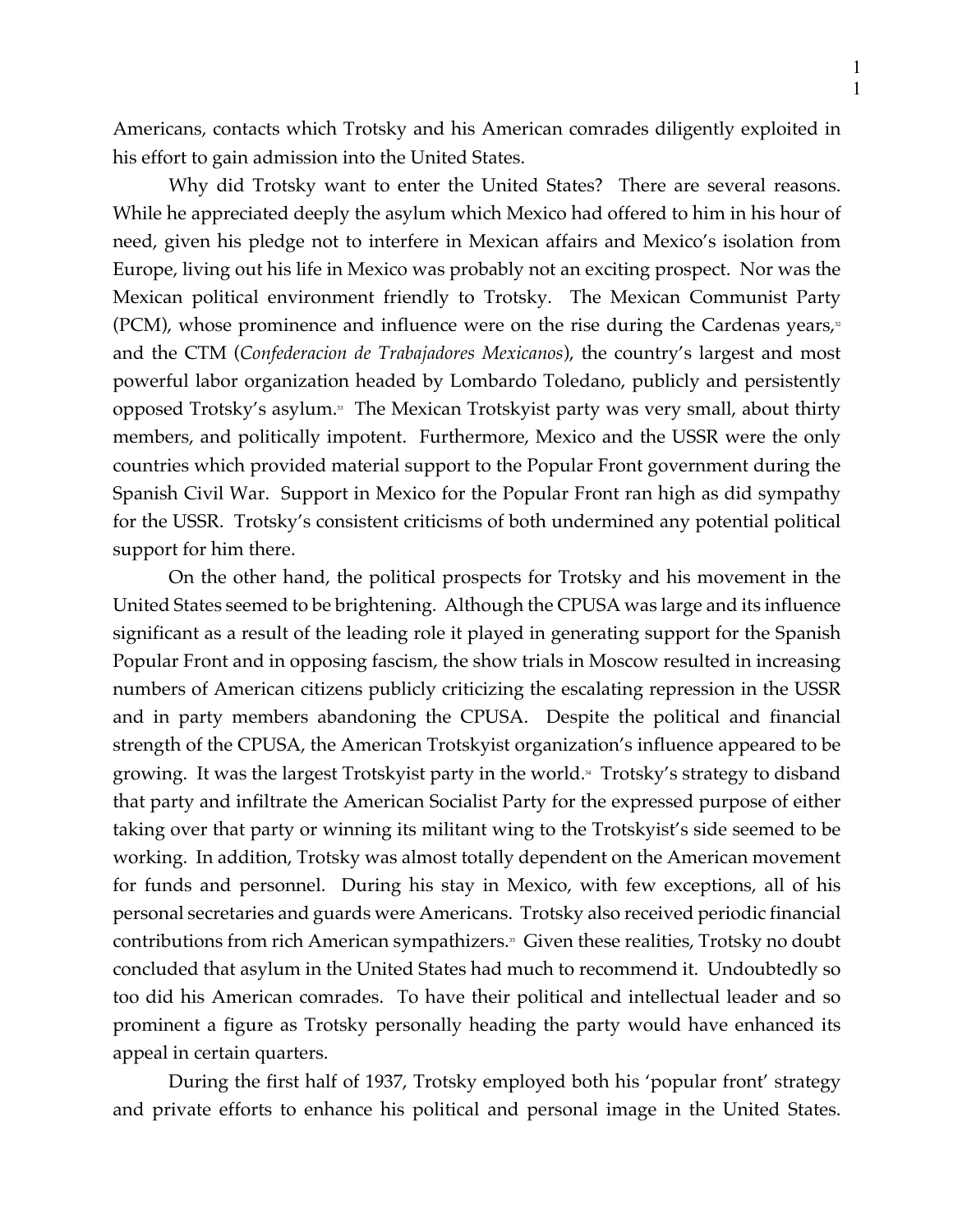Americans, contacts which Trotsky and his American comrades diligently exploited in his effort to gain admission into the United States.

Why did Trotsky want to enter the United States? There are several reasons. While he appreciated deeply the asylum which Mexico had offered to him in his hour of need, given his pledge not to interfere in Mexican affairs and Mexico's isolation from Europe, living out his life in Mexico was probably not an exciting prospect. Nor was the Mexican political environment friendly to Trotsky. The Mexican Communist Party (PCM), whose prominence and influence were on the rise during the Cardenas years,[32] and the CTM (*Confederacion de Trabajadores Mexicanos*), the country's largest and most powerful labor organization headed by Lombardo Toledano, publicly and persistently opposed Trotsky's asylum.[33] The Mexican Trotskyist party was very small, about thirty members, and politically impotent. Furthermore, Mexico and the USSR were the only countries which provided material support to the Popular Front government during the Spanish Civil War. Support in Mexico for the Popular Front ran high as did sympathy for the USSR. Trotsky's consistent criticisms of both undermined any potential political support for him there.

On the other hand, the political prospects for Trotsky and his movement in the United States seemed to be brightening. Although the CPUSA was large and its influence significant as a result of the leading role it played in generating support for the Spanish Popular Front and in opposing fascism, the show trials in Moscow resulted in increasing numbers of American citizens publicly criticizing the escalating repression in the USSR and in party members abandoning the CPUSA. Despite the political and financial strength of the CPUSA, the American Trotskyist organization's influence appeared to be growing. It was the largest Trotskyist party in the world.[34] Trotsky's strategy to disband that party and infiltrate the American Socialist Party for the expressed purpose of either taking over that party or winning its militant wing to the Trotskyist's side seemed to be working. In addition, Trotsky was almost totally dependent on the American movement for funds and personnel. During his stay in Mexico, with few exceptions, all of his personal secretaries and guards were Americans. Trotsky also received periodic financial contributions from rich American sympathizers.[35] Given these realities, Trotsky no doubt concluded that asylum in the United States had much to recommend it. Undoubtedly so too did his American comrades. To have their political and intellectual leader and so prominent a figure as Trotsky personally heading the party would have enhanced its appeal in certain quarters.

During the first half of 1937, Trotsky employed both his 'popular front' strategy and private efforts to enhance his political and personal image in the United States.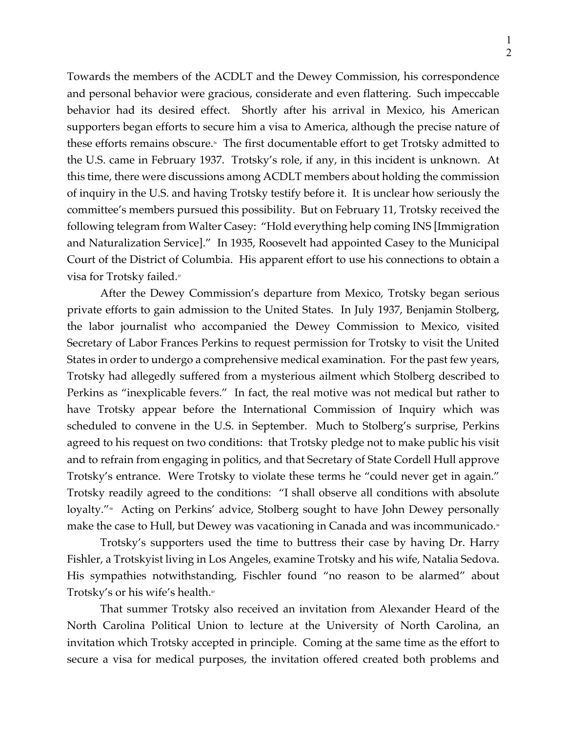Towards the members of the ACDLT and the Dewey Commission, his correspondence and personal behavior were gracious, considerate and even flattering. Such impeccable behavior had its desired effect. Shortly after his arrival in Mexico, his American supporters began efforts to secure him a visa to America, although the precise nature of these efforts remains obscure.[36] The first documentable effort to get Trotsky admitted to the U.S. came in February 1937. Trotsky's role, if any, in this incident is unknown. At this time, there were discussions among ACDLT members about holding the commission of inquiry in the U.S. and having Trotsky testify before it. It is unclear how seriously the committee's members pursued this possibility. But on February 11, Trotsky received the following telegram from Walter Casey: "Hold everything help coming INS [Immigration and Naturalization Service]." In 1935, Roosevelt had appointed Casey to the Municipal Court of the District of Columbia. His apparent effort to use his connections to obtain a visa for Trotsky failed.[37]

After the Dewey Commission's departure from Mexico, Trotsky began serious private efforts to gain admission to the United States. In July 1937, Benjamin Stolberg, the labor journalist who accompanied the Dewey Commission to Mexico, visited Secretary of Labor Frances Perkins to request permission for Trotsky to visit the United States in order to undergo a comprehensive medical examination. For the past few years, Trotsky had allegedly suffered from a mysterious ailment which Stolberg described to Perkins as "inexplicable fevers." In fact, the real motive was not medical but rather to have Trotsky appear before the International Commission of Inquiry which was scheduled to convene in the U.S. in September. Much to Stolberg's surprise, Perkins agreed to his request on two conditions: that Trotsky pledge not to make public his visit and to refrain from engaging in politics, and that Secretary of State Cordell Hull approve Trotsky's entrance. Were Trotsky to violate these terms he "could never get in again." Trotsky readily agreed to the conditions: "I shall observe all conditions with absolute loyalty."[38] Acting on Perkins' advice, Stolberg sought to have John Dewey personally make the case to Hull, but Dewey was vacationing in Canada and was incommunicado.[39]

Trotsky's supporters used the time to buttress their case by having Dr. Harry Fishler, a Trotskyist living in Los Angeles, examine Trotsky and his wife, Natalia Sedova. His sympathies notwithstanding, Fischler found "no reason to be alarmed" about Trotsky's or his wife's health.[40]

That summer Trotsky also received an invitation from Alexander Heard of the North Carolina Political Union to lecture at the University of North Carolina, an invitation which Trotsky accepted in principle. Coming at the same time as the effort to secure a visa for medical purposes, the invitation offered created both problems and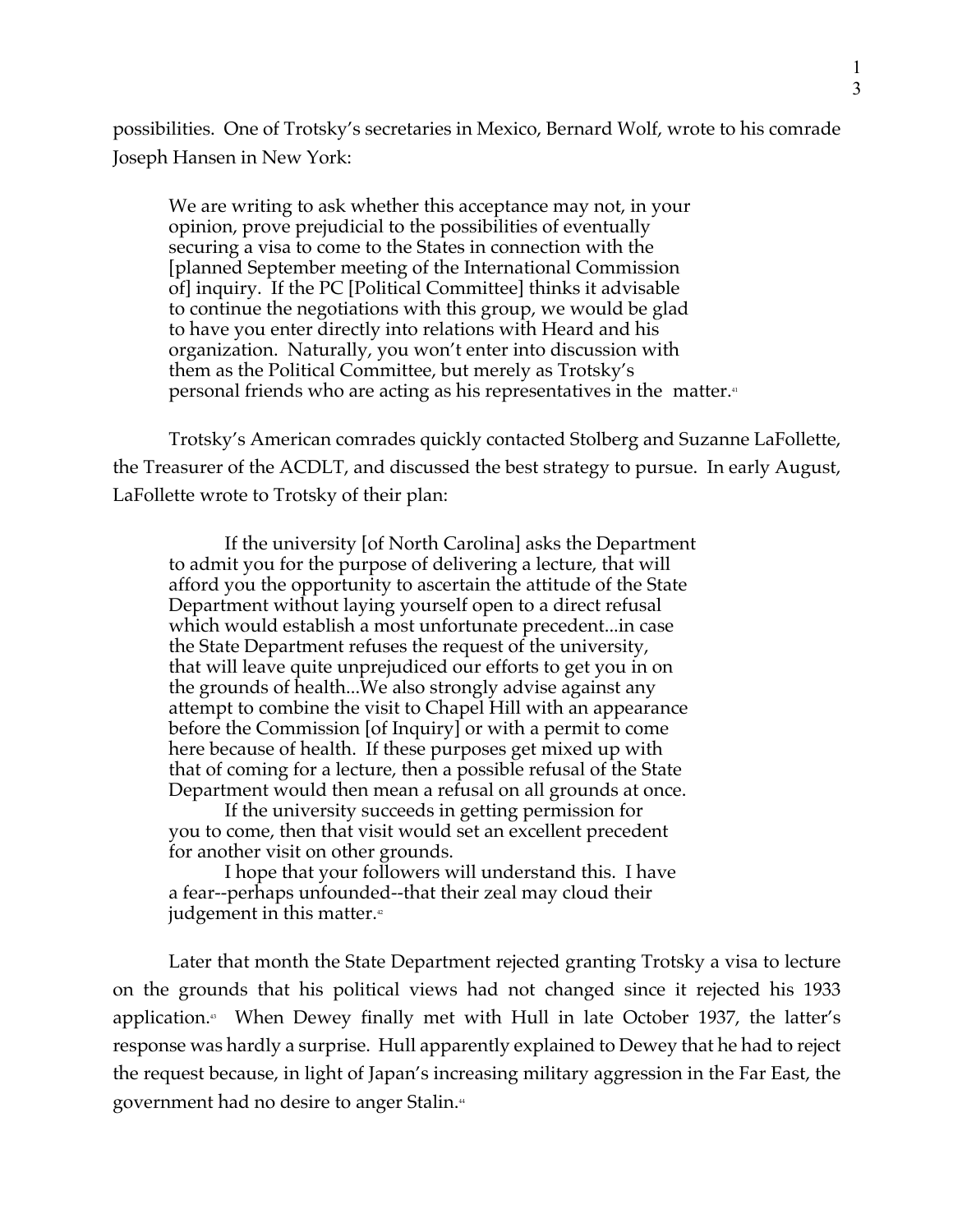possibilities. One of Trotsky's secretaries in Mexico, Bernard Wolf, wrote to his comrade Joseph Hansen in New York:

> We are writing to ask whether this acceptance may not, in your opinion, prove prejudicial to the possibilities of eventually securing a visa to come to the States in connection with the [planned September meeting of the International Commission of] inquiry. If the PC [Political Committee] thinks it advisable to continue the negotiations with this group, we would be glad to have you enter directly into relations with Heard and his organization. Naturally, you won't enter into discussion with them as the Political Committee, but merely as Trotsky's personal friends who are acting as his representatives in the matter.[41]

Trotsky's American comrades quickly contacted Stolberg and Suzanne LaFollette, the Treasurer of the ACDLT, and discussed the best strategy to pursue. In early August, LaFollette wrote to Trotsky of their plan:

> If the university [of North Carolina] asks the Department to admit you for the purpose of delivering a lecture, that will afford you the opportunity to ascertain the attitude of the State Department without laying yourself open to a direct refusal which would establish a most unfortunate precedent...in case the State Department refuses the request of the university, that will leave quite unprejudiced our efforts to get you in on the grounds of health...We also strongly advise against any attempt to combine the visit to Chapel Hill with an appearance before the Commission [of Inquiry] or with a permit to come here because of health. If these purposes get mixed up with that of coming for a lecture, then a possible refusal of the State Department would then mean a refusal on all grounds at once.
>
> If the university succeeds in getting permission for you to come, then that visit would set an excellent precedent for another visit on other grounds.
>
> I hope that your followers will understand this. I have a fear--perhaps unfounded--that their zeal may cloud their judgement in this matter.[42]

Later that month the State Department rejected granting Trotsky a visa to lecture on the grounds that his political views had not changed since it rejected his 1933 application.[43] When Dewey finally met with Hull in late October 1937, the latter's response was hardly a surprise. Hull apparently explained to Dewey that he had to reject the request because, in light of Japan's increasing military aggression in the Far East, the government had no desire to anger Stalin.[44]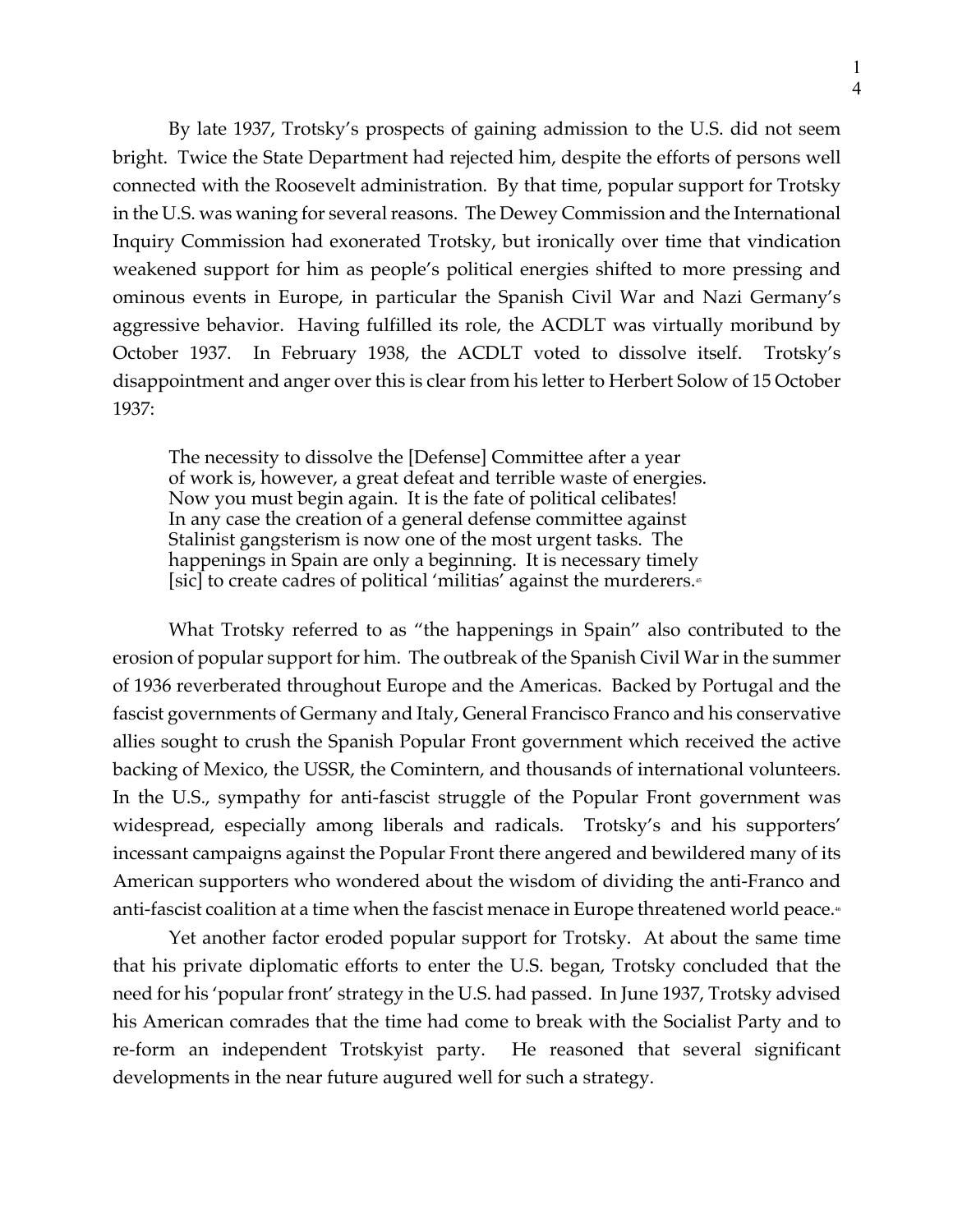By late 1937, Trotsky's prospects of gaining admission to the U.S. did not seem bright. Twice the State Department had rejected him, despite the efforts of persons well connected with the Roosevelt administration. By that time, popular support for Trotsky in the U.S. was waning for several reasons. The Dewey Commission and the International Inquiry Commission had exonerated Trotsky, but ironically over time that vindication weakened support for him as people's political energies shifted to more pressing and ominous events in Europe, in particular the Spanish Civil War and Nazi Germany's aggressive behavior. Having fulfilled its role, the ACDLT was virtually moribund by October 1937. In February 1938, the ACDLT voted to dissolve itself. Trotsky's disappointment and anger over this is clear from his letter to Herbert Solow of 15 October 1937:

> The necessity to dissolve the [Defense] Committee after a year of work is, however, a great defeat and terrible waste of energies. Now you must begin again. It is the fate of political celibates! In any case the creation of a general defense committee against Stalinist gangsterism is now one of the most urgent tasks. The happenings in Spain are only a beginning. It is necessary timely [sic] to create cadres of political 'militias' against the murderers.[45]

What Trotsky referred to as "the happenings in Spain" also contributed to the erosion of popular support for him. The outbreak of the Spanish Civil War in the summer of 1936 reverberated throughout Europe and the Americas. Backed by Portugal and the fascist governments of Germany and Italy, General Francisco Franco and his conservative allies sought to crush the Spanish Popular Front government which received the active backing of Mexico, the USSR, the Comintern, and thousands of international volunteers. In the U.S., sympathy for anti-fascist struggle of the Popular Front government was widespread, especially among liberals and radicals. Trotsky's and his supporters' incessant campaigns against the Popular Front there angered and bewildered many of its American supporters who wondered about the wisdom of dividing the anti-Franco and anti-fascist coalition at a time when the fascist menace in Europe threatened world peace.[46]

Yet another factor eroded popular support for Trotsky. At about the same time that his private diplomatic efforts to enter the U.S. began, Trotsky concluded that the need for his 'popular front' strategy in the U.S. had passed. In June 1937, Trotsky advised his American comrades that the time had come to break with the Socialist Party and to re-form an independent Trotskyist party. He reasoned that several significant developments in the near future augured well for such a strategy.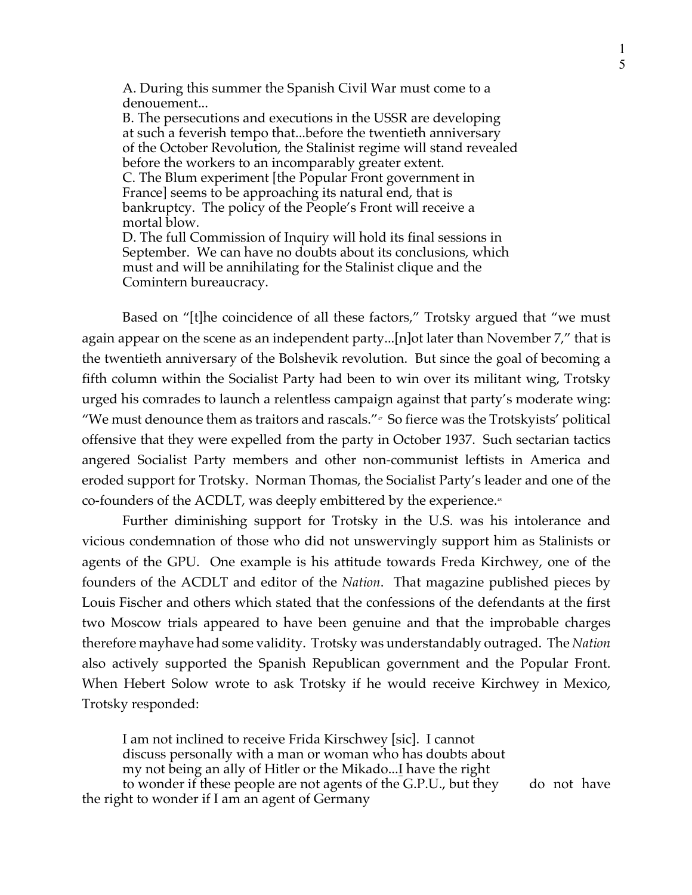> A. During this summer the Spanish Civil War must come to a denouement...
> B. The persecutions and executions in the USSR are developing at such a feverish tempo that...before the twentieth anniversary of the October Revolution, the Stalinist regime will stand revealed before the workers to an incomparably greater extent.
> C. The Blum experiment [the Popular Front government in France] seems to be approaching its natural end, that is bankruptcy. The policy of the People's Front will receive a mortal blow.
> D. The full Commission of Inquiry will hold its final sessions in September. We can have no doubts about its conclusions, which must and will be annihilating for the Stalinist clique and the Comintern bureaucracy.

Based on "[t]he coincidence of all these factors," Trotsky argued that "we must again appear on the scene as an independent party...[n]ot later than November 7," that is the twentieth anniversary of the Bolshevik revolution. But since the goal of becoming a fifth column within the Socialist Party had been to win over its militant wing, Trotsky urged his comrades to launch a relentless campaign against that party's moderate wing: "We must denounce them as traitors and rascals."[47] So fierce was the Trotskyists' political offensive that they were expelled from the party in October 1937. Such sectarian tactics angered Socialist Party members and other non-communist leftists in America and eroded support for Trotsky. Norman Thomas, the Socialist Party's leader and one of the co-founders of the ACDLT, was deeply embittered by the experience.[48]

Further diminishing support for Trotsky in the U.S. was his intolerance and vicious condemnation of those who did not unswervingly support him as Stalinists or agents of the GPU. One example is his attitude towards Freda Kirchwey, one of the founders of the ACDLT and editor of the *Nation*. That magazine published pieces by Louis Fischer and others which stated that the confessions of the defendants at the first two Moscow trials appeared to have been genuine and that the improbable charges therefore mayhave had some validity. Trotsky was understandably outraged. The *Nation* also actively supported the Spanish Republican government and the Popular Front. When Hebert Solow wrote to ask Trotsky if he would receive Kirchwey in Mexico, Trotsky responded:

> I am not inclined to receive Frida Kirschwey [sic]. I cannot discuss personally with a man or woman who has doubts about my not being an ally of Hitler or the Mikado...I have the right to wonder if these people are not agents of the G.P.U., but they do not have the right to wonder if I am an agent of Germany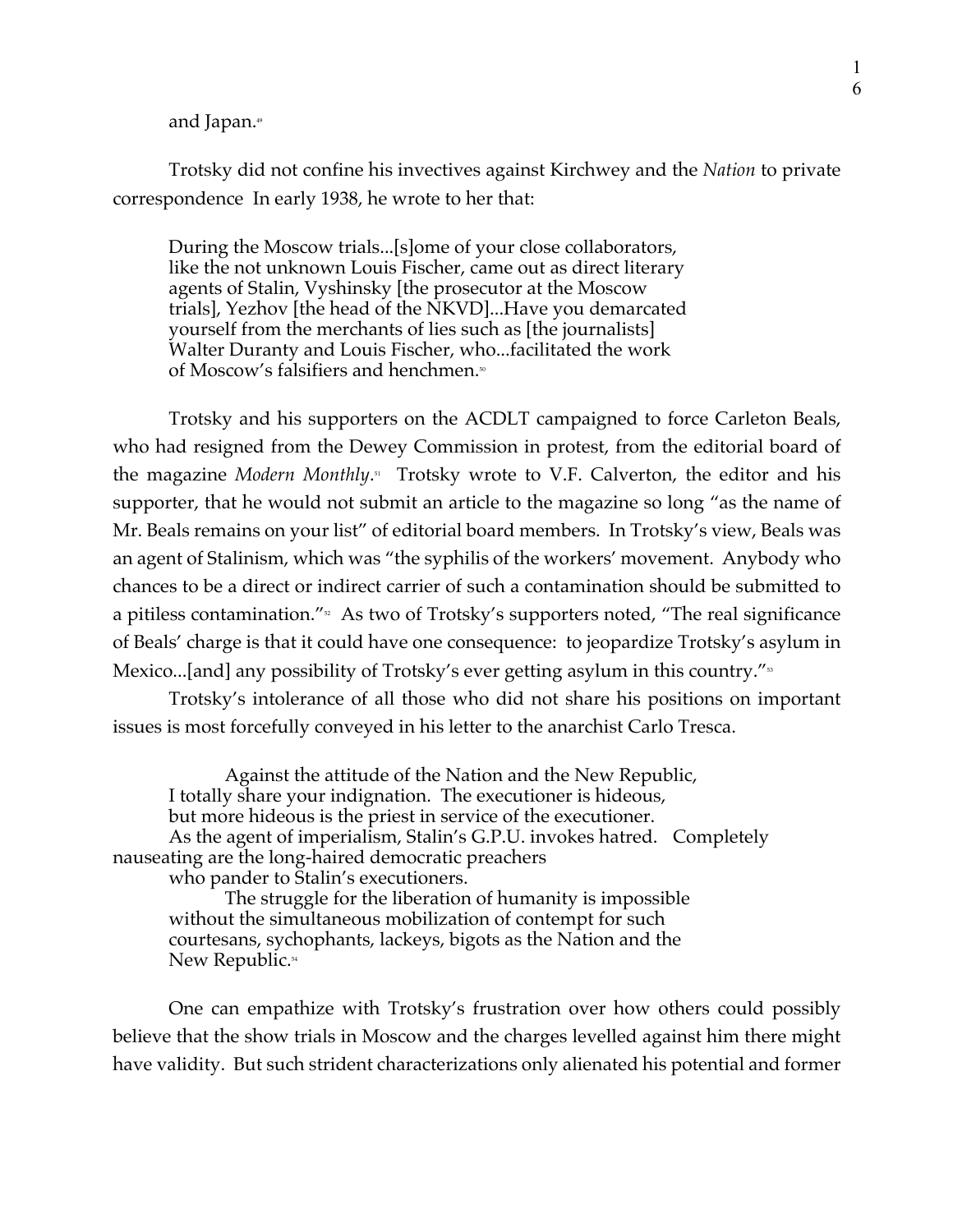and Japan.[49]

Trotsky did not confine his invectives against Kirchwey and the *Nation* to private correspondence  In early 1938, he wrote to her that:

> During the Moscow trials...[s]ome of your close collaborators, like the not unknown Louis Fischer, came out as direct literary agents of Stalin, Vyshinsky [the prosecutor at the Moscow trials], Yezhov [the head of the NKVD]...Have you demarcated yourself from the merchants of lies such as [the journalists] Walter Duranty and Louis Fischer, who...facilitated the work of Moscow's falsifiers and henchmen.[50]

Trotsky and his supporters on the ACDLT campaigned to force Carleton Beals, who had resigned from the Dewey Commission in protest, from the editorial board of the magazine *Modern Monthly*.[51] Trotsky wrote to V.F. Calverton, the editor and his supporter, that he would not submit an article to the magazine so long "as the name of Mr. Beals remains on your list" of editorial board members. In Trotsky's view, Beals was an agent of Stalinism, which was "the syphilis of the workers' movement. Anybody who chances to be a direct or indirect carrier of such a contamination should be submitted to a pitiless contamination."[52] As two of Trotsky's supporters noted, "The real significance of Beals' charge is that it could have one consequence: to jeopardize Trotsky's asylum in Mexico...[and] any possibility of Trotsky's ever getting asylum in this country."[53]

Trotsky's intolerance of all those who did not share his positions on important issues is most forcefully conveyed in his letter to the anarchist Carlo Tresca.

> Against the attitude of the Nation and the New Republic, I totally share your indignation. The executioner is hideous, but more hideous is the priest in service of the executioner. As the agent of imperialism, Stalin's G.P.U. invokes hatred. Completely nauseating are the long-haired democratic preachers who pander to Stalin's executioners.
>
> The struggle for the liberation of humanity is impossible without the simultaneous mobilization of contempt for such courtesans, sychophants, lackeys, bigots as the Nation and the New Republic.[54]

One can empathize with Trotsky's frustration over how others could possibly believe that the show trials in Moscow and the charges levelled against him there might have validity. But such strident characterizations only alienated his potential and former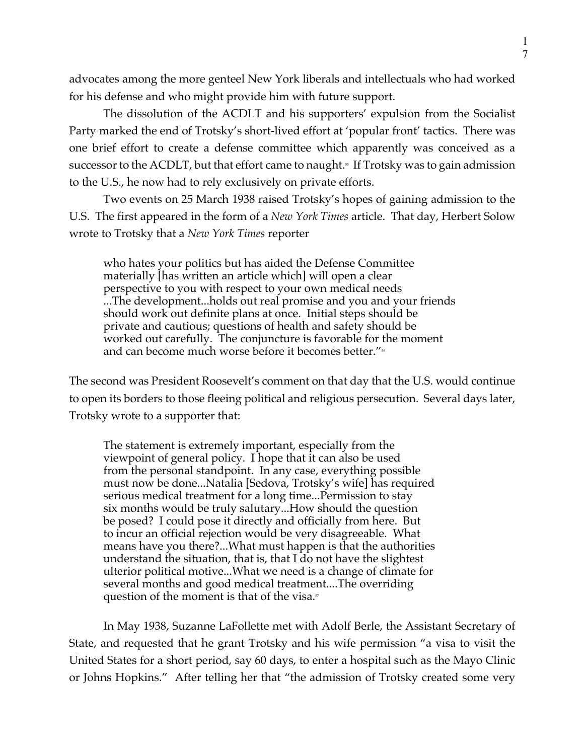advocates among the more genteel New York liberals and intellectuals who had worked for his defense and who might provide him with future support.

The dissolution of the ACDLT and his supporters' expulsion from the Socialist Party marked the end of Trotsky's short-lived effort at 'popular front' tactics. There was one brief effort to create a defense committee which apparently was conceived as a successor to the ACDLT, but that effort came to naught.[55] If Trotsky was to gain admission to the U.S., he now had to rely exclusively on private efforts.

Two events on 25 March 1938 raised Trotsky's hopes of gaining admission to the U.S. The first appeared in the form of a *New York Times* article. That day, Herbert Solow wrote to Trotsky that a *New York Times* reporter

> who hates your politics but has aided the Defense Committee materially [has written an article which] will open a clear perspective to you with respect to your own medical needs ...The development...holds out real promise and you and your friends should work out definite plans at once. Initial steps should be private and cautious; questions of health and safety should be worked out carefully. The conjuncture is favorable for the moment and can become much worse before it becomes better."[56]

The second was President Roosevelt's comment on that day that the U.S. would continue to open its borders to those fleeing political and religious persecution. Several days later, Trotsky wrote to a supporter that:

> The statement is extremely important, especially from the viewpoint of general policy. I hope that it can also be used from the personal standpoint. In any case, everything possible must now be done...Natalia [Sedova, Trotsky's wife] has required serious medical treatment for a long time...Permission to stay six months would be truly salutary...How should the question be posed? I could pose it directly and officially from here. But to incur an official rejection would be very disagreeable. What means have you there?...What must happen is that the authorities understand the situation, that is, that I do not have the slightest ulterior political motive...What we need is a change of climate for several months and good medical treatment....The overriding question of the moment is that of the visa.[57]

In May 1938, Suzanne LaFollette met with Adolf Berle, the Assistant Secretary of State, and requested that he grant Trotsky and his wife permission "a visa to visit the United States for a short period, say 60 days, to enter a hospital such as the Mayo Clinic or Johns Hopkins." After telling her that "the admission of Trotsky created some very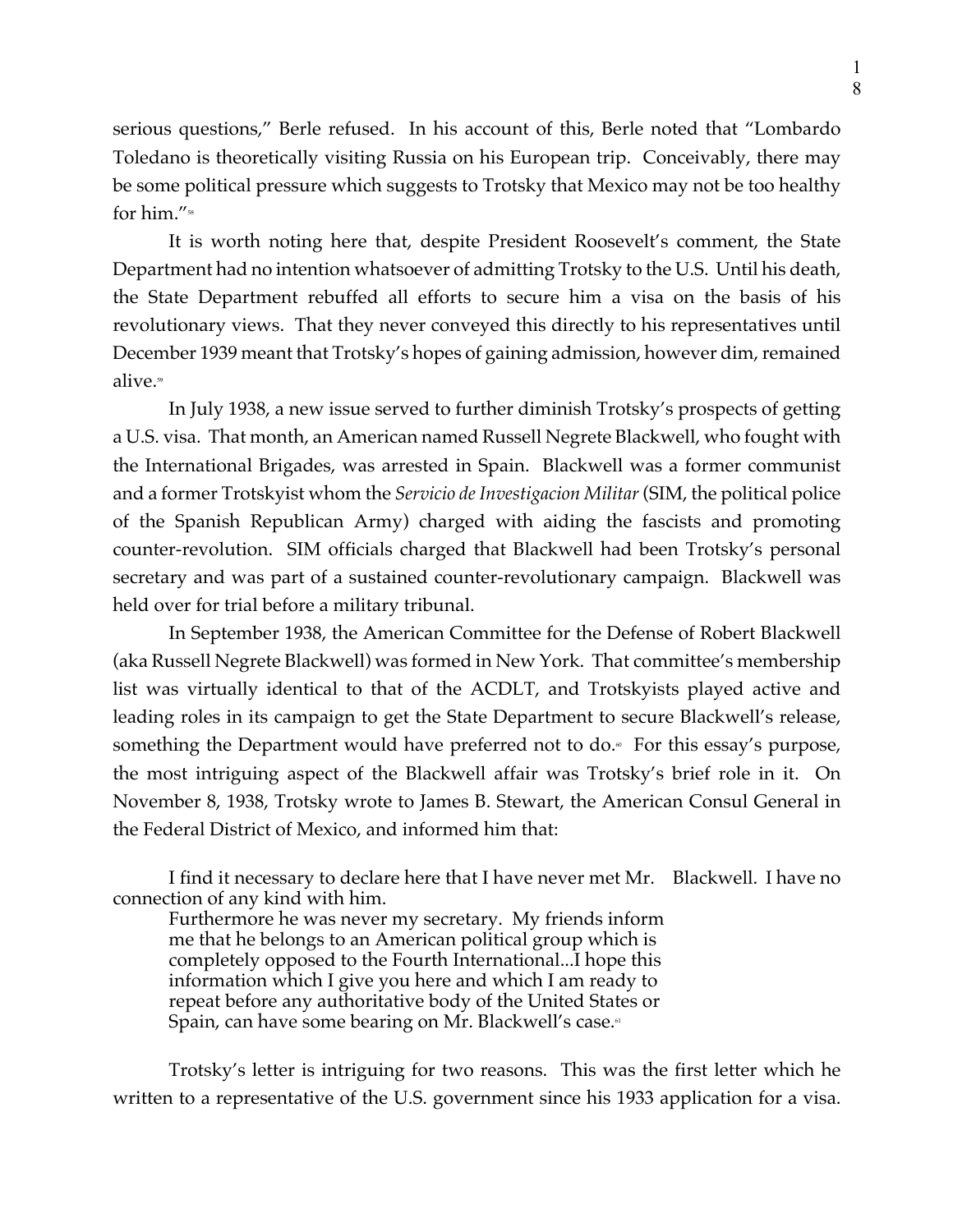serious questions," Berle refused. In his account of this, Berle noted that "Lombardo Toledano is theoretically visiting Russia on his European trip. Conceivably, there may be some political pressure which suggests to Trotsky that Mexico may not be too healthy for him."[58]

It is worth noting here that, despite President Roosevelt's comment, the State Department had no intention whatsoever of admitting Trotsky to the U.S. Until his death, the State Department rebuffed all efforts to secure him a visa on the basis of his revolutionary views. That they never conveyed this directly to his representatives until December 1939 meant that Trotsky's hopes of gaining admission, however dim, remained alive.[59]

In July 1938, a new issue served to further diminish Trotsky's prospects of getting a U.S. visa. That month, an American named Russell Negrete Blackwell, who fought with the International Brigades, was arrested in Spain. Blackwell was a former communist and a former Trotskyist whom the *Servicio de Investigacion Militar* (SIM, the political police of the Spanish Republican Army) charged with aiding the fascists and promoting counter-revolution. SIM officials charged that Blackwell had been Trotsky's personal secretary and was part of a sustained counter-revolutionary campaign. Blackwell was held over for trial before a military tribunal.

In September 1938, the American Committee for the Defense of Robert Blackwell (aka Russell Negrete Blackwell) was formed in New York. That committee's membership list was virtually identical to that of the ACDLT, and Trotskyists played active and leading roles in its campaign to get the State Department to secure Blackwell's release, something the Department would have preferred not to do.[60] For this essay's purpose, the most intriguing aspect of the Blackwell affair was Trotsky's brief role in it. On November 8, 1938, Trotsky wrote to James B. Stewart, the American Consul General in the Federal District of Mexico, and informed him that:

> I find it necessary to declare here that I have never met Mr. Blackwell. I have no connection of any kind with him.
> Furthermore he was never my secretary. My friends inform me that he belongs to an American political group which is completely opposed to the Fourth International...I hope this information which I give you here and which I am ready to repeat before any authoritative body of the United States or Spain, can have some bearing on Mr. Blackwell's case.[61]

Trotsky's letter is intriguing for two reasons. This was the first letter which he written to a representative of the U.S. government since his 1933 application for a visa.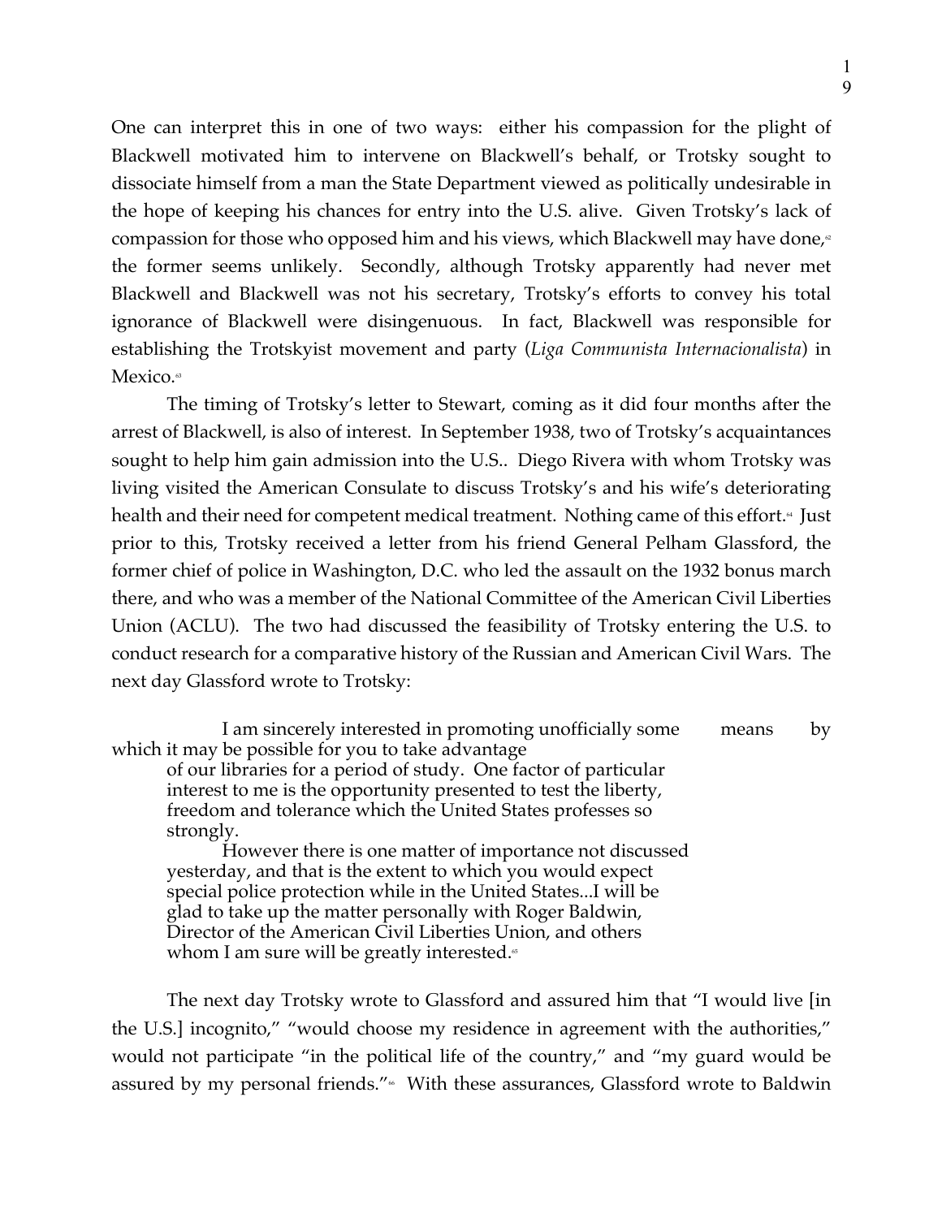One can interpret this in one of two ways: either his compassion for the plight of Blackwell motivated him to intervene on Blackwell's behalf, or Trotsky sought to dissociate himself from a man the State Department viewed as politically undesirable in the hope of keeping his chances for entry into the U.S. alive. Given Trotsky's lack of compassion for those who opposed him and his views, which Blackwell may have done,[62] the former seems unlikely. Secondly, although Trotsky apparently had never met Blackwell and Blackwell was not his secretary, Trotsky's efforts to convey his total ignorance of Blackwell were disingenuous. In fact, Blackwell was responsible for establishing the Trotskyist movement and party (*Liga Communista Internacionalista*) in Mexico.[63]

The timing of Trotsky's letter to Stewart, coming as it did four months after the arrest of Blackwell, is also of interest. In September 1938, two of Trotsky's acquaintances sought to help him gain admission into the U.S.. Diego Rivera with whom Trotsky was living visited the American Consulate to discuss Trotsky's and his wife's deteriorating health and their need for competent medical treatment. Nothing came of this effort.[64] Just prior to this, Trotsky received a letter from his friend General Pelham Glassford, the former chief of police in Washington, D.C. who led the assault on the 1932 bonus march there, and who was a member of the National Committee of the American Civil Liberties Union (ACLU). The two had discussed the feasibility of Trotsky entering the U.S. to conduct research for a comparative history of the Russian and American Civil Wars. The next day Glassford wrote to Trotsky:

> I am sincerely interested in promoting unofficially some means by which it may be possible for you to take advantage of our libraries for a period of study. One factor of particular interest to me is the opportunity presented to test the liberty, freedom and tolerance which the United States professes so strongly.
>
> However there is one matter of importance not discussed yesterday, and that is the extent to which you would expect special police protection while in the United States...I will be glad to take up the matter personally with Roger Baldwin, Director of the American Civil Liberties Union, and others whom I am sure will be greatly interested.[65]

The next day Trotsky wrote to Glassford and assured him that "I would live [in the U.S.] incognito," "would choose my residence in agreement with the authorities," would not participate "in the political life of the country," and "my guard would be assured by my personal friends."[66] With these assurances, Glassford wrote to Baldwin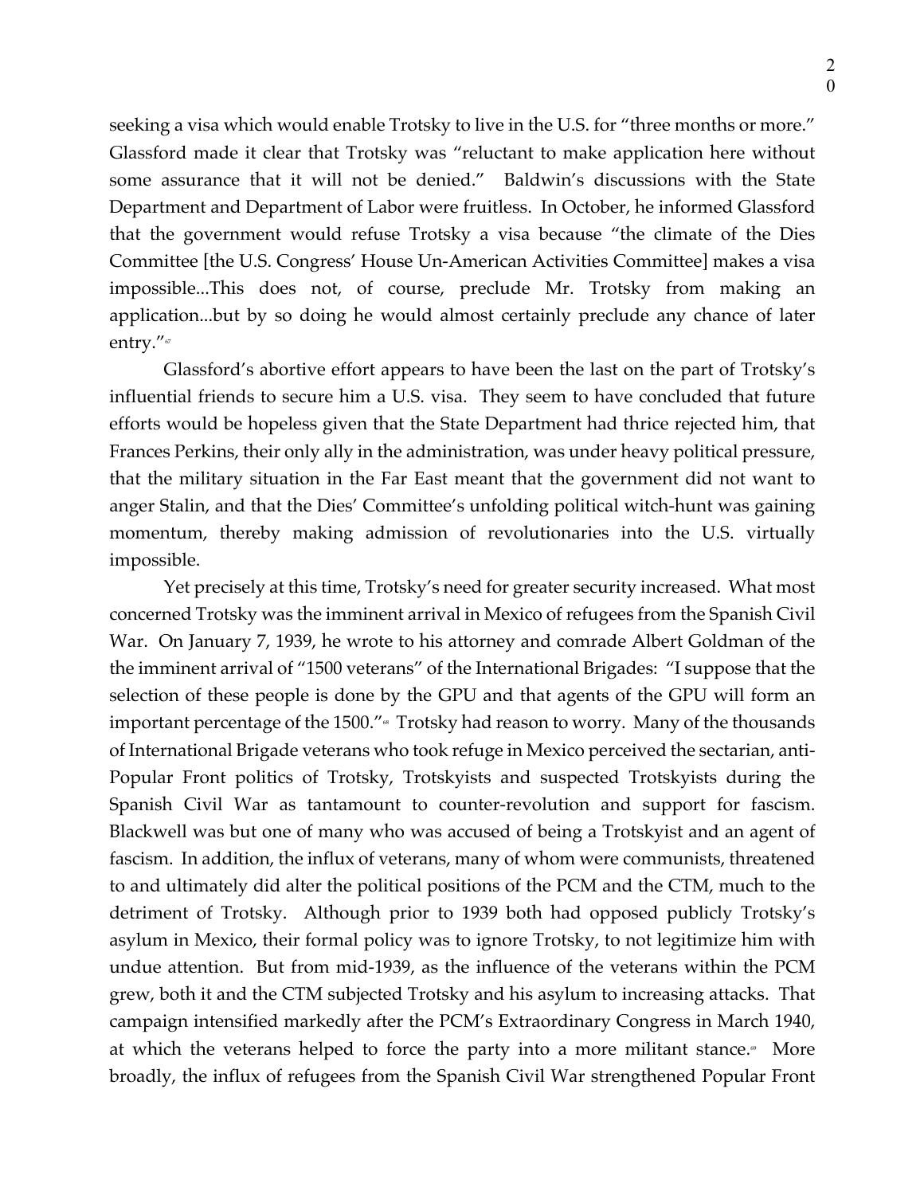seeking a visa which would enable Trotsky to live in the U.S. for "three months or more." Glassford made it clear that Trotsky was "reluctant to make application here without some assurance that it will not be denied." Baldwin's discussions with the State Department and Department of Labor were fruitless. In October, he informed Glassford that the government would refuse Trotsky a visa because "the climate of the Dies Committee [the U.S. Congress' House Un-American Activities Committee] makes a visa impossible...This does not, of course, preclude Mr. Trotsky from making an application...but by so doing he would almost certainly preclude any chance of later entry."[67]

Glassford's abortive effort appears to have been the last on the part of Trotsky's influential friends to secure him a U.S. visa. They seem to have concluded that future efforts would be hopeless given that the State Department had thrice rejected him, that Frances Perkins, their only ally in the administration, was under heavy political pressure, that the military situation in the Far East meant that the government did not want to anger Stalin, and that the Dies' Committee's unfolding political witch-hunt was gaining momentum, thereby making admission of revolutionaries into the U.S. virtually impossible.

Yet precisely at this time, Trotsky's need for greater security increased. What most concerned Trotsky was the imminent arrival in Mexico of refugees from the Spanish Civil War. On January 7, 1939, he wrote to his attorney and comrade Albert Goldman of the the imminent arrival of "1500 veterans" of the International Brigades: "I suppose that the selection of these people is done by the GPU and that agents of the GPU will form an important percentage of the 1500."[68] Trotsky had reason to worry. Many of the thousands of International Brigade veterans who took refuge in Mexico perceived the sectarian, anti-Popular Front politics of Trotsky, Trotskyists and suspected Trotskyists during the Spanish Civil War as tantamount to counter-revolution and support for fascism. Blackwell was but one of many who was accused of being a Trotskyist and an agent of fascism. In addition, the influx of veterans, many of whom were communists, threatened to and ultimately did alter the political positions of the PCM and the CTM, much to the detriment of Trotsky. Although prior to 1939 both had opposed publicly Trotsky's asylum in Mexico, their formal policy was to ignore Trotsky, to not legitimize him with undue attention. But from mid-1939, as the influence of the veterans within the PCM grew, both it and the CTM subjected Trotsky and his asylum to increasing attacks. That campaign intensified markedly after the PCM's Extraordinary Congress in March 1940, at which the veterans helped to force the party into a more militant stance.[69] More broadly, the influx of refugees from the Spanish Civil War strengthened Popular Front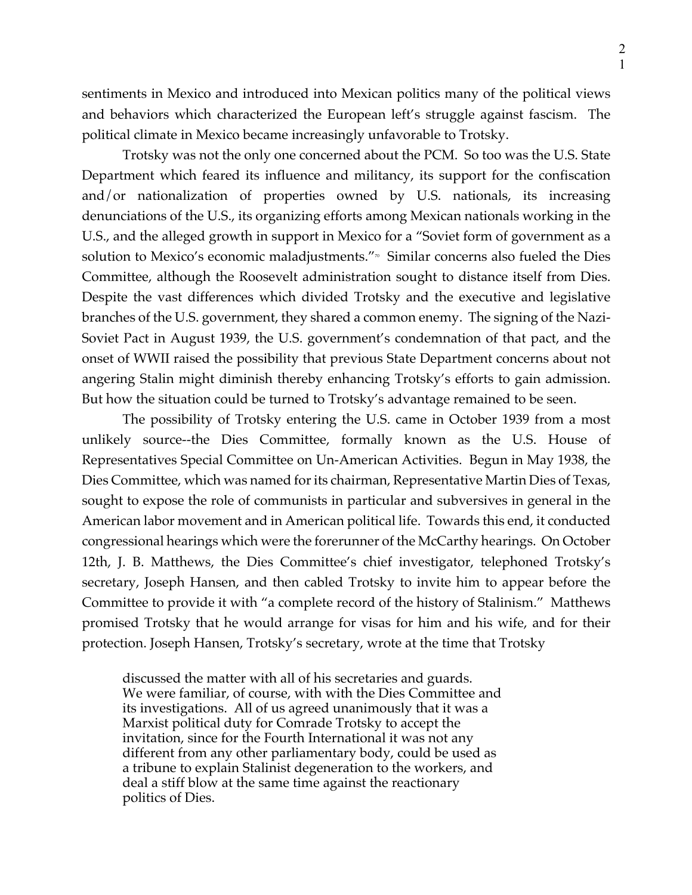sentiments in Mexico and introduced into Mexican politics many of the political views and behaviors which characterized the European left's struggle against fascism. The political climate in Mexico became increasingly unfavorable to Trotsky.

Trotsky was not the only one concerned about the PCM. So too was the U.S. State Department which feared its influence and militancy, its support for the confiscation and/or nationalization of properties owned by U.S. nationals, its increasing denunciations of the U.S., its organizing efforts among Mexican nationals working in the U.S., and the alleged growth in support in Mexico for a "Soviet form of government as a solution to Mexico's economic maladjustments."[70] Similar concerns also fueled the Dies Committee, although the Roosevelt administration sought to distance itself from Dies. Despite the vast differences which divided Trotsky and the executive and legislative branches of the U.S. government, they shared a common enemy. The signing of the Nazi-Soviet Pact in August 1939, the U.S. government's condemnation of that pact, and the onset of WWII raised the possibility that previous State Department concerns about not angering Stalin might diminish thereby enhancing Trotsky's efforts to gain admission. But how the situation could be turned to Trotsky's advantage remained to be seen.

The possibility of Trotsky entering the U.S. came in October 1939 from a most unlikely source--the Dies Committee, formally known as the U.S. House of Representatives Special Committee on Un-American Activities. Begun in May 1938, the Dies Committee, which was named for its chairman, Representative Martin Dies of Texas, sought to expose the role of communists in particular and subversives in general in the American labor movement and in American political life. Towards this end, it conducted congressional hearings which were the forerunner of the McCarthy hearings. On October 12th, J. B. Matthews, the Dies Committee's chief investigator, telephoned Trotsky's secretary, Joseph Hansen, and then cabled Trotsky to invite him to appear before the Committee to provide it with "a complete record of the history of Stalinism." Matthews promised Trotsky that he would arrange for visas for him and his wife, and for their protection. Joseph Hansen, Trotsky's secretary, wrote at the time that Trotsky

> discussed the matter with all of his secretaries and guards. We were familiar, of course, with with the Dies Committee and its investigations. All of us agreed unanimously that it was a Marxist political duty for Comrade Trotsky to accept the invitation, since for the Fourth International it was not any different from any other parliamentary body, could be used as a tribune to explain Stalinist degeneration to the workers, and deal a stiff blow at the same time against the reactionary politics of Dies.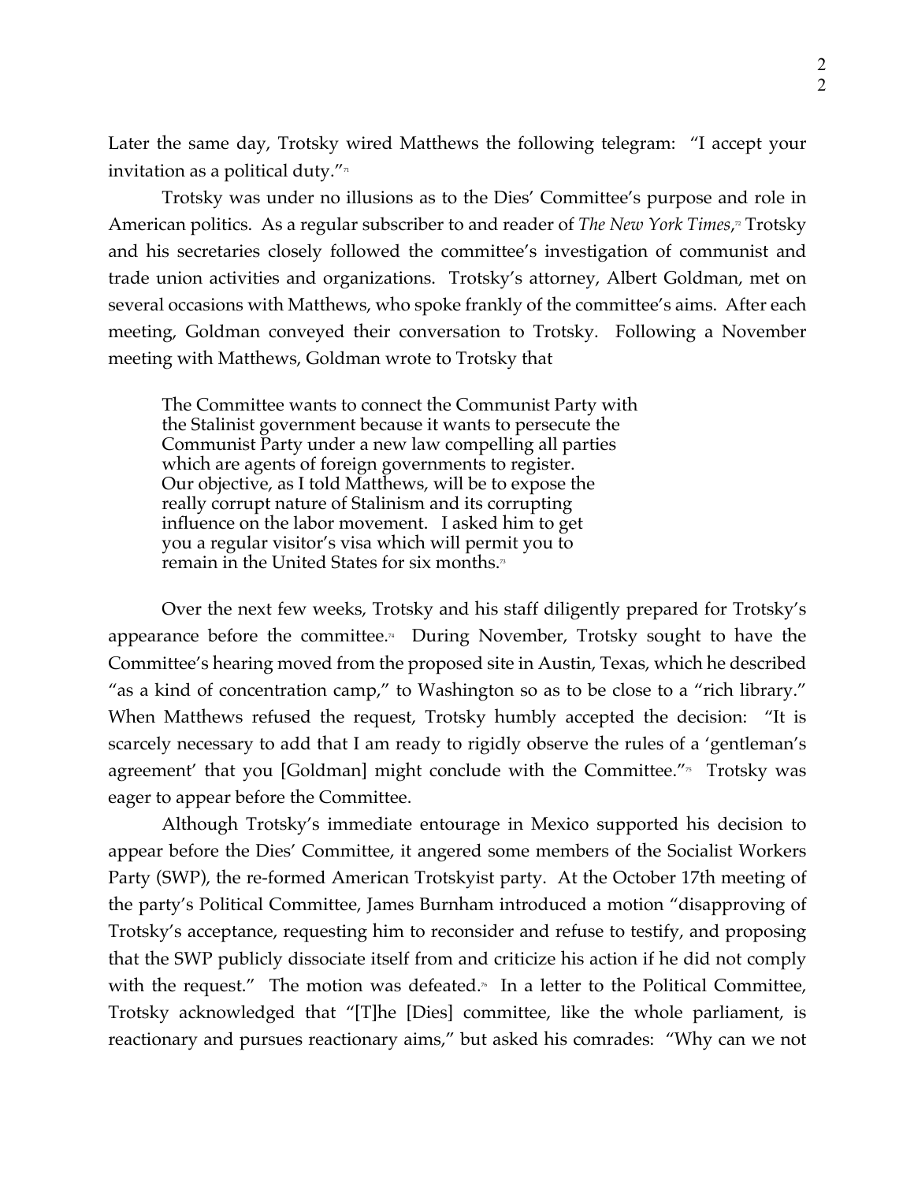Later the same day, Trotsky wired Matthews the following telegram: "I accept your invitation as a political duty."[71]

Trotsky was under no illusions as to the Dies' Committee's purpose and role in American politics. As a regular subscriber to and reader of *The New York Times*,[72] Trotsky and his secretaries closely followed the committee's investigation of communist and trade union activities and organizations. Trotsky's attorney, Albert Goldman, met on several occasions with Matthews, who spoke frankly of the committee's aims. After each meeting, Goldman conveyed their conversation to Trotsky. Following a November meeting with Matthews, Goldman wrote to Trotsky that

> The Committee wants to connect the Communist Party with the Stalinist government because it wants to persecute the Communist Party under a new law compelling all parties which are agents of foreign governments to register. Our objective, as I told Matthews, will be to expose the really corrupt nature of Stalinism and its corrupting influence on the labor movement. I asked him to get you a regular visitor's visa which will permit you to remain in the United States for six months.[73]

Over the next few weeks, Trotsky and his staff diligently prepared for Trotsky's appearance before the committee.[74] During November, Trotsky sought to have the Committee's hearing moved from the proposed site in Austin, Texas, which he described "as a kind of concentration camp," to Washington so as to be close to a "rich library." When Matthews refused the request, Trotsky humbly accepted the decision: "It is scarcely necessary to add that I am ready to rigidly observe the rules of a 'gentleman's agreement' that you [Goldman] might conclude with the Committee."[75] Trotsky was eager to appear before the Committee.

Although Trotsky's immediate entourage in Mexico supported his decision to appear before the Dies' Committee, it angered some members of the Socialist Workers Party (SWP), the re-formed American Trotskyist party. At the October 17th meeting of the party's Political Committee, James Burnham introduced a motion "disapproving of Trotsky's acceptance, requesting him to reconsider and refuse to testify, and proposing that the SWP publicly dissociate itself from and criticize his action if he did not comply with the request." The motion was defeated.[76] In a letter to the Political Committee, Trotsky acknowledged that "[T]he [Dies] committee, like the whole parliament, is reactionary and pursues reactionary aims," but asked his comrades: "Why can we not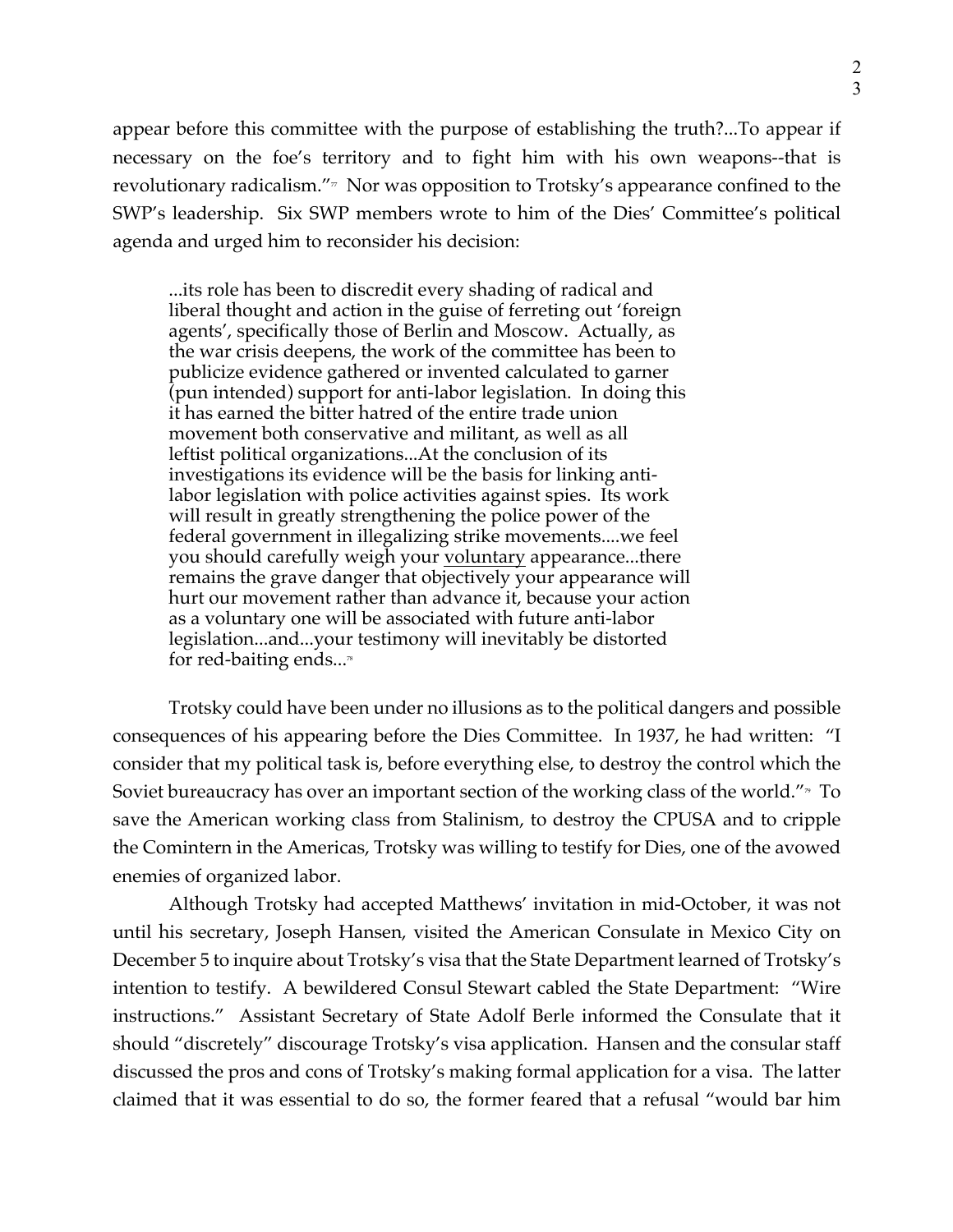appear before this committee with the purpose of establishing the truth?...To appear if necessary on the foe's territory and to fight him with his own weapons--that is revolutionary radicalism."[77] Nor was opposition to Trotsky's appearance confined to the SWP's leadership. Six SWP members wrote to him of the Dies' Committee's political agenda and urged him to reconsider his decision:

> ...its role has been to discredit every shading of radical and liberal thought and action in the guise of ferreting out 'foreign agents', specifically those of Berlin and Moscow. Actually, as the war crisis deepens, the work of the committee has been to publicize evidence gathered or invented calculated to garner (pun intended) support for anti-labor legislation. In doing this it has earned the bitter hatred of the entire trade union movement both conservative and militant, as well as all leftist political organizations...At the conclusion of its investigations its evidence will be the basis for linking anti-labor legislation with police activities against spies. Its work will result in greatly strengthening the police power of the federal government in illegalizing strike movements....we feel you should carefully weigh your voluntary appearance...there remains the grave danger that objectively your appearance will hurt our movement rather than advance it, because your action as a voluntary one will be associated with future anti-labor legislation...and...your testimony will inevitably be distorted for red-baiting ends...[78]

Trotsky could have been under no illusions as to the political dangers and possible consequences of his appearing before the Dies Committee. In 1937, he had written: "I consider that my political task is, before everything else, to destroy the control which the Soviet bureaucracy has over an important section of the working class of the world."[79] To save the American working class from Stalinism, to destroy the CPUSA and to cripple the Comintern in the Americas, Trotsky was willing to testify for Dies, one of the avowed enemies of organized labor.

Although Trotsky had accepted Matthews' invitation in mid-October, it was not until his secretary, Joseph Hansen, visited the American Consulate in Mexico City on December 5 to inquire about Trotsky's visa that the State Department learned of Trotsky's intention to testify. A bewildered Consul Stewart cabled the State Department: "Wire instructions." Assistant Secretary of State Adolf Berle informed the Consulate that it should "discretely" discourage Trotsky's visa application. Hansen and the consular staff discussed the pros and cons of Trotsky's making formal application for a visa. The latter claimed that it was essential to do so, the former feared that a refusal "would bar him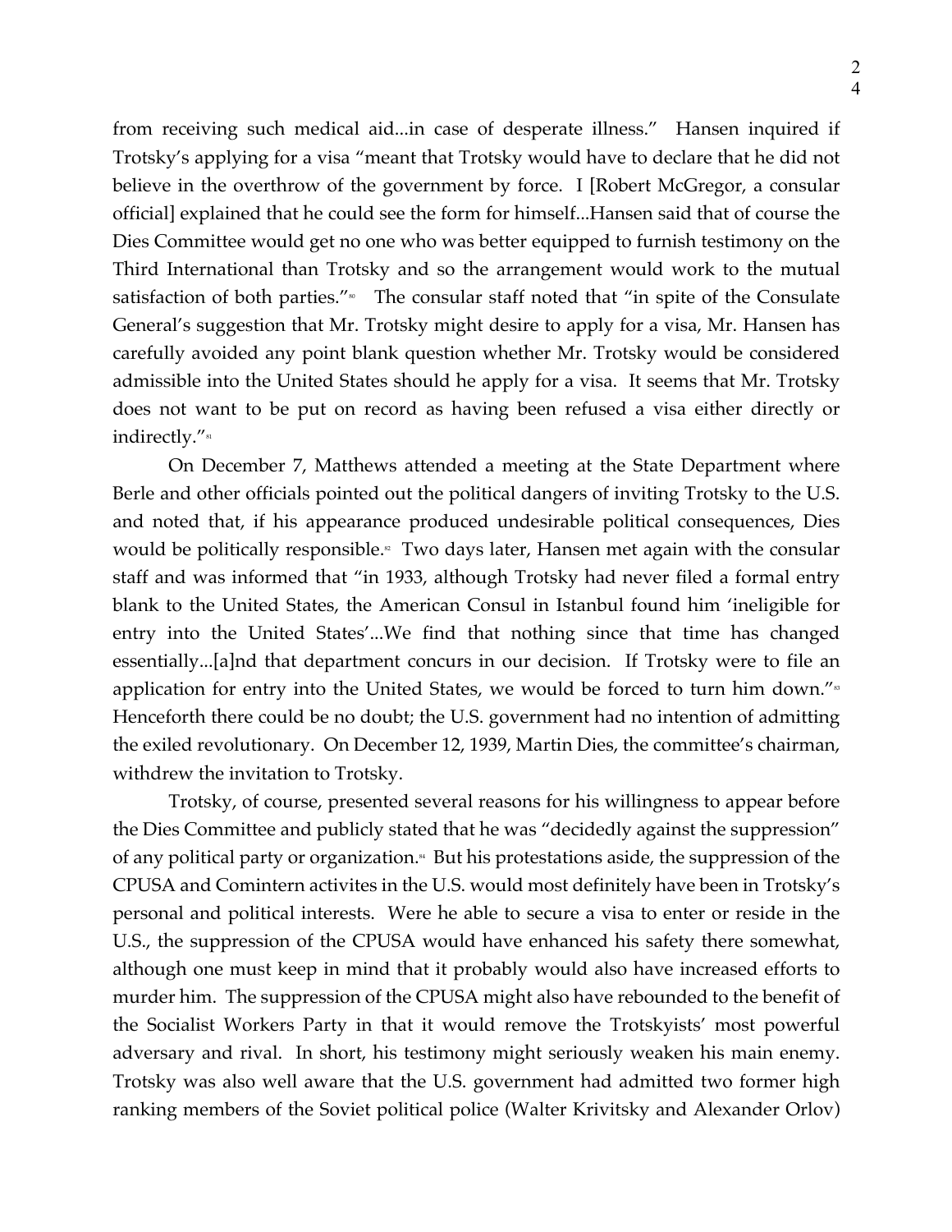from receiving such medical aid...in case of desperate illness." Hansen inquired if Trotsky's applying for a visa "meant that Trotsky would have to declare that he did not believe in the overthrow of the government by force. I [Robert McGregor, a consular official] explained that he could see the form for himself...Hansen said that of course the Dies Committee would get no one who was better equipped to furnish testimony on the Third International than Trotsky and so the arrangement would work to the mutual satisfaction of both parties."[80] The consular staff noted that "in spite of the Consulate General's suggestion that Mr. Trotsky might desire to apply for a visa, Mr. Hansen has carefully avoided any point blank question whether Mr. Trotsky would be considered admissible into the United States should he apply for a visa. It seems that Mr. Trotsky does not want to be put on record as having been refused a visa either directly or indirectly."[81]

On December 7, Matthews attended a meeting at the State Department where Berle and other officials pointed out the political dangers of inviting Trotsky to the U.S. and noted that, if his appearance produced undesirable political consequences, Dies would be politically responsible.[82] Two days later, Hansen met again with the consular staff and was informed that "in 1933, although Trotsky had never filed a formal entry blank to the United States, the American Consul in Istanbul found him 'ineligible for entry into the United States'...We find that nothing since that time has changed essentially...[a]nd that department concurs in our decision. If Trotsky were to file an application for entry into the United States, we would be forced to turn him down."[83] Henceforth there could be no doubt; the U.S. government had no intention of admitting the exiled revolutionary. On December 12, 1939, Martin Dies, the committee's chairman, withdrew the invitation to Trotsky.

Trotsky, of course, presented several reasons for his willingness to appear before the Dies Committee and publicly stated that he was "decidedly against the suppression" of any political party or organization.[84] But his protestations aside, the suppression of the CPUSA and Comintern activites in the U.S. would most definitely have been in Trotsky's personal and political interests. Were he able to secure a visa to enter or reside in the U.S., the suppression of the CPUSA would have enhanced his safety there somewhat, although one must keep in mind that it probably would also have increased efforts to murder him. The suppression of the CPUSA might also have rebounded to the benefit of the Socialist Workers Party in that it would remove the Trotskyists' most powerful adversary and rival. In short, his testimony might seriously weaken his main enemy. Trotsky was also well aware that the U.S. government had admitted two former high ranking members of the Soviet political police (Walter Krivitsky and Alexander Orlov)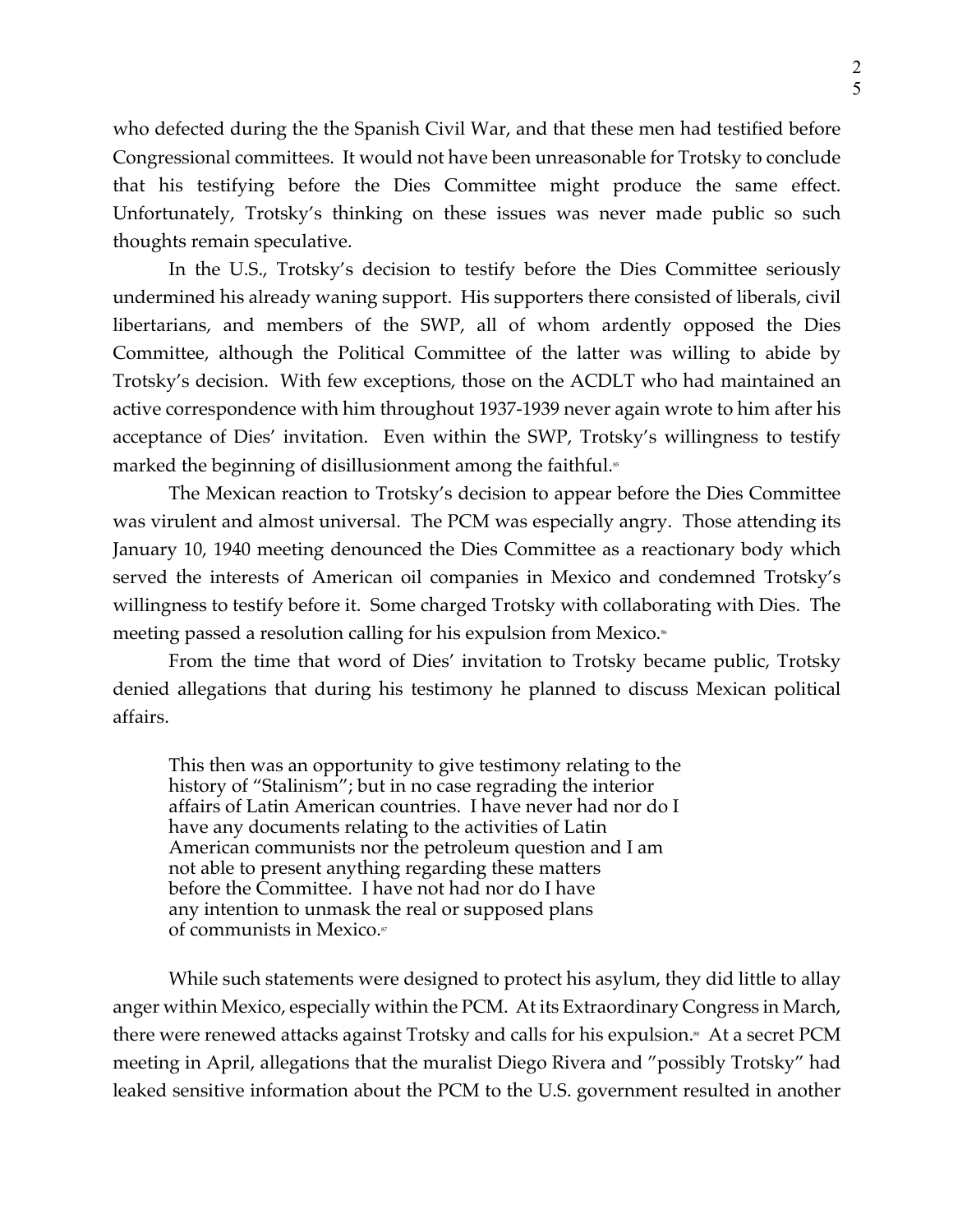who defected during the the Spanish Civil War, and that these men had testified before Congressional committees. It would not have been unreasonable for Trotsky to conclude that his testifying before the Dies Committee might produce the same effect. Unfortunately, Trotsky's thinking on these issues was never made public so such thoughts remain speculative.

In the U.S., Trotsky's decision to testify before the Dies Committee seriously undermined his already waning support. His supporters there consisted of liberals, civil libertarians, and members of the SWP, all of whom ardently opposed the Dies Committee, although the Political Committee of the latter was willing to abide by Trotsky's decision. With few exceptions, those on the ACDLT who had maintained an active correspondence with him throughout 1937-1939 never again wrote to him after his acceptance of Dies' invitation. Even within the SWP, Trotsky's willingness to testify marked the beginning of disillusionment among the faithful.[85]

The Mexican reaction to Trotsky's decision to appear before the Dies Committee was virulent and almost universal. The PCM was especially angry. Those attending its January 10, 1940 meeting denounced the Dies Committee as a reactionary body which served the interests of American oil companies in Mexico and condemned Trotsky's willingness to testify before it. Some charged Trotsky with collaborating with Dies. The meeting passed a resolution calling for his expulsion from Mexico.[86]

From the time that word of Dies' invitation to Trotsky became public, Trotsky denied allegations that during his testimony he planned to discuss Mexican political affairs.

> This then was an opportunity to give testimony relating to the history of "Stalinism"; but in no case regrading the interior affairs of Latin American countries. I have never had nor do I have any documents relating to the activities of Latin American communists nor the petroleum question and I am not able to present anything regarding these matters before the Committee. I have not had nor do I have any intention to unmask the real or supposed plans of communists in Mexico.[87]

While such statements were designed to protect his asylum, they did little to allay anger within Mexico, especially within the PCM. At its Extraordinary Congress in March, there were renewed attacks against Trotsky and calls for his expulsion.[88] At a secret PCM meeting in April, allegations that the muralist Diego Rivera and "possibly Trotsky" had leaked sensitive information about the PCM to the U.S. government resulted in another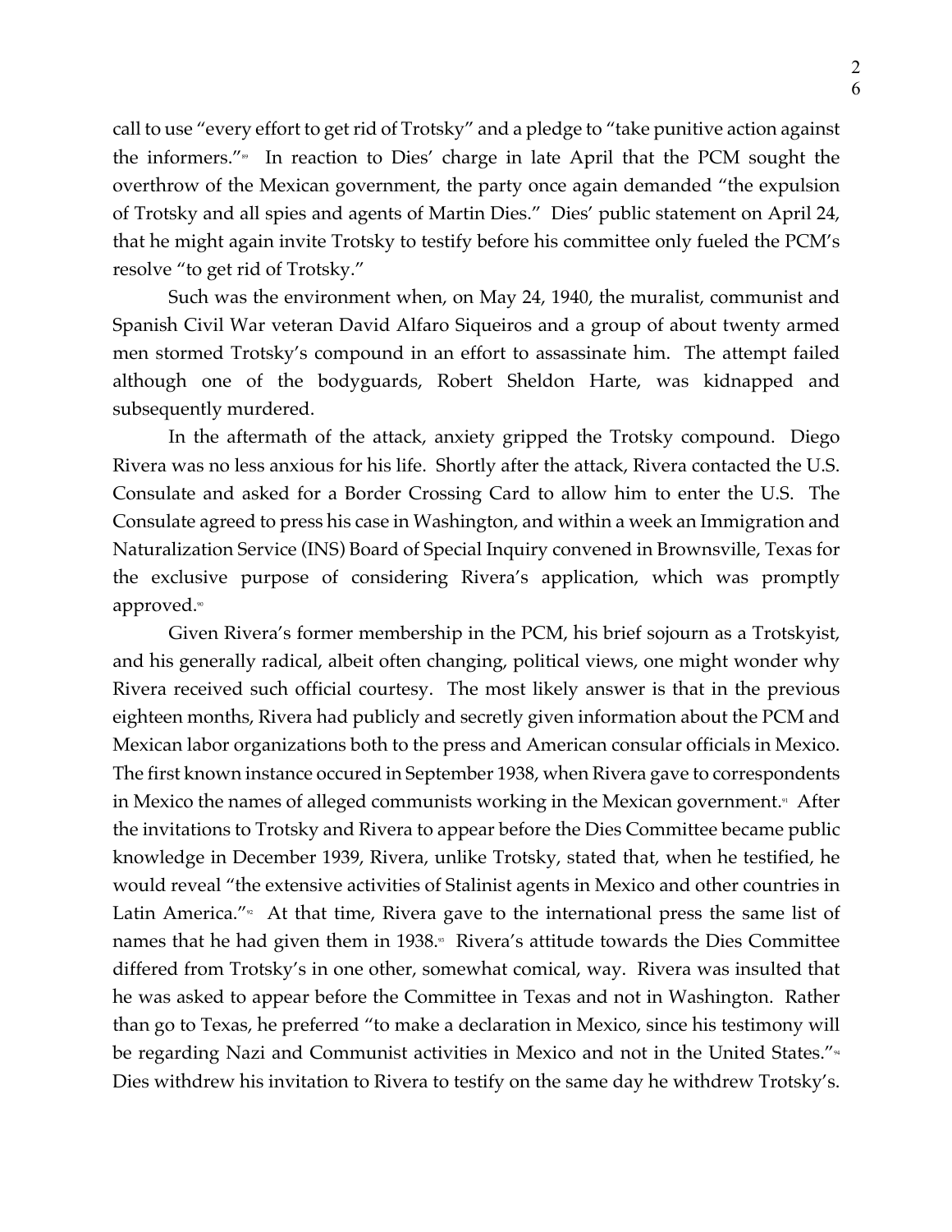call to use "every effort to get rid of Trotsky" and a pledge to "take punitive action against the informers."[89] In reaction to Dies' charge in late April that the PCM sought the overthrow of the Mexican government, the party once again demanded "the expulsion of Trotsky and all spies and agents of Martin Dies." Dies' public statement on April 24, that he might again invite Trotsky to testify before his committee only fueled the PCM's resolve "to get rid of Trotsky."

Such was the environment when, on May 24, 1940, the muralist, communist and Spanish Civil War veteran David Alfaro Siqueiros and a group of about twenty armed men stormed Trotsky's compound in an effort to assassinate him. The attempt failed although one of the bodyguards, Robert Sheldon Harte, was kidnapped and subsequently murdered.

In the aftermath of the attack, anxiety gripped the Trotsky compound. Diego Rivera was no less anxious for his life. Shortly after the attack, Rivera contacted the U.S. Consulate and asked for a Border Crossing Card to allow him to enter the U.S. The Consulate agreed to press his case in Washington, and within a week an Immigration and Naturalization Service (INS) Board of Special Inquiry convened in Brownsville, Texas for the exclusive purpose of considering Rivera's application, which was promptly approved.[90]

Given Rivera's former membership in the PCM, his brief sojourn as a Trotskyist, and his generally radical, albeit often changing, political views, one might wonder why Rivera received such official courtesy. The most likely answer is that in the previous eighteen months, Rivera had publicly and secretly given information about the PCM and Mexican labor organizations both to the press and American consular officials in Mexico. The first known instance occured in September 1938, when Rivera gave to correspondents in Mexico the names of alleged communists working in the Mexican government.[91] After the invitations to Trotsky and Rivera to appear before the Dies Committee became public knowledge in December 1939, Rivera, unlike Trotsky, stated that, when he testified, he would reveal "the extensive activities of Stalinist agents in Mexico and other countries in Latin America."[92] At that time, Rivera gave to the international press the same list of names that he had given them in 1938.[93] Rivera's attitude towards the Dies Committee differed from Trotsky's in one other, somewhat comical, way. Rivera was insulted that he was asked to appear before the Committee in Texas and not in Washington. Rather than go to Texas, he preferred "to make a declaration in Mexico, since his testimony will be regarding Nazi and Communist activities in Mexico and not in the United States."[94] Dies withdrew his invitation to Rivera to testify on the same day he withdrew Trotsky's.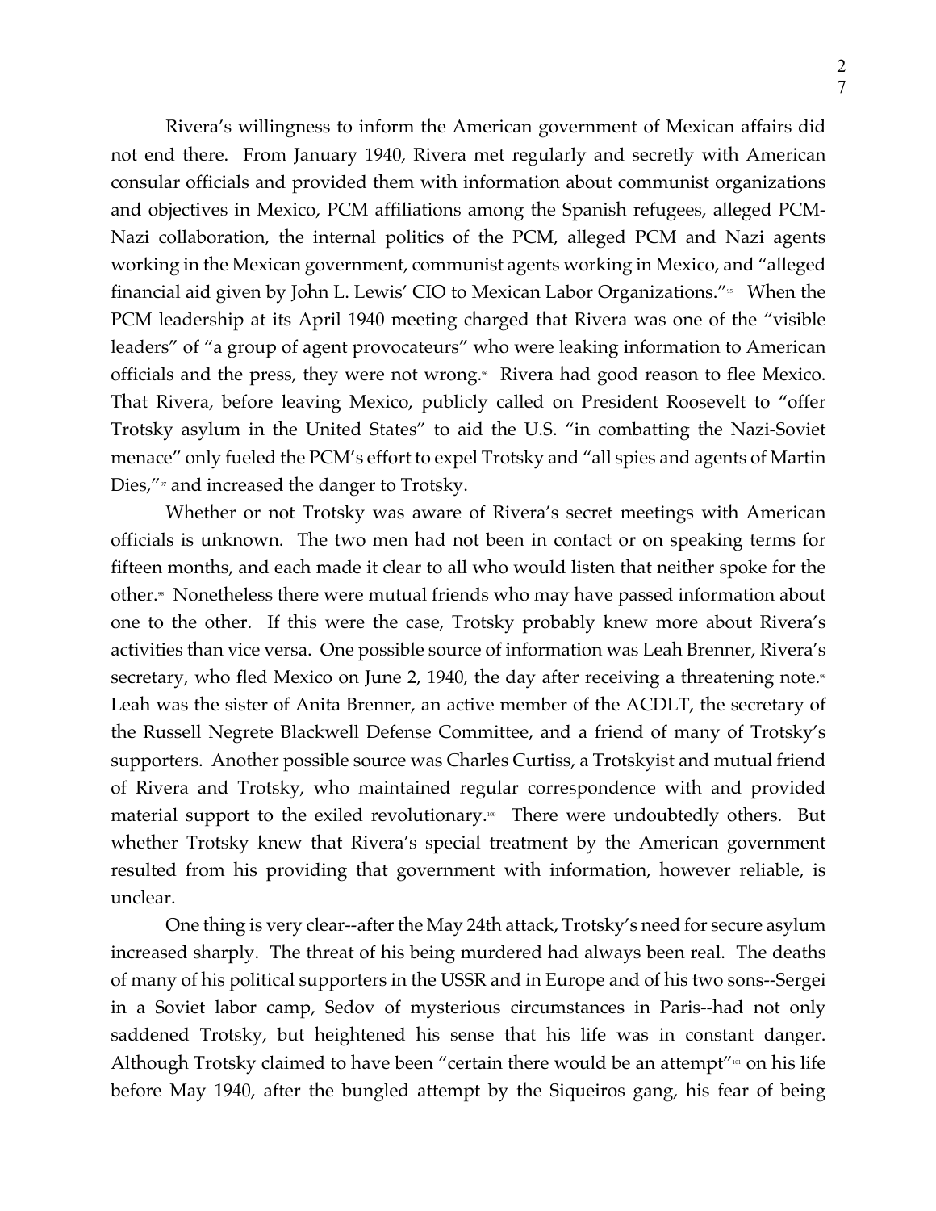Rivera's willingness to inform the American government of Mexican affairs did not end there. From January 1940, Rivera met regularly and secretly with American consular officials and provided them with information about communist organizations and objectives in Mexico, PCM affiliations among the Spanish refugees, alleged PCM-Nazi collaboration, the internal politics of the PCM, alleged PCM and Nazi agents working in the Mexican government, communist agents working in Mexico, and "alleged financial aid given by John L. Lewis' CIO to Mexican Labor Organizations."[95] When the PCM leadership at its April 1940 meeting charged that Rivera was one of the "visible leaders" of "a group of agent provocateurs" who were leaking information to American officials and the press, they were not wrong.[96] Rivera had good reason to flee Mexico. That Rivera, before leaving Mexico, publicly called on President Roosevelt to "offer Trotsky asylum in the United States" to aid the U.S. "in combatting the Nazi-Soviet menace" only fueled the PCM's effort to expel Trotsky and "all spies and agents of Martin Dies,"[97] and increased the danger to Trotsky.

Whether or not Trotsky was aware of Rivera's secret meetings with American officials is unknown. The two men had not been in contact or on speaking terms for fifteen months, and each made it clear to all who would listen that neither spoke for the other.[98] Nonetheless there were mutual friends who may have passed information about one to the other. If this were the case, Trotsky probably knew more about Rivera's activities than vice versa. One possible source of information was Leah Brenner, Rivera's secretary, who fled Mexico on June 2, 1940, the day after receiving a threatening note.[99] Leah was the sister of Anita Brenner, an active member of the ACDLT, the secretary of the Russell Negrete Blackwell Defense Committee, and a friend of many of Trotsky's supporters. Another possible source was Charles Curtiss, a Trotskyist and mutual friend of Rivera and Trotsky, who maintained regular correspondence with and provided material support to the exiled revolutionary.[100] There were undoubtedly others. But whether Trotsky knew that Rivera's special treatment by the American government resulted from his providing that government with information, however reliable, is unclear.

One thing is very clear--after the May 24th attack, Trotsky's need for secure asylum increased sharply. The threat of his being murdered had always been real. The deaths of many of his political supporters in the USSR and in Europe and of his two sons--Sergei in a Soviet labor camp, Sedov of mysterious circumstances in Paris--had not only saddened Trotsky, but heightened his sense that his life was in constant danger. Although Trotsky claimed to have been "certain there would be an attempt"[101] on his life before May 1940, after the bungled attempt by the Siqueiros gang, his fear of being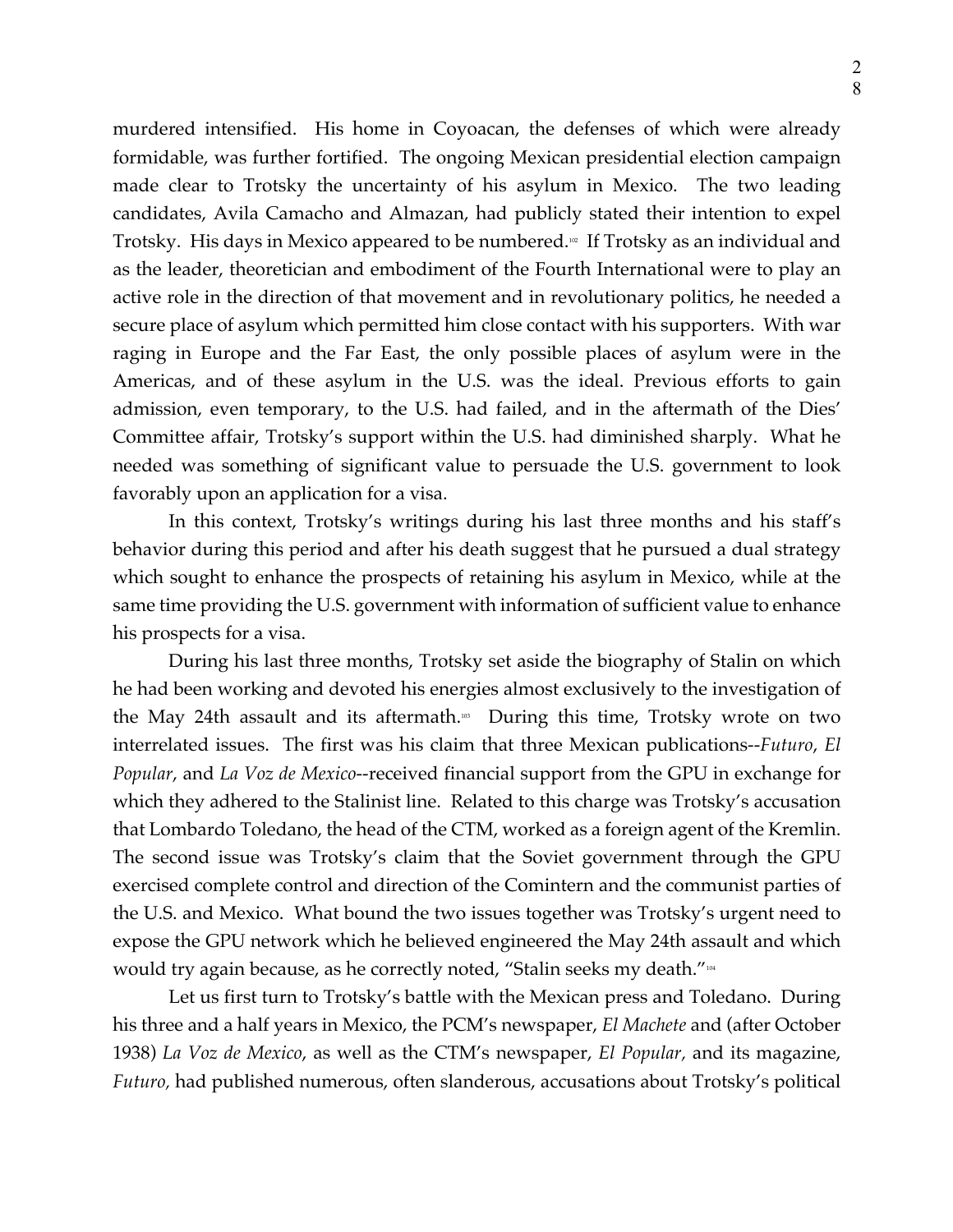murdered intensified. His home in Coyoacan, the defenses of which were already formidable, was further fortified. The ongoing Mexican presidential election campaign made clear to Trotsky the uncertainty of his asylum in Mexico. The two leading candidates, Avila Camacho and Almazan, had publicly stated their intention to expel Trotsky. His days in Mexico appeared to be numbered.[102] If Trotsky as an individual and as the leader, theoretician and embodiment of the Fourth International were to play an active role in the direction of that movement and in revolutionary politics, he needed a secure place of asylum which permitted him close contact with his supporters. With war raging in Europe and the Far East, the only possible places of asylum were in the Americas, and of these asylum in the U.S. was the ideal. Previous efforts to gain admission, even temporary, to the U.S. had failed, and in the aftermath of the Dies' Committee affair, Trotsky's support within the U.S. had diminished sharply. What he needed was something of significant value to persuade the U.S. government to look favorably upon an application for a visa.

In this context, Trotsky's writings during his last three months and his staff's behavior during this period and after his death suggest that he pursued a dual strategy which sought to enhance the prospects of retaining his asylum in Mexico, while at the same time providing the U.S. government with information of sufficient value to enhance his prospects for a visa.

During his last three months, Trotsky set aside the biography of Stalin on which he had been working and devoted his energies almost exclusively to the investigation of the May 24th assault and its aftermath.[103] During this time, Trotsky wrote on two interrelated issues. The first was his claim that three Mexican publications--*Futuro*, *El Popular*, and *La Voz de Mexico*--received financial support from the GPU in exchange for which they adhered to the Stalinist line. Related to this charge was Trotsky's accusation that Lombardo Toledano, the head of the CTM, worked as a foreign agent of the Kremlin. The second issue was Trotsky's claim that the Soviet government through the GPU exercised complete control and direction of the Comintern and the communist parties of the U.S. and Mexico. What bound the two issues together was Trotsky's urgent need to expose the GPU network which he believed engineered the May 24th assault and which would try again because, as he correctly noted, "Stalin seeks my death."[104]

Let us first turn to Trotsky's battle with the Mexican press and Toledano. During his three and a half years in Mexico, the PCM's newspaper, *El Machete* and (after October 1938) *La Voz de Mexico*, as well as the CTM's newspaper, *El Popular*, and its magazine, *Futuro*, had published numerous, often slanderous, accusations about Trotsky's political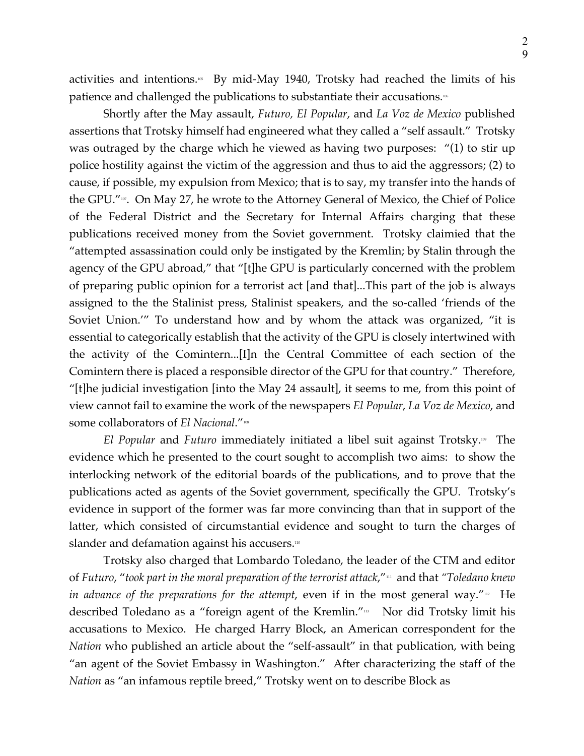activities and intentions.[105] By mid-May 1940, Trotsky had reached the limits of his patience and challenged the publications to substantiate their accusations.[106]

Shortly after the May assault, *Futuro, El Popular*, and *La Voz de Mexico* published assertions that Trotsky himself had engineered what they called a "self assault." Trotsky was outraged by the charge which he viewed as having two purposes: "(1) to stir up police hostility against the victim of the aggression and thus to aid the aggressors; (2) to cause, if possible, my expulsion from Mexico; that is to say, my transfer into the hands of the GPU."[107]. On May 27, he wrote to the Attorney General of Mexico, the Chief of Police of the Federal District and the Secretary for Internal Affairs charging that these publications received money from the Soviet government. Trotsky claimied that the "attempted assassination could only be instigated by the Kremlin; by Stalin through the agency of the GPU abroad," that "[t]he GPU is particularly concerned with the problem of preparing public opinion for a terrorist act [and that]...This part of the job is always assigned to the the Stalinist press, Stalinist speakers, and the so-called 'friends of the Soviet Union.'" To understand how and by whom the attack was organized, "it is essential to categorically establish that the activity of the GPU is closely intertwined with the activity of the Comintern...[I]n the Central Committee of each section of the Comintern there is placed a responsible director of the GPU for that country." Therefore, "[t]he judicial investigation [into the May 24 assault], it seems to me, from this point of view cannot fail to examine the work of the newspapers *El Popular*, *La Voz de Mexico*, and some collaborators of *El Nacional*."[108]

*El Popular* and *Futuro* immediately initiated a libel suit against Trotsky.[109] The evidence which he presented to the court sought to accomplish two aims: to show the interlocking network of the editorial boards of the publications, and to prove that the publications acted as agents of the Soviet government, specifically the GPU. Trotsky's evidence in support of the former was far more convincing than that in support of the latter, which consisted of circumstantial evidence and sought to turn the charges of slander and defamation against his accusers.[110]

Trotsky also charged that Lombardo Toledano, the leader of the CTM and editor of *Futuro*, "*took part in the moral preparation of the terrorist attack*,"[111] and that "*Toledano knew in advance of the preparations for the attempt*, even if in the most general way."[112] He described Toledano as a "foreign agent of the Kremlin."[113] Nor did Trotsky limit his accusations to Mexico. He charged Harry Block, an American correspondent for the *Nation* who published an article about the "self-assault" in that publication, with being "an agent of the Soviet Embassy in Washington." After characterizing the staff of the *Nation* as "an infamous reptile breed," Trotsky went on to describe Block as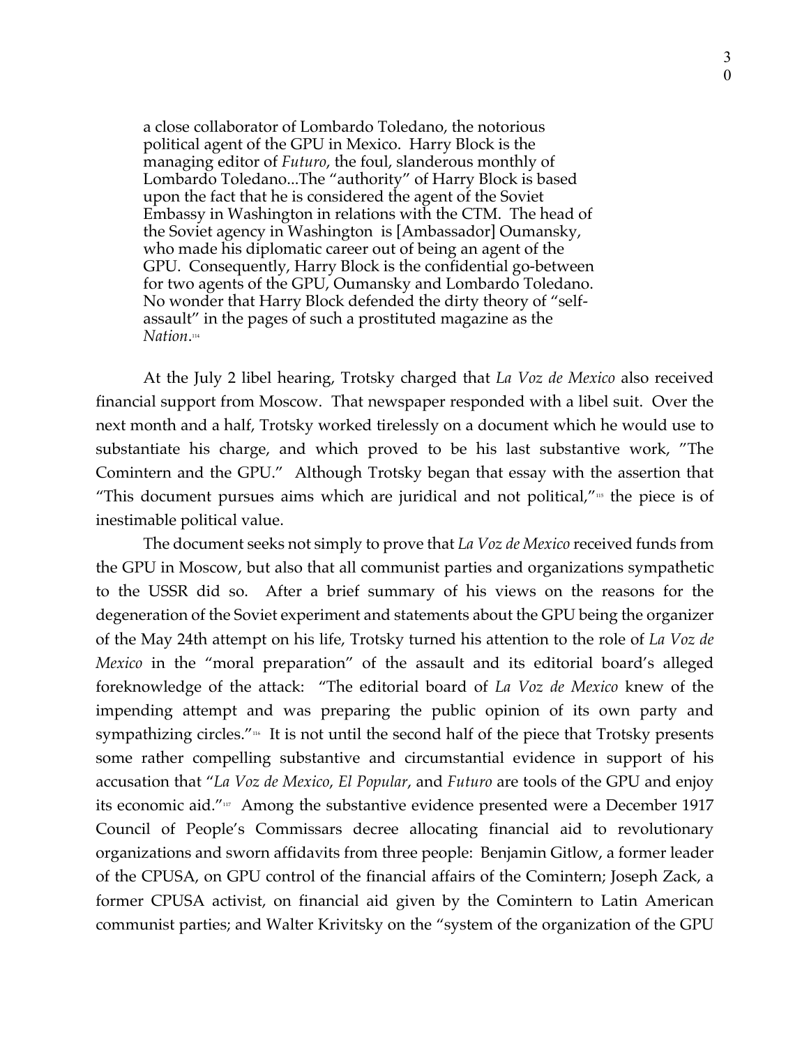> a close collaborator of Lombardo Toledano, the notorious political agent of the GPU in Mexico. Harry Block is the managing editor of *Futuro*, the foul, slanderous monthly of Lombardo Toledano...The "authority" of Harry Block is based upon the fact that he is considered the agent of the Soviet Embassy in Washington in relations with the CTM. The head of the Soviet agency in Washington is [Ambassador] Oumansky, who made his diplomatic career out of being an agent of the GPU. Consequently, Harry Block is the confidential go-between for two agents of the GPU, Oumansky and Lombardo Toledano. No wonder that Harry Block defended the dirty theory of "self-assault" in the pages of such a prostituted magazine as the *Nation*.[114]

At the July 2 libel hearing, Trotsky charged that *La Voz de Mexico* also received financial support from Moscow. That newspaper responded with a libel suit. Over the next month and a half, Trotsky worked tirelessly on a document which he would use to substantiate his charge, and which proved to be his last substantive work, "The Comintern and the GPU." Although Trotsky began that essay with the assertion that "This document pursues aims which are juridical and not political,"[115] the piece is of inestimable political value.

The document seeks not simply to prove that *La Voz de Mexico* received funds from the GPU in Moscow, but also that all communist parties and organizations sympathetic to the USSR did so. After a brief summary of his views on the reasons for the degeneration of the Soviet experiment and statements about the GPU being the organizer of the May 24th attempt on his life, Trotsky turned his attention to the role of *La Voz de Mexico* in the "moral preparation" of the assault and its editorial board's alleged foreknowledge of the attack: "The editorial board of *La Voz de Mexico* knew of the impending attempt and was preparing the public opinion of its own party and sympathizing circles."[116] It is not until the second half of the piece that Trotsky presents some rather compelling substantive and circumstantial evidence in support of his accusation that "*La Voz de Mexico*, *El Popular*, and *Futuro* are tools of the GPU and enjoy its economic aid."[117] Among the substantive evidence presented were a December 1917 Council of People's Commissars decree allocating financial aid to revolutionary organizations and sworn affidavits from three people: Benjamin Gitlow, a former leader of the CPUSA, on GPU control of the financial affairs of the Comintern; Joseph Zack, a former CPUSA activist, on financial aid given by the Comintern to Latin American communist parties; and Walter Krivitsky on the "system of the organization of the GPU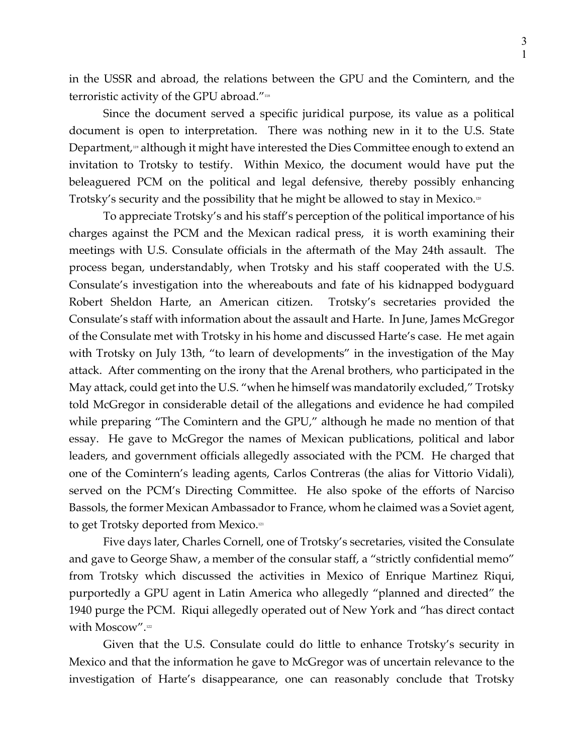in the USSR and abroad, the relations between the GPU and the Comintern, and the terroristic activity of the GPU abroad."[118]

Since the document served a specific juridical purpose, its value as a political document is open to interpretation. There was nothing new in it to the U.S. State Department,[119] although it might have interested the Dies Committee enough to extend an invitation to Trotsky to testify. Within Mexico, the document would have put the beleaguered PCM on the political and legal defensive, thereby possibly enhancing Trotsky's security and the possibility that he might be allowed to stay in Mexico.[120]

To appreciate Trotsky's and his staff's perception of the political importance of his charges against the PCM and the Mexican radical press, it is worth examining their meetings with U.S. Consulate officials in the aftermath of the May 24th assault. The process began, understandably, when Trotsky and his staff cooperated with the U.S. Consulate's investigation into the whereabouts and fate of his kidnapped bodyguard Robert Sheldon Harte, an American citizen. Trotsky's secretaries provided the Consulate's staff with information about the assault and Harte. In June, James McGregor of the Consulate met with Trotsky in his home and discussed Harte's case. He met again with Trotsky on July 13th, "to learn of developments" in the investigation of the May attack. After commenting on the irony that the Arenal brothers, who participated in the May attack, could get into the U.S. "when he himself was mandatorily excluded," Trotsky told McGregor in considerable detail of the allegations and evidence he had compiled while preparing "The Comintern and the GPU," although he made no mention of that essay. He gave to McGregor the names of Mexican publications, political and labor leaders, and government officials allegedly associated with the PCM. He charged that one of the Comintern's leading agents, Carlos Contreras (the alias for Vittorio Vidali), served on the PCM's Directing Committee. He also spoke of the efforts of Narciso Bassols, the former Mexican Ambassador to France, whom he claimed was a Soviet agent, to get Trotsky deported from Mexico.[121]

Five days later, Charles Cornell, one of Trotsky's secretaries, visited the Consulate and gave to George Shaw, a member of the consular staff, a "strictly confidential memo" from Trotsky which discussed the activities in Mexico of Enrique Martinez Riqui, purportedly a GPU agent in Latin America who allegedly "planned and directed" the 1940 purge the PCM. Riqui allegedly operated out of New York and "has direct contact with Moscow".[122]

Given that the U.S. Consulate could do little to enhance Trotsky's security in Mexico and that the information he gave to McGregor was of uncertain relevance to the investigation of Harte's disappearance, one can reasonably conclude that Trotsky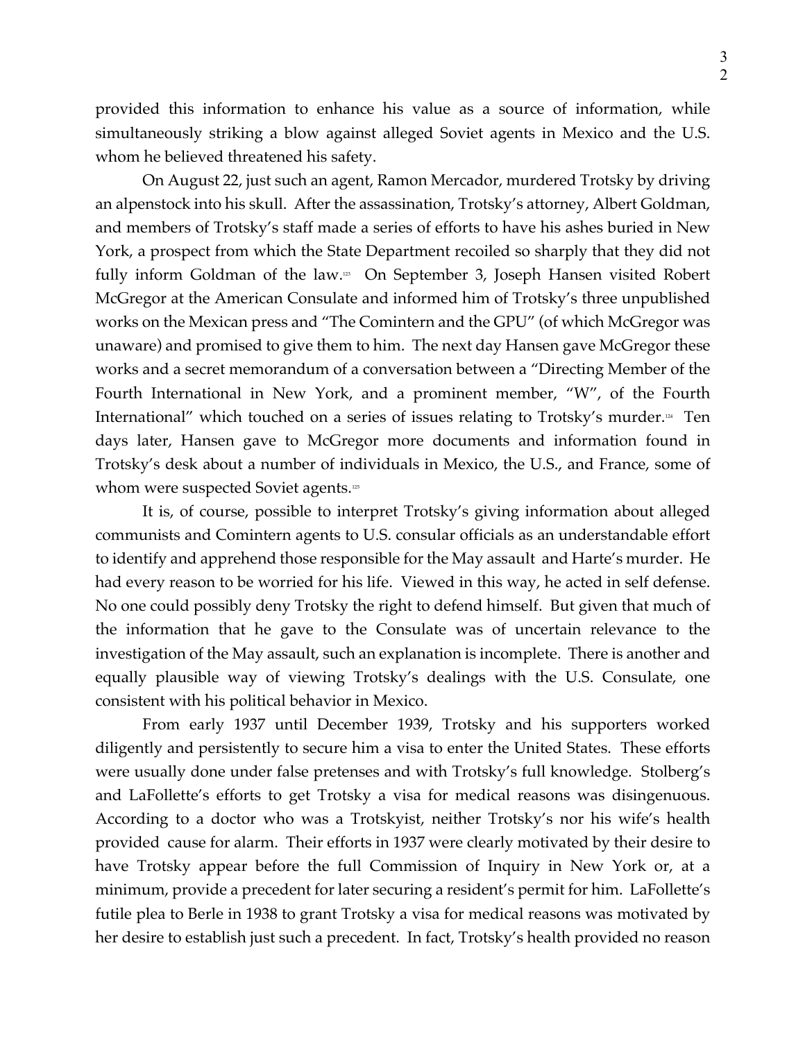provided this information to enhance his value as a source of information, while simultaneously striking a blow against alleged Soviet agents in Mexico and the U.S. whom he believed threatened his safety.

On August 22, just such an agent, Ramon Mercador, murdered Trotsky by driving an alpenstock into his skull. After the assassination, Trotsky's attorney, Albert Goldman, and members of Trotsky's staff made a series of efforts to have his ashes buried in New York, a prospect from which the State Department recoiled so sharply that they did not fully inform Goldman of the law.[123] On September 3, Joseph Hansen visited Robert McGregor at the American Consulate and informed him of Trotsky's three unpublished works on the Mexican press and "The Comintern and the GPU" (of which McGregor was unaware) and promised to give them to him. The next day Hansen gave McGregor these works and a secret memorandum of a conversation between a "Directing Member of the Fourth International in New York, and a prominent member, "W", of the Fourth International" which touched on a series of issues relating to Trotsky's murder.[124] Ten days later, Hansen gave to McGregor more documents and information found in Trotsky's desk about a number of individuals in Mexico, the U.S., and France, some of whom were suspected Soviet agents.[125]

It is, of course, possible to interpret Trotsky's giving information about alleged communists and Comintern agents to U.S. consular officials as an understandable effort to identify and apprehend those responsible for the May assault and Harte's murder. He had every reason to be worried for his life. Viewed in this way, he acted in self defense. No one could possibly deny Trotsky the right to defend himself. But given that much of the information that he gave to the Consulate was of uncertain relevance to the investigation of the May assault, such an explanation is incomplete. There is another and equally plausible way of viewing Trotsky's dealings with the U.S. Consulate, one consistent with his political behavior in Mexico.

From early 1937 until December 1939, Trotsky and his supporters worked diligently and persistently to secure him a visa to enter the United States. These efforts were usually done under false pretenses and with Trotsky's full knowledge. Stolberg's and LaFollette's efforts to get Trotsky a visa for medical reasons was disingenuous. According to a doctor who was a Trotskyist, neither Trotsky's nor his wife's health provided cause for alarm. Their efforts in 1937 were clearly motivated by their desire to have Trotsky appear before the full Commission of Inquiry in New York or, at a minimum, provide a precedent for later securing a resident's permit for him. LaFollette's futile plea to Berle in 1938 to grant Trotsky a visa for medical reasons was motivated by her desire to establish just such a precedent. In fact, Trotsky's health provided no reason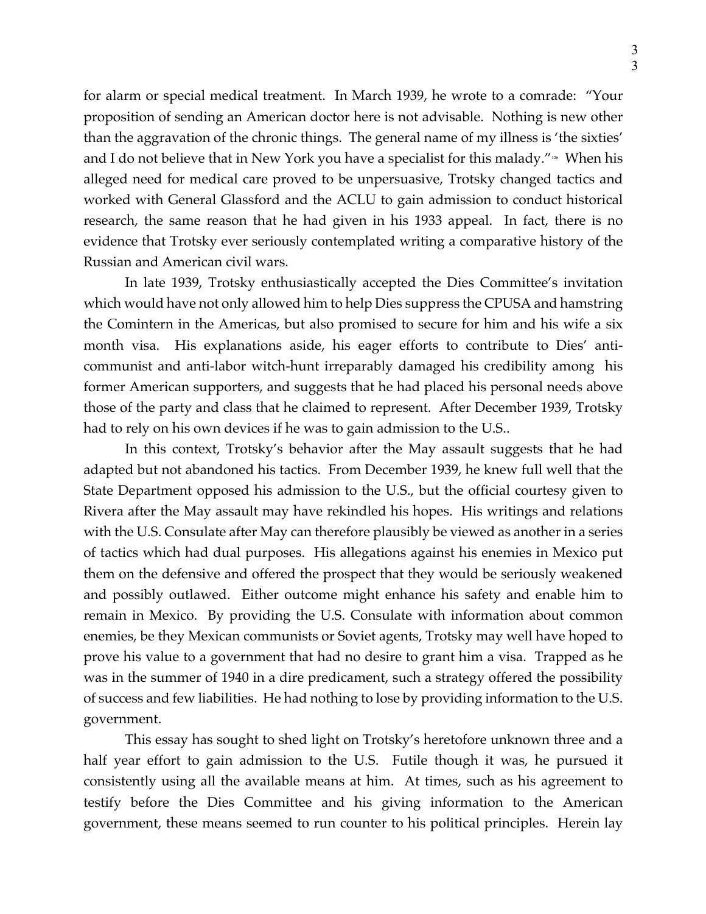for alarm or special medical treatment. In March 1939, he wrote to a comrade: "Your proposition of sending an American doctor here is not advisable. Nothing is new other than the aggravation of the chronic things. The general name of my illness is 'the sixties' and I do not believe that in New York you have a specialist for this malady."[126] When his alleged need for medical care proved to be unpersuasive, Trotsky changed tactics and worked with General Glassford and the ACLU to gain admission to conduct historical research, the same reason that he had given in his 1933 appeal. In fact, there is no evidence that Trotsky ever seriously contemplated writing a comparative history of the Russian and American civil wars.

In late 1939, Trotsky enthusiastically accepted the Dies Committee's invitation which would have not only allowed him to help Dies suppress the CPUSA and hamstring the Comintern in the Americas, but also promised to secure for him and his wife a six month visa. His explanations aside, his eager efforts to contribute to Dies' anti-communist and anti-labor witch-hunt irreparably damaged his credibility among his former American supporters, and suggests that he had placed his personal needs above those of the party and class that he claimed to represent. After December 1939, Trotsky had to rely on his own devices if he was to gain admission to the U.S..

In this context, Trotsky's behavior after the May assault suggests that he had adapted but not abandoned his tactics. From December 1939, he knew full well that the State Department opposed his admission to the U.S., but the official courtesy given to Rivera after the May assault may have rekindled his hopes. His writings and relations with the U.S. Consulate after May can therefore plausibly be viewed as another in a series of tactics which had dual purposes. His allegations against his enemies in Mexico put them on the defensive and offered the prospect that they would be seriously weakened and possibly outlawed. Either outcome might enhance his safety and enable him to remain in Mexico. By providing the U.S. Consulate with information about common enemies, be they Mexican communists or Soviet agents, Trotsky may well have hoped to prove his value to a government that had no desire to grant him a visa. Trapped as he was in the summer of 1940 in a dire predicament, such a strategy offered the possibility of success and few liabilities. He had nothing to lose by providing information to the U.S. government.

This essay has sought to shed light on Trotsky's heretofore unknown three and a half year effort to gain admission to the U.S. Futile though it was, he pursued it consistently using all the available means at him. At times, such as his agreement to testify before the Dies Committee and his giving information to the American government, these means seemed to run counter to his political principles. Herein lay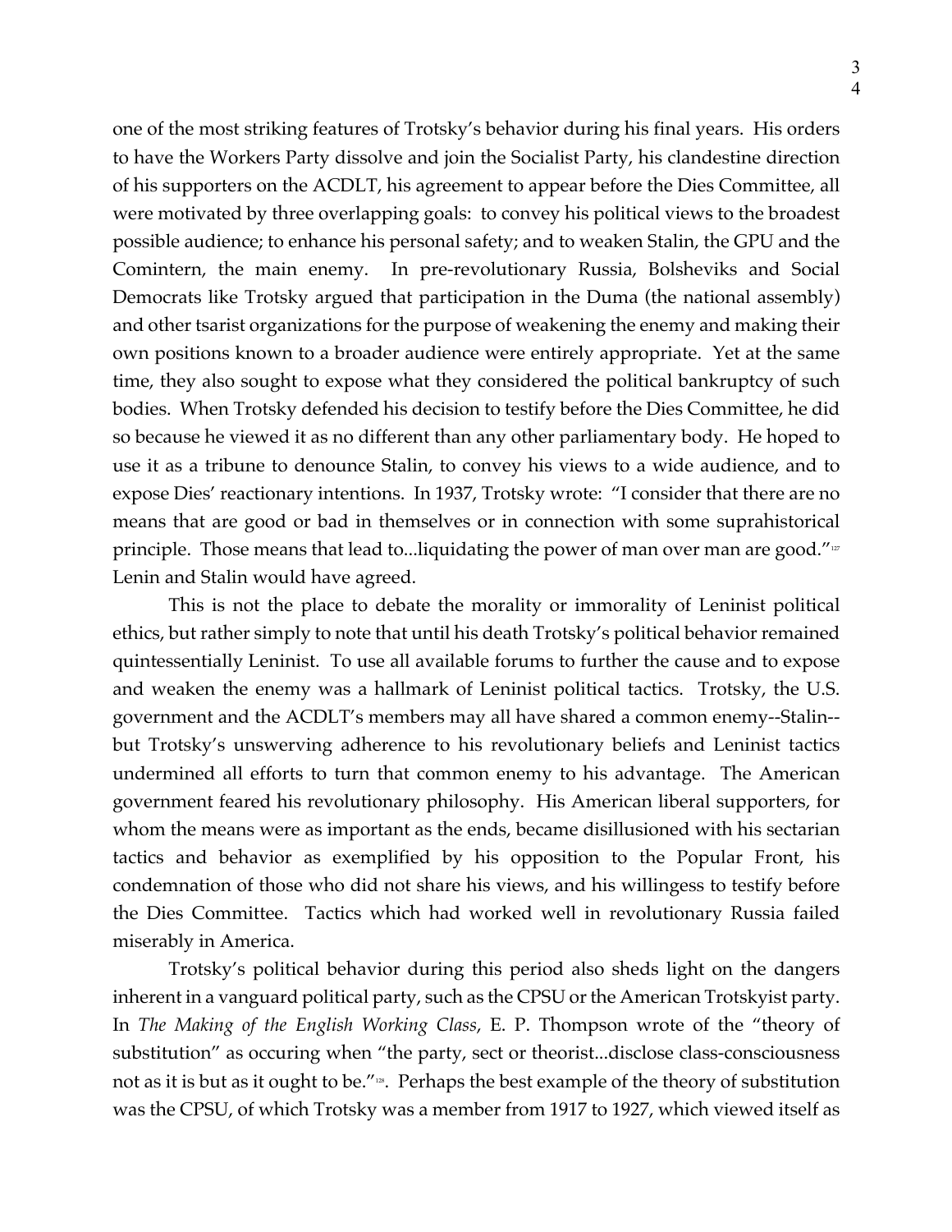one of the most striking features of Trotsky's behavior during his final years. His orders to have the Workers Party dissolve and join the Socialist Party, his clandestine direction of his supporters on the ACDLT, his agreement to appear before the Dies Committee, all were motivated by three overlapping goals: to convey his political views to the broadest possible audience; to enhance his personal safety; and to weaken Stalin, the GPU and the Comintern, the main enemy. In pre-revolutionary Russia, Bolsheviks and Social Democrats like Trotsky argued that participation in the Duma (the national assembly) and other tsarist organizations for the purpose of weakening the enemy and making their own positions known to a broader audience were entirely appropriate. Yet at the same time, they also sought to expose what they considered the political bankruptcy of such bodies. When Trotsky defended his decision to testify before the Dies Committee, he did so because he viewed it as no different than any other parliamentary body. He hoped to use it as a tribune to denounce Stalin, to convey his views to a wide audience, and to expose Dies' reactionary intentions. In 1937, Trotsky wrote: "I consider that there are no means that are good or bad in themselves or in connection with some suprahistorical principle. Those means that lead to...liquidating the power of man over man are good."[127] Lenin and Stalin would have agreed.

This is not the place to debate the morality or immorality of Leninist political ethics, but rather simply to note that until his death Trotsky's political behavior remained quintessentially Leninist. To use all available forums to further the cause and to expose and weaken the enemy was a hallmark of Leninist political tactics. Trotsky, the U.S. government and the ACDLT's members may all have shared a common enemy--Stalin--but Trotsky's unswerving adherence to his revolutionary beliefs and Leninist tactics undermined all efforts to turn that common enemy to his advantage. The American government feared his revolutionary philosophy. His American liberal supporters, for whom the means were as important as the ends, became disillusioned with his sectarian tactics and behavior as exemplified by his opposition to the Popular Front, his condemnation of those who did not share his views, and his willingess to testify before the Dies Committee. Tactics which had worked well in revolutionary Russia failed miserably in America.

Trotsky's political behavior during this period also sheds light on the dangers inherent in a vanguard political party, such as the CPSU or the American Trotskyist party. In *The Making of the English Working Class*, E. P. Thompson wrote of the "theory of substitution" as occuring when "the party, sect or theorist...disclose class-consciousness not as it is but as it ought to be."[128]. Perhaps the best example of the theory of substitution was the CPSU, of which Trotsky was a member from 1917 to 1927, which viewed itself as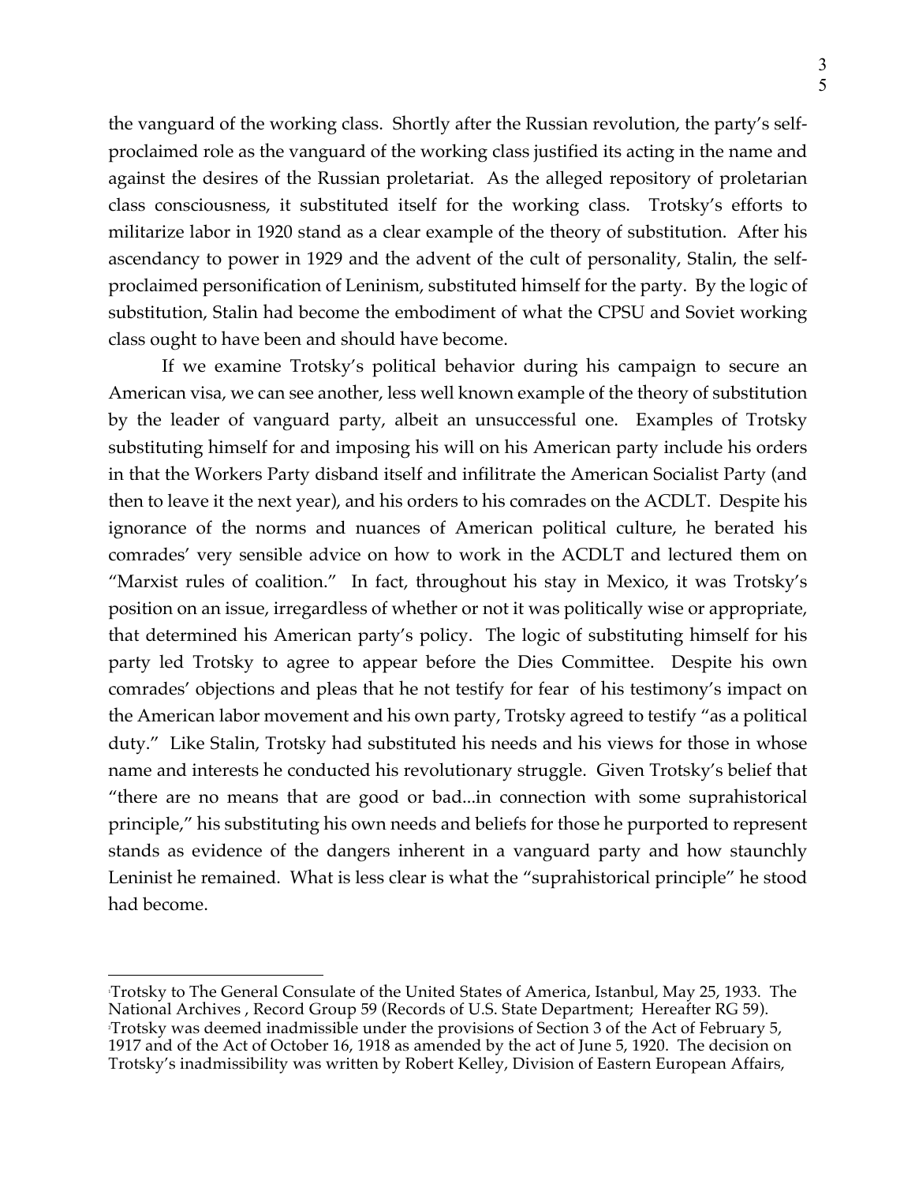the vanguard of the working class. Shortly after the Russian revolution, the party's self-proclaimed role as the vanguard of the working class justified its acting in the name and against the desires of the Russian proletariat. As the alleged repository of proletarian class consciousness, it substituted itself for the working class. Trotsky's efforts to militarize labor in 1920 stand as a clear example of the theory of substitution. After his ascendancy to power in 1929 and the advent of the cult of personality, Stalin, the self-proclaimed personification of Leninism, substituted himself for the party. By the logic of substitution, Stalin had become the embodiment of what the CPSU and Soviet working class ought to have been and should have become.

If we examine Trotsky's political behavior during his campaign to secure an American visa, we can see another, less well known example of the theory of substitution by the leader of vanguard party, albeit an unsuccessful one. Examples of Trotsky substituting himself for and imposing his will on his American party include his orders in that the Workers Party disband itself and infiltrate the American Socialist Party (and then to leave it the next year), and his orders to his comrades on the ACDLT. Despite his ignorance of the norms and nuances of American political culture, he berated his comrades' very sensible advice on how to work in the ACDLT and lectured them on "Marxist rules of coalition." In fact, throughout his stay in Mexico, it was Trotsky's position on an issue, irregardless of whether or not it was politically wise or appropriate, that determined his American party's policy. The logic of substituting himself for his party led Trotsky to agree to appear before the Dies Committee. Despite his own comrades' objections and pleas that he not testify for fear of his testimony's impact on the American labor movement and his own party, Trotsky agreed to testify "as a political duty." Like Stalin, Trotsky had substituted his needs and his views for those in whose name and interests he conducted his revolutionary struggle. Given Trotsky's belief that "there are no means that are good or bad...in connection with some suprahistorical principle," his substituting his own needs and beliefs for those he purported to represent stands as evidence of the dangers inherent in a vanguard party and how staunchly Leninist he remained. What is less clear is what the "suprahistorical principle" he stood had become.

---

[1] Trotsky to The General Consulate of the United States of America, Istanbul, May 25, 1933. The National Archives , Record Group 59 (Records of U.S. State Department; Hereafter RG 59).

[2] Trotsky was deemed inadmissible under the provisions of Section 3 of the Act of February 5, 1917 and of the Act of October 16, 1918 as amended by the act of June 5, 1920. The decision on Trotsky's inadmissibility was written by Robert Kelley, Division of Eastern European Affairs,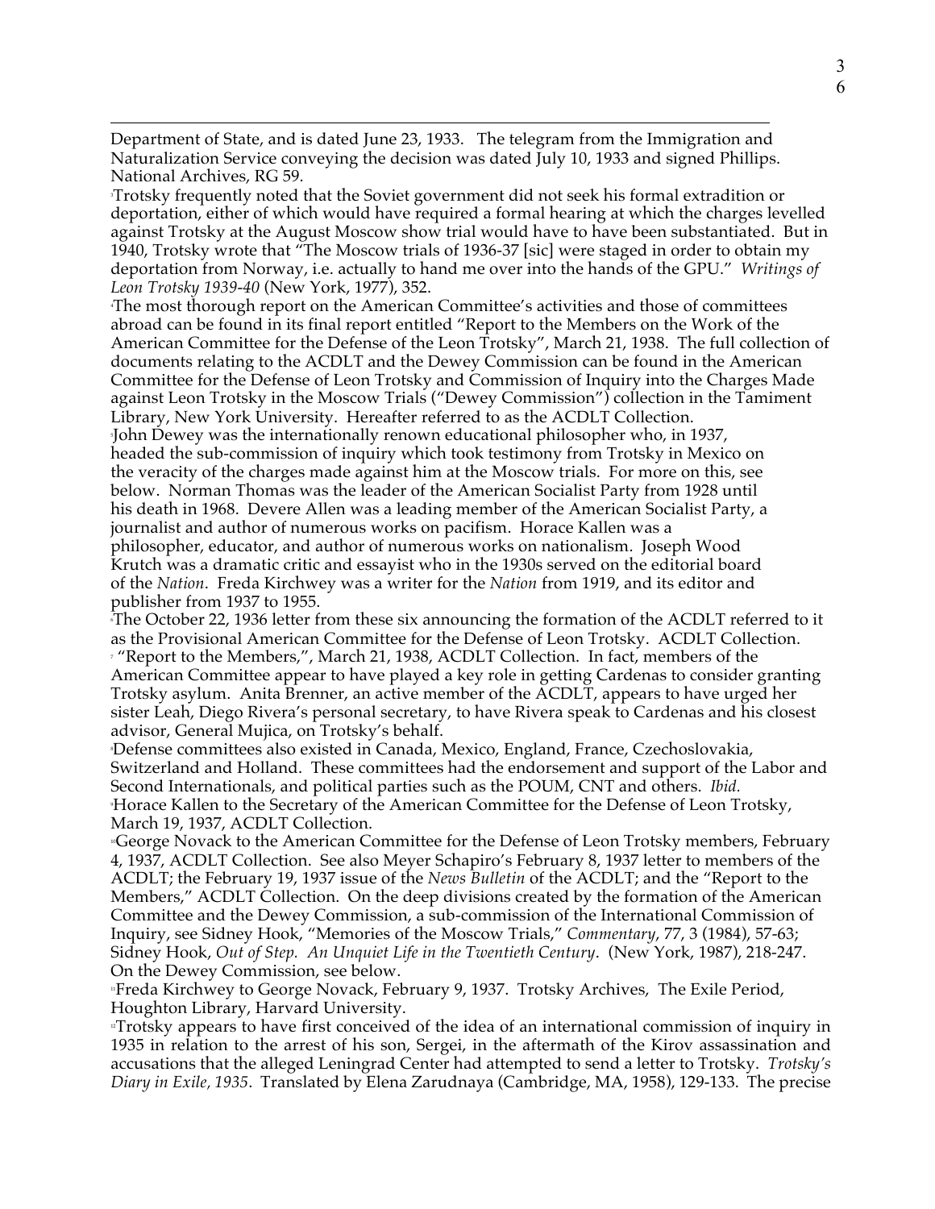Department of State, and is dated June 23, 1933. The telegram from the Immigration and Naturalization Service conveying the decision was dated July 10, 1933 and signed Phillips. National Archives, RG 59.

[3]Trotsky frequently noted that the Soviet government did not seek his formal extradition or deportation, either of which would have required a formal hearing at which the charges levelled against Trotsky at the August Moscow show trial would have to have been substantiated. But in 1940, Trotsky wrote that "The Moscow trials of 1936-37 [sic] were staged in order to obtain my deportation from Norway, i.e. actually to hand me over into the hands of the GPU." *Writings of Leon Trotsky 1939-40* (New York, 1977), 352.

[4]The most thorough report on the American Committee's activities and those of committees abroad can be found in its final report entitled "Report to the Members on the Work of the American Committee for the Defense of the Leon Trotsky", March 21, 1938. The full collection of documents relating to the ACDLT and the Dewey Commission can be found in the American Committee for the Defense of Leon Trotsky and Commission of Inquiry into the Charges Made against Leon Trotsky in the Moscow Trials ("Dewey Commission") collection in the Tamiment Library, New York University. Hereafter referred to as the ACDLT Collection.

[5]John Dewey was the internationally renown educational philosopher who, in 1937, headed the sub-commission of inquiry which took testimony from Trotsky in Mexico on the veracity of the charges made against him at the Moscow trials. For more on this, see below. Norman Thomas was the leader of the American Socialist Party from 1928 until his death in 1968. Devere Allen was a leading member of the American Socialist Party, a journalist and author of numerous works on pacifism. Horace Kallen was a philosopher, educator, and author of numerous works on nationalism. Joseph Wood Krutch was a dramatic critic and essayist who in the 1930s served on the editorial board of the *Nation*. Freda Kirchwey was a writer for the *Nation* from 1919, and its editor and publisher from 1937 to 1955.

[6]The October 22, 1936 letter from these six announcing the formation of the ACDLT referred to it as the Provisional American Committee for the Defense of Leon Trotsky. ACDLT Collection.

[7] "Report to the Members,", March 21, 1938, ACDLT Collection. In fact, members of the American Committee appear to have played a key role in getting Cardenas to consider granting Trotsky asylum. Anita Brenner, an active member of the ACDLT, appears to have urged her sister Leah, Diego Rivera's personal secretary, to have Rivera speak to Cardenas and his closest advisor, General Mujica, on Trotsky's behalf.

[8]Defense committees also existed in Canada, Mexico, England, France, Czechoslovakia, Switzerland and Holland. These committees had the endorsement and support of the Labor and Second Internationals, and political parties such as the POUM, CNT and others. *Ibid.*

[9]Horace Kallen to the Secretary of the American Committee for the Defense of Leon Trotsky, March 19, 1937, ACDLT Collection.

[10]George Novack to the American Committee for the Defense of Leon Trotsky members, February 4, 1937, ACDLT Collection. See also Meyer Schapiro's February 8, 1937 letter to members of the ACDLT; the February 19, 1937 issue of the *News Bulletin* of the ACDLT; and the "Report to the Members," ACDLT Collection. On the deep divisions created by the formation of the American Committee and the Dewey Commission, a sub-commission of the International Commission of Inquiry, see Sidney Hook, "Memories of the Moscow Trials," *Commentary*, 77, 3 (1984), 57-63; Sidney Hook, *Out of Step. An Unquiet Life in the Twentieth Century*. (New York, 1987), 218-247. On the Dewey Commission, see below.

[11]Freda Kirchwey to George Novack, February 9, 1937. Trotsky Archives, The Exile Period, Houghton Library, Harvard University.

[12]Trotsky appears to have first conceived of the idea of an international commission of inquiry in 1935 in relation to the arrest of his son, Sergei, in the aftermath of the Kirov assassination and accusations that the alleged Leningrad Center had attempted to send a letter to Trotsky. *Trotsky's Diary in Exile, 1935*. Translated by Elena Zarudnaya (Cambridge, MA, 1958), 129-133. The precise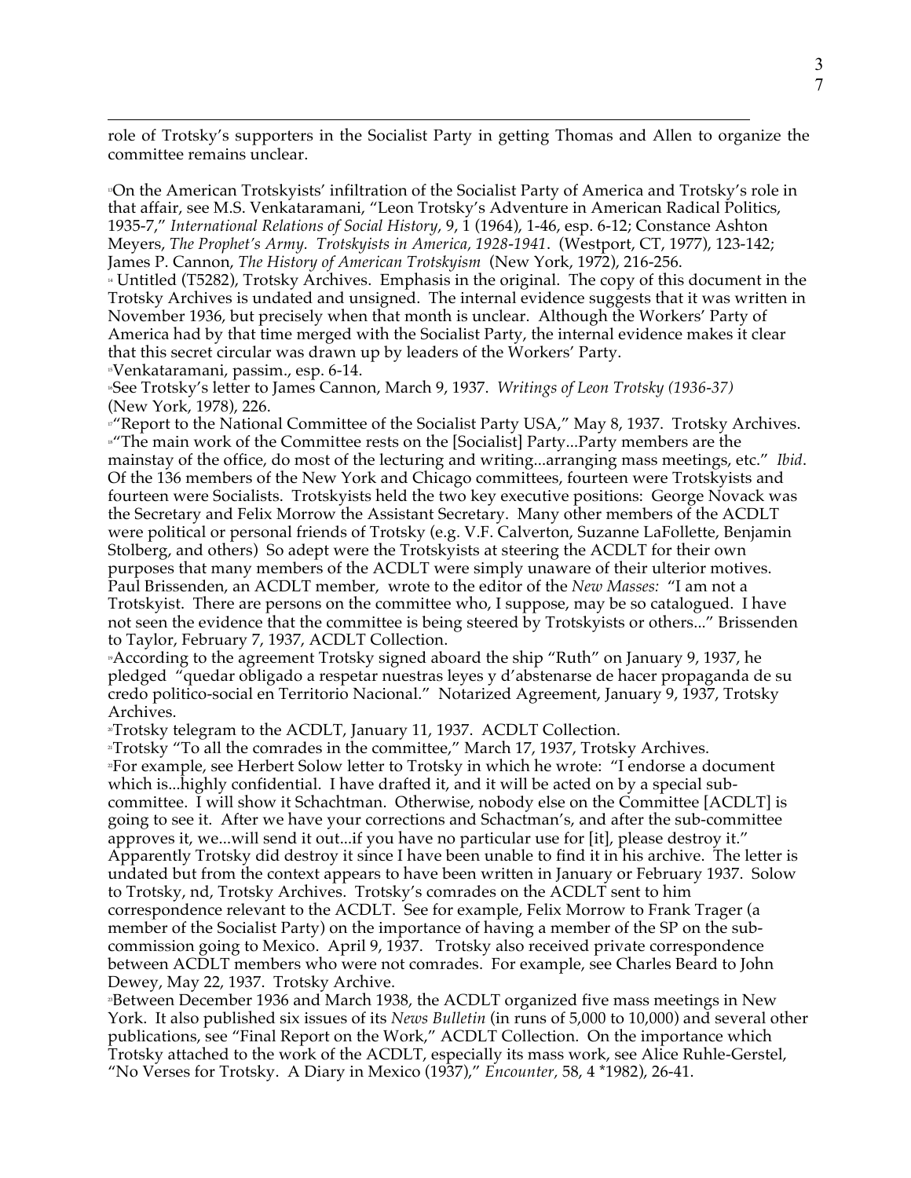role of Trotsky's supporters in the Socialist Party in getting Thomas and Allen to organize the committee remains unclear.

[13]On the American Trotskyists' infiltration of the Socialist Party of America and Trotsky's role in that affair, see M.S. Venkataramani, "Leon Trotsky's Adventure in American Radical Politics, 1935-7," *International Relations of Social History*, 9, 1 (1964), 1-46, esp. 6-12; Constance Ashton Meyers, *The Prophet's Army. Trotskyists in America, 1928-1941*. (Westport, CT, 1977), 123-142; James P. Cannon, *The History of American Trotskyism* (New York, 1972), 216-256.

[14] Untitled (T5282), Trotsky Archives. Emphasis in the original. The copy of this document in the Trotsky Archives is undated and unsigned. The internal evidence suggests that it was written in November 1936, but precisely when that month is unclear. Although the Workers' Party of America had by that time merged with the Socialist Party, the internal evidence makes it clear that this secret circular was drawn up by leaders of the Workers' Party.

[15]Venkataramani, passim., esp. 6-14.

[16]See Trotsky's letter to James Cannon, March 9, 1937. *Writings of Leon Trotsky (1936-37)* (New York, 1978), 226.

[17]"Report to the National Committee of the Socialist Party USA," May 8, 1937. Trotsky Archives.

[18]"The main work of the Committee rests on the [Socialist] Party...Party members are the mainstay of the office, do most of the lecturing and writing...arranging mass meetings, etc." *Ibid*. Of the 136 members of the New York and Chicago committees, fourteen were Trotskyists and fourteen were Socialists. Trotskyists held the two key executive positions: George Novack was the Secretary and Felix Morrow the Assistant Secretary. Many other members of the ACDLT were political or personal friends of Trotsky (e.g. V.F. Calverton, Suzanne LaFollette, Benjamin Stolberg, and others) So adept were the Trotskyists at steering the ACDLT for their own purposes that many members of the ACDLT were simply unaware of their ulterior motives. Paul Brissenden, an ACDLT member, wrote to the editor of the *New Masses:* "I am not a Trotskyist. There are persons on the committee who, I suppose, may be so catalogued. I have not seen the evidence that the committee is being steered by Trotskyists or others..." Brissenden to Taylor, February 7, 1937, ACDLT Collection.

[19]According to the agreement Trotsky signed aboard the ship "Ruth" on January 9, 1937, he pledged "quedar obligado a respetar nuestras leyes y d'abstenarse de hacer propaganda de su credo politico-social en Territorio Nacional." Notarized Agreement, January 9, 1937, Trotsky Archives.

[20]Trotsky telegram to the ACDLT, January 11, 1937. ACDLT Collection.

[21]Trotsky "To all the comrades in the committee," March 17, 1937, Trotsky Archives.

[22]For example, see Herbert Solow letter to Trotsky in which he wrote: "I endorse a document which is...highly confidential. I have drafted it, and it will be acted on by a special sub-committee. I will show it Schachtman. Otherwise, nobody else on the Committee [ACDLT] is going to see it. After we have your corrections and Schactman's, and after the sub-committee approves it, we...will send it out...if you have no particular use for [it], please destroy it." Apparently Trotsky did destroy it since I have been unable to find it in his archive. The letter is undated but from the context appears to have been written in January or February 1937. Solow to Trotsky, nd, Trotsky Archives. Trotsky's comrades on the ACDLT sent to him correspondence relevant to the ACDLT. See for example, Felix Morrow to Frank Trager (a member of the Socialist Party) on the importance of having a member of the SP on the sub-commission going to Mexico. April 9, 1937. Trotsky also received private correspondence between ACDLT members who were not comrades. For example, see Charles Beard to John Dewey, May 22, 1937. Trotsky Archive.

[23]Between December 1936 and March 1938, the ACDLT organized five mass meetings in New York. It also published six issues of its *News Bulletin* (in runs of 5,000 to 10,000) and several other publications, see "Final Report on the Work," ACDLT Collection. On the importance which Trotsky attached to the work of the ACDLT, especially its mass work, see Alice Ruhle-Gerstel, "No Verses for Trotsky. A Diary in Mexico (1937)," *Encounter,* 58, 4 *1982), 26-41.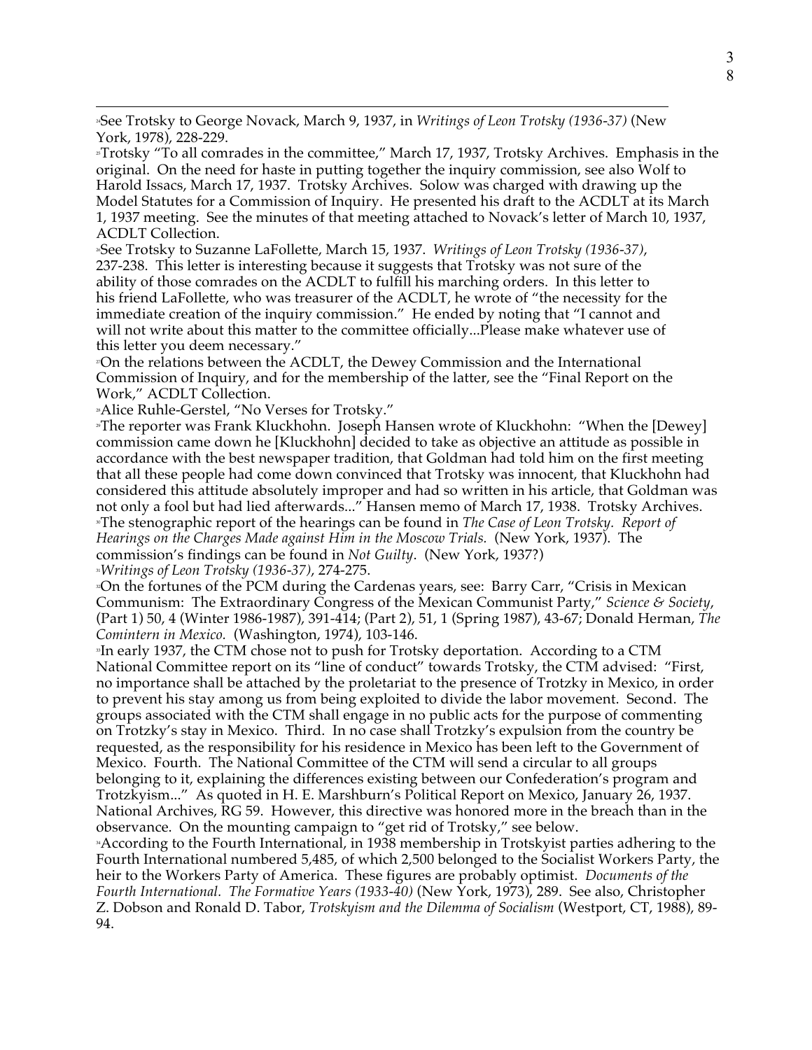[24]See Trotsky to George Novack, March 9, 1937, in *Writings of Leon Trotsky (1936-37)* (New York, 1978), 228-229.

[25]Trotsky "To all comrades in the committee," March 17, 1937, Trotsky Archives. Emphasis in the original. On the need for haste in putting together the inquiry commission, see also Wolf to Harold Issacs, March 17, 1937. Trotsky Archives. Solow was charged with drawing up the Model Statutes for a Commission of Inquiry. He presented his draft to the ACDLT at its March 1, 1937 meeting. See the minutes of that meeting attached to Novack's letter of March 10, 1937, ACDLT Collection.

[26]See Trotsky to Suzanne LaFollette, March 15, 1937. *Writings of Leon Trotsky (1936-37)*, 237-238. This letter is interesting because it suggests that Trotsky was not sure of the ability of those comrades on the ACDLT to fulfill his marching orders. In this letter to his friend LaFollette, who was treasurer of the ACDLT, he wrote of "the necessity for the immediate creation of the inquiry commission." He ended by noting that "I cannot and will not write about this matter to the committee officially...Please make whatever use of this letter you deem necessary."

[27]On the relations between the ACDLT, the Dewey Commission and the International Commission of Inquiry, and for the membership of the latter, see the "Final Report on the Work," ACDLT Collection.

[28]Alice Ruhle-Gerstel, "No Verses for Trotsky."

[29]The reporter was Frank Kluckhohn. Joseph Hansen wrote of Kluckhohn: "When the [Dewey] commission came down he [Kluckhohn] decided to take as objective an attitude as possible in accordance with the best newspaper tradition, that Goldman had told him on the first meeting that all these people had come down convinced that Trotsky was innocent, that Kluckhohn had considered this attitude absolutely improper and had so written in his article, that Goldman was not only a fool but had lied afterwards..." Hansen memo of March 17, 1938. Trotsky Archives.

[30]The stenographic report of the hearings can be found in *The Case of Leon Trotsky. Report of Hearings on the Charges Made against Him in the Moscow Trials.* (New York, 1937). The commission's findings can be found in *Not Guilty*. (New York, 1937?)

[31]*Writings of Leon Trotsky (1936-37)*, 274-275.

[32]On the fortunes of the PCM during the Cardenas years, see: Barry Carr, "Crisis in Mexican Communism: The Extraordinary Congress of the Mexican Communist Party," *Science & Society*, (Part 1) 50, 4 (Winter 1986-1987), 391-414; (Part 2), 51, 1 (Spring 1987), 43-67; Donald Herman, *The Comintern in Mexico.* (Washington, 1974), 103-146.

[33]In early 1937, the CTM chose not to push for Trotsky deportation. According to a CTM National Committee report on its "line of conduct" towards Trotsky, the CTM advised: "First, no importance shall be attached by the proletariat to the presence of Trotzky in Mexico, in order to prevent his stay among us from being exploited to divide the labor movement. Second. The groups associated with the CTM shall engage in no public acts for the purpose of commenting on Trotzky's stay in Mexico. Third. In no case shall Trotzky's expulsion from the country be requested, as the responsibility for his residence in Mexico has been left to the Government of Mexico. Fourth. The National Committee of the CTM will send a circular to all groups belonging to it, explaining the differences existing between our Confederation's program and Trotzkyism..." As quoted in H. E. Marshburn's Political Report on Mexico, January 26, 1937. National Archives, RG 59. However, this directive was honored more in the breach than in the observance. On the mounting campaign to "get rid of Trotsky," see below.

[34]According to the Fourth International, in 1938 membership in Trotskyist parties adhering to the Fourth International numbered 5,485, of which 2,500 belonged to the Socialist Workers Party, the heir to the Workers Party of America. These figures are probably optimist. *Documents of the Fourth International. The Formative Years (1933-40)* (New York, 1973), 289. See also, Christopher Z. Dobson and Ronald D. Tabor, *Trotskyism and the Dilemma of Socialism* (Westport, CT, 1988), 89-94.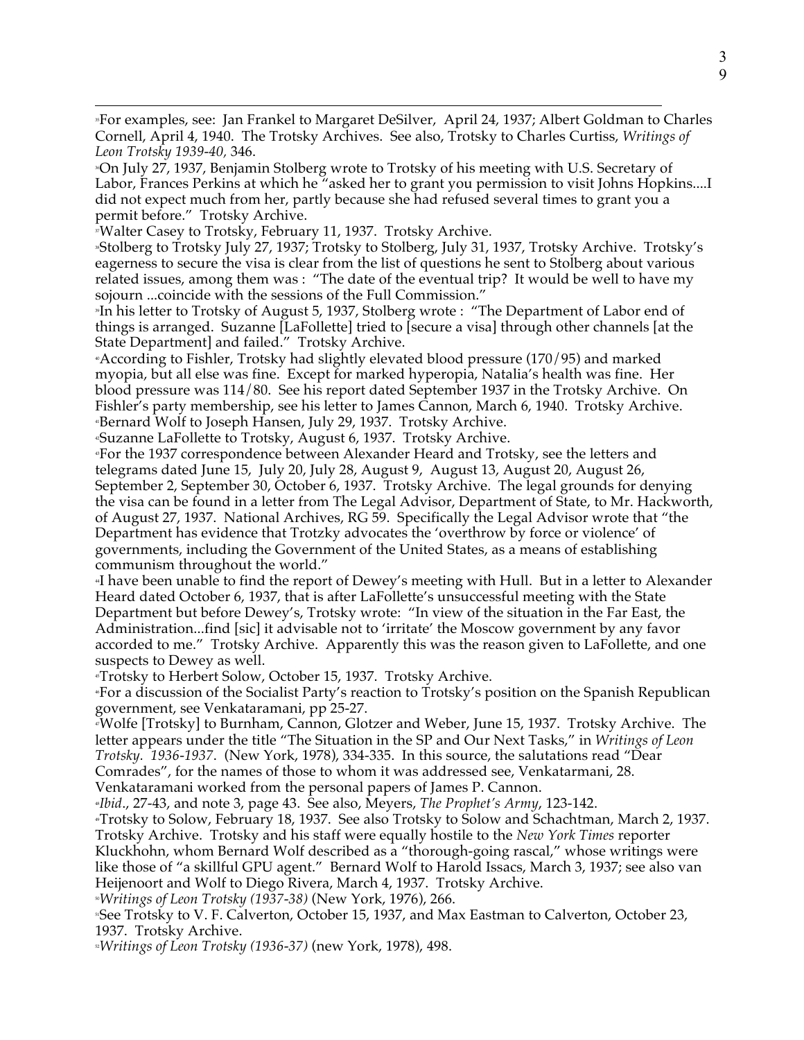[38]For examples, see: Jan Frankel to Margaret DeSilver, April 24, 1937; Albert Goldman to Charles Cornell, April 4, 1940. The Trotsky Archives. See also, Trotsky to Charles Curtiss, *Writings of Leon Trotsky 1939-40*, 346.

[39]On July 27, 1937, Benjamin Stolberg wrote to Trotsky of his meeting with U.S. Secretary of Labor, Frances Perkins at which he "asked her to grant you permission to visit Johns Hopkins....I did not expect much from her, partly because she had refused several times to grant you a permit before." Trotsky Archive.

[40]Walter Casey to Trotsky, February 11, 1937. Trotsky Archive.

[41]Stolberg to Trotsky July 27, 1937; Trotsky to Stolberg, July 31, 1937, Trotsky Archive. Trotsky's eagerness to secure the visa is clear from the list of questions he sent to Stolberg about various related issues, among them was : "The date of the eventual trip? It would be well to have my sojourn ...coincide with the sessions of the Full Commission."

[42]In his letter to Trotsky of August 5, 1937, Stolberg wrote : "The Department of Labor end of things is arranged. Suzanne [LaFollette] tried to [secure a visa] through other channels [at the State Department] and failed." Trotsky Archive.

[43]According to Fishler, Trotsky had slightly elevated blood pressure (170/95) and marked myopia, but all else was fine. Except for marked hyperopia, Natalia's health was fine. Her blood pressure was 114/80. See his report dated September 1937 in the Trotsky Archive. On Fishler's party membership, see his letter to James Cannon, March 6, 1940. Trotsky Archive.

[44]Bernard Wolf to Joseph Hansen, July 29, 1937. Trotsky Archive.

[45]Suzanne LaFollette to Trotsky, August 6, 1937. Trotsky Archive.

[46]For the 1937 correspondence between Alexander Heard and Trotsky, see the letters and telegrams dated June 15, July 20, July 28, August 9, August 13, August 20, August 26, September 2, September 30, October 6, 1937. Trotsky Archive. The legal grounds for denying the visa can be found in a letter from The Legal Advisor, Department of State, to Mr. Hackworth, of August 27, 1937. National Archives, RG 59. Specifically the Legal Advisor wrote that "the Department has evidence that Trotzky advocates the 'overthrow by force or violence' of governments, including the Government of the United States, as a means of establishing communism throughout the world."

[47]I have been unable to find the report of Dewey's meeting with Hull. But in a letter to Alexander Heard dated October 6, 1937, that is after LaFollette's unsuccessful meeting with the State Department but before Dewey's, Trotsky wrote: "In view of the situation in the Far East, the Administration...find [sic] it advisable not to 'irritate' the Moscow government by any favor accorded to me." Trotsky Archive. Apparently this was the reason given to LaFollette, and one suspects to Dewey as well.

[48]Trotsky to Herbert Solow, October 15, 1937. Trotsky Archive.

[49]For a discussion of the Socialist Party's reaction to Trotsky's position on the Spanish Republican government, see Venkataramani, pp 25-27.

[50]Wolfe [Trotsky] to Burnham, Cannon, Glotzer and Weber, June 15, 1937. Trotsky Archive. The letter appears under the title "The Situation in the SP and Our Next Tasks," in *Writings of Leon Trotsky. 1936-1937*. (New York, 1978), 334-335. In this source, the salutations read "Dear Comrades", for the names of those to whom it was addressed see, Venkatarmani, 28. Venkataramani worked from the personal papers of James P. Cannon.

[51]*Ibid*., 27-43, and note 3, page 43. See also, Meyers, *The Prophet's Army*, 123-142.

[52]Trotsky to Solow, February 18, 1937. See also Trotsky to Solow and Schachtman, March 2, 1937. Trotsky Archive. Trotsky and his staff were equally hostile to the *New York Times* reporter Kluckhohn, whom Bernard Wolf described as a "thorough-going rascal," whose writings were like those of "a skillful GPU agent." Bernard Wolf to Harold Issacs, March 3, 1937; see also van Heijenoort and Wolf to Diego Rivera, March 4, 1937. Trotsky Archive.

[53]*Writings of Leon Trotsky (1937-38)* (New York, 1976), 266.

[54]See Trotsky to V. F. Calverton, October 15, 1937, and Max Eastman to Calverton, October 23, 1937. Trotsky Archive.

[55]*Writings of Leon Trotsky (1936-37)* (new York, 1978), 498.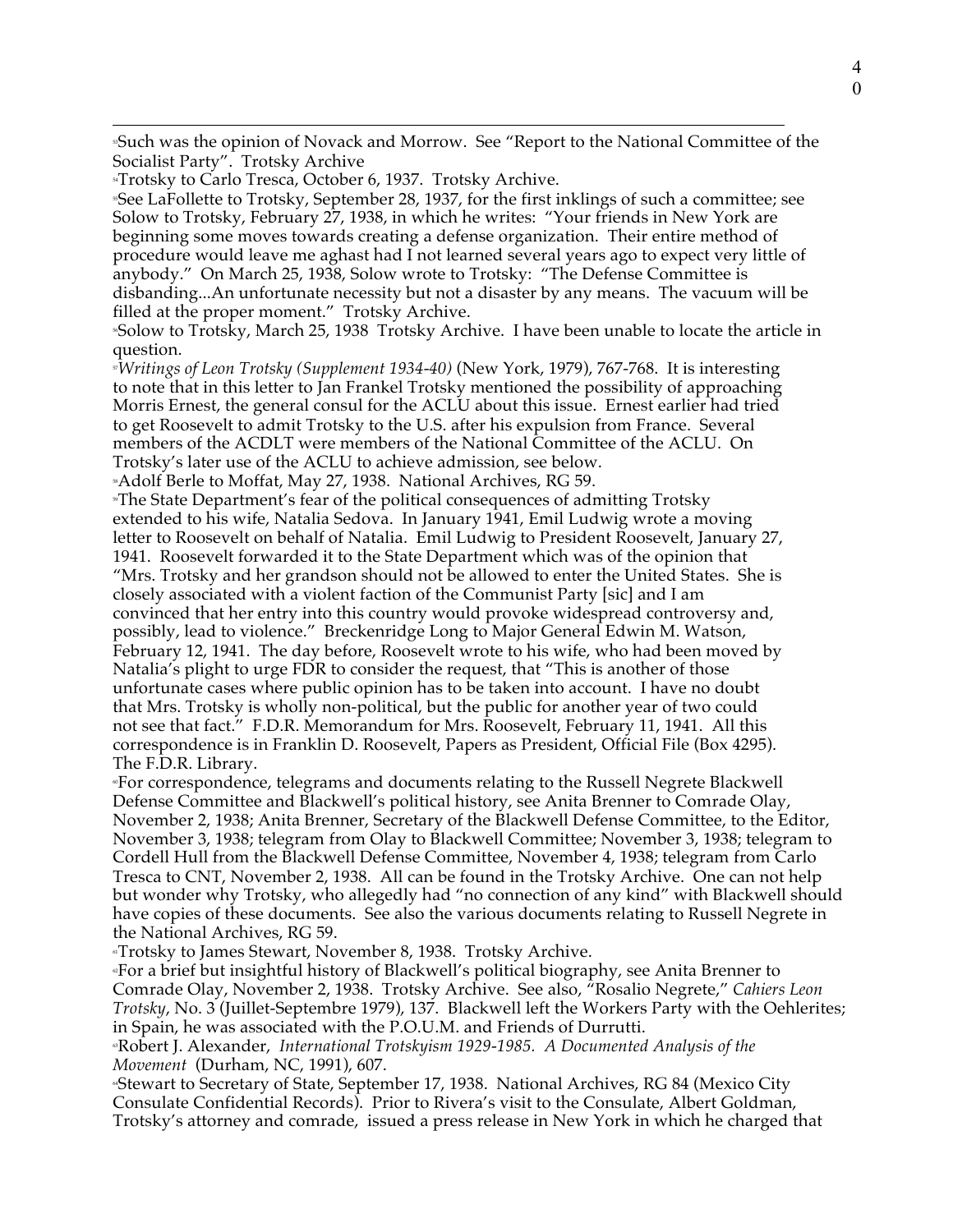Such was the opinion of Novack and Morrow. See "Report to the National Committee of the Socialist Party". Trotsky Archive

Trotsky to Carlo Tresca, October 6, 1937. Trotsky Archive.

See LaFollette to Trotsky, September 28, 1937, for the first inklings of such a committee; see Solow to Trotsky, February 27, 1938, in which he writes: "Your friends in New York are beginning some moves towards creating a defense organization. Their entire method of procedure would leave me aghast had I not learned several years ago to expect very little of anybody." On March 25, 1938, Solow wrote to Trotsky: "The Defense Committee is disbanding...An unfortunate necessity but not a disaster by any means. The vacuum will be filled at the proper moment." Trotsky Archive.

Solow to Trotsky, March 25, 1938 Trotsky Archive. I have been unable to locate the article in question.

*Writings of Leon Trotsky (Supplement 1934-40)* (New York, 1979), 767-768. It is interesting to note that in this letter to Jan Frankel Trotsky mentioned the possibility of approaching Morris Ernest, the general consul for the ACLU about this issue. Ernest earlier had tried to get Roosevelt to admit Trotsky to the U.S. after his expulsion from France. Several members of the ACDLT were members of the National Committee of the ACLU. On Trotsky's later use of the ACLU to achieve admission, see below.

Adolf Berle to Moffat, May 27, 1938. National Archives, RG 59.

The State Department's fear of the political consequences of admitting Trotsky extended to his wife, Natalia Sedova. In January 1941, Emil Ludwig wrote a moving letter to Roosevelt on behalf of Natalia. Emil Ludwig to President Roosevelt, January 27, 1941. Roosevelt forwarded it to the State Department which was of the opinion that "Mrs. Trotsky and her grandson should not be allowed to enter the United States. She is closely associated with a violent faction of the Communist Party [sic] and I am convinced that her entry into this country would provoke widespread controversy and, possibly, lead to violence." Breckenridge Long to Major General Edwin M. Watson, February 12, 1941. The day before, Roosevelt wrote to his wife, who had been moved by Natalia's plight to urge FDR to consider the request, that "This is another of those unfortunate cases where public opinion has to be taken into account. I have no doubt that Mrs. Trotsky is wholly non-political, but the public for another year of two could not see that fact." F.D.R. Memorandum for Mrs. Roosevelt, February 11, 1941. All this correspondence is in Franklin D. Roosevelt, Papers as President, Official File (Box 4295). The F.D.R. Library.

For correspondence, telegrams and documents relating to the Russell Negrete Blackwell Defense Committee and Blackwell's political history, see Anita Brenner to Comrade Olay, November 2, 1938; Anita Brenner, Secretary of the Blackwell Defense Committee, to the Editor, November 3, 1938; telegram from Olay to Blackwell Committee; November 3, 1938; telegram to Cordell Hull from the Blackwell Defense Committee, November 4, 1938; telegram from Carlo Tresca to CNT, November 2, 1938. All can be found in the Trotsky Archive. One can not help but wonder why Trotsky, who allegedly had "no connection of any kind" with Blackwell should have copies of these documents. See also the various documents relating to Russell Negrete in the National Archives, RG 59.

Trotsky to James Stewart, November 8, 1938. Trotsky Archive.

For a brief but insightful history of Blackwell's political biography, see Anita Brenner to Comrade Olay, November 2, 1938. Trotsky Archive. See also, "Rosalio Negrete," *Cahiers Leon Trotsky*, No. 3 (Juillet-Septembre 1979), 137. Blackwell left the Workers Party with the Oehlerites; in Spain, he was associated with the P.O.U.M. and Friends of Durrutti.

Robert J. Alexander, *International Trotskyism 1929-1985. A Documented Analysis of the Movement* (Durham, NC, 1991), 607.

Stewart to Secretary of State, September 17, 1938. National Archives, RG 84 (Mexico City Consulate Confidential Records). Prior to Rivera's visit to the Consulate, Albert Goldman, Trotsky's attorney and comrade, issued a press release in New York in which he charged that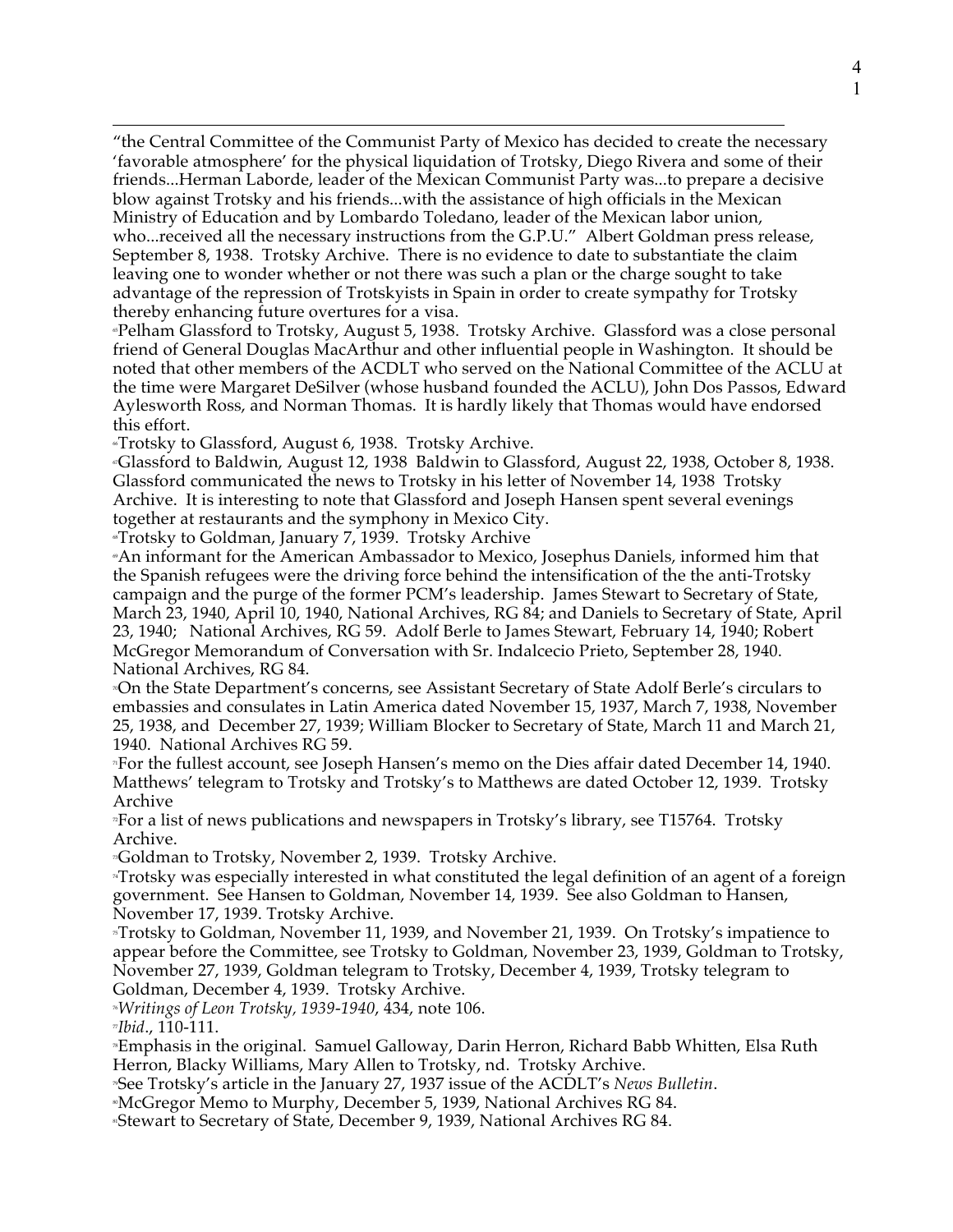"the Central Committee of the Communist Party of Mexico has decided to create the necessary 'favorable atmosphere' for the physical liquidation of Trotsky, Diego Rivera and some of their friends...Herman Laborde, leader of the Mexican Communist Party was...to prepare a decisive blow against Trotsky and his friends...with the assistance of high officials in the Mexican Ministry of Education and by Lombardo Toledano, leader of the Mexican labor union, who...received all the necessary instructions from the G.P.U." Albert Goldman press release, September 8, 1938. Trotsky Archive. There is no evidence to date to substantiate the claim leaving one to wonder whether or not there was such a plan or the charge sought to take advantage of the repression of Trotskyists in Spain in order to create sympathy for Trotsky thereby enhancing future overtures for a visa.

[65] Pelham Glassford to Trotsky, August 5, 1938. Trotsky Archive. Glassford was a close personal friend of General Douglas MacArthur and other influential people in Washington. It should be noted that other members of the ACDLT who served on the National Committee of the ACLU at the time were Margaret DeSilver (whose husband founded the ACLU), John Dos Passos, Edward Aylesworth Ross, and Norman Thomas. It is hardly likely that Thomas would have endorsed this effort.

[66] Trotsky to Glassford, August 6, 1938. Trotsky Archive.

[67] Glassford to Baldwin, August 12, 1938 Baldwin to Glassford, August 22, 1938, October 8, 1938. Glassford communicated the news to Trotsky in his letter of November 14, 1938 Trotsky Archive. It is interesting to note that Glassford and Joseph Hansen spent several evenings together at restaurants and the symphony in Mexico City.

[68] Trotsky to Goldman, January 7, 1939. Trotsky Archive

[69] An informant for the American Ambassador to Mexico, Josephus Daniels, informed him that the Spanish refugees were the driving force behind the intensification of the the anti-Trotsky campaign and the purge of the former PCM's leadership. James Stewart to Secretary of State, March 23, 1940, April 10, 1940, National Archives, RG 84; and Daniels to Secretary of State, April 23, 1940; National Archives, RG 59. Adolf Berle to James Stewart, February 14, 1940; Robert McGregor Memorandum of Conversation with Sr. Indalcecio Prieto, September 28, 1940. National Archives, RG 84.

[70] On the State Department's concerns, see Assistant Secretary of State Adolf Berle's circulars to embassies and consulates in Latin America dated November 15, 1937, March 7, 1938, November 25, 1938, and December 27, 1939; William Blocker to Secretary of State, March 11 and March 21, 1940. National Archives RG 59.

[71] For the fullest account, see Joseph Hansen's memo on the Dies affair dated December 14, 1940. Matthews' telegram to Trotsky and Trotsky's to Matthews are dated October 12, 1939. Trotsky Archive

[72] For a list of news publications and newspapers in Trotsky's library, see T15764. Trotsky Archive.

[73] Goldman to Trotsky, November 2, 1939. Trotsky Archive.

[74] Trotsky was especially interested in what constituted the legal definition of an agent of a foreign government. See Hansen to Goldman, November 14, 1939. See also Goldman to Hansen, November 17, 1939. Trotsky Archive.

[75] Trotsky to Goldman, November 11, 1939, and November 21, 1939. On Trotsky's impatience to appear before the Committee, see Trotsky to Goldman, November 23, 1939, Goldman to Trotsky, November 27, 1939, Goldman telegram to Trotsky, December 4, 1939, Trotsky telegram to Goldman, December 4, 1939. Trotsky Archive.

[76] *Writings of Leon Trotsky, 1939-1940*, 434, note 106.

[77] *Ibid.*, 110-111.

[78] Emphasis in the original. Samuel Galloway, Darin Herron, Richard Babb Whitten, Elsa Ruth Herron, Blacky Williams, Mary Allen to Trotsky, nd. Trotsky Archive.

[79] See Trotsky's article in the January 27, 1937 issue of the ACDLT's *News Bulletin*.

[80] McGregor Memo to Murphy, December 5, 1939, National Archives RG 84.

[81] Stewart to Secretary of State, December 9, 1939, National Archives RG 84.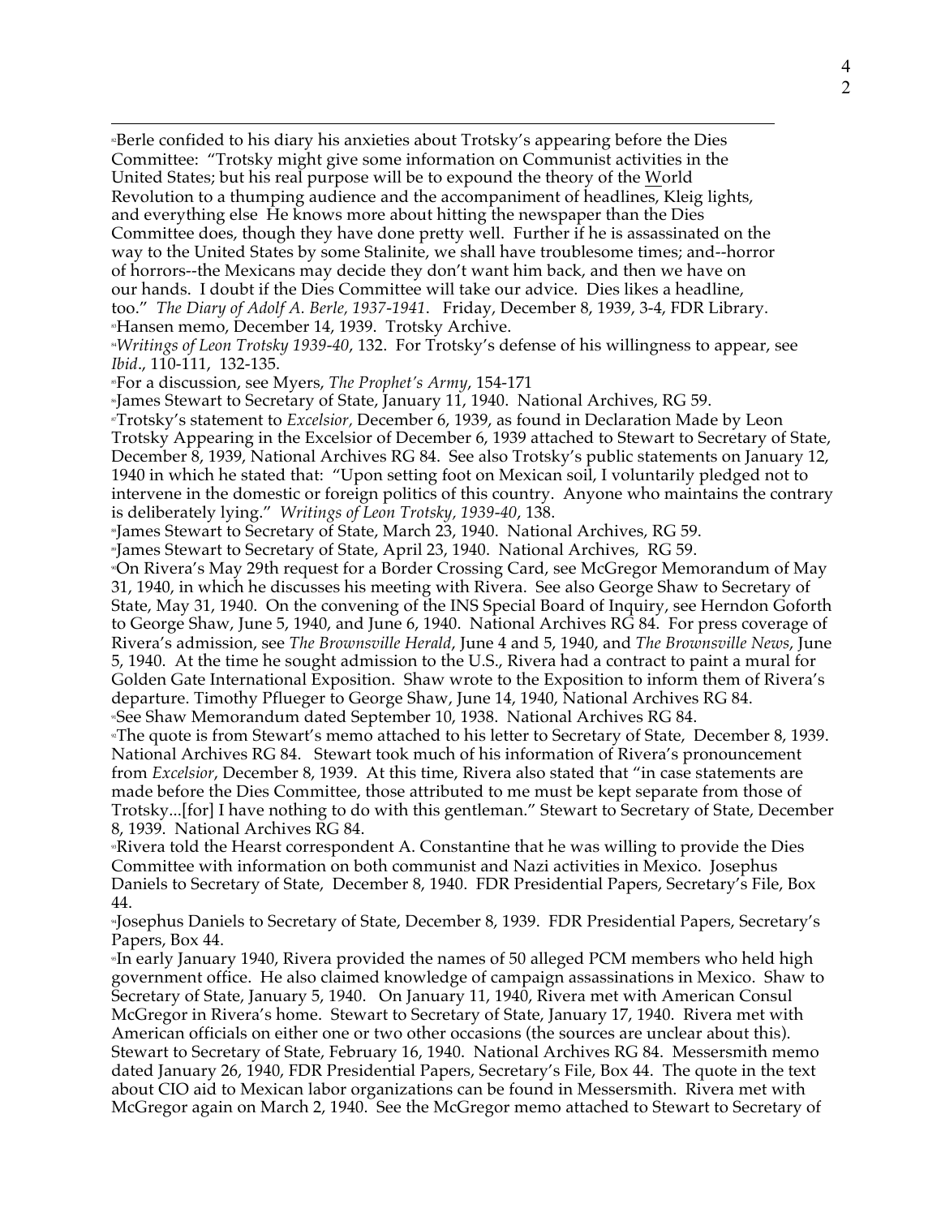[a]Berle confided to his diary his anxieties about Trotsky's appearing before the Dies Committee: "Trotsky might give some information on Communist activities in the United States; but his real purpose will be to expound the theory of the World Revolution to a thumping audience and the accompaniment of headlines, Kleig lights, and everything else He knows more about hitting the newspaper than the Dies Committee does, though they have done pretty well. Further if he is assassinated on the way to the United States by some Stalinite, we shall have troublesome times; and--horror of horrors--the Mexicans may decide they don't want him back, and then we have on our hands. I doubt if the Dies Committee will take our advice. Dies likes a headline, too." *The Diary of Adolf A. Berle, 1937-1941*. Friday, December 8, 1939, 3-4, FDR Library.

[a]Hansen memo, December 14, 1939. Trotsky Archive.

[a]*Writings of Leon Trotsky 1939-40*, 132. For Trotsky's defense of his willingness to appear, see *Ibid*., 110-111, 132-135.

[a]For a discussion, see Myers, *The Prophet's Army*, 154-171

[a]James Stewart to Secretary of State, January 11, 1940. National Archives, RG 59.

[a]Trotsky's statement to *Excelsior*, December 6, 1939, as found in Declaration Made by Leon Trotsky Appearing in the Excelsior of December 6, 1939 attached to Stewart to Secretary of State, December 8, 1939, National Archives RG 84. See also Trotsky's public statements on January 12, 1940 in which he stated that: "Upon setting foot on Mexican soil, I voluntarily pledged not to intervene in the domestic or foreign politics of this country. Anyone who maintains the contrary is deliberately lying." *Writings of Leon Trotsky, 1939-40*, 138.

[a]James Stewart to Secretary of State, March 23, 1940. National Archives, RG 59.

[a]James Stewart to Secretary of State, April 23, 1940. National Archives, RG 59.

[a]On Rivera's May 29th request for a Border Crossing Card, see McGregor Memorandum of May 31, 1940, in which he discusses his meeting with Rivera. See also George Shaw to Secretary of State, May 31, 1940. On the convening of the INS Special Board of Inquiry, see Herndon Goforth to George Shaw, June 5, 1940, and June 6, 1940. National Archives RG 84. For press coverage of Rivera's admission, see *The Brownsville Herald*, June 4 and 5, 1940, and *The Brownsville News*, June 5, 1940. At the time he sought admission to the U.S., Rivera had a contract to paint a mural for Golden Gate International Exposition. Shaw wrote to the Exposition to inform them of Rivera's departure. Timothy Pflueger to George Shaw, June 14, 1940, National Archives RG 84.

[a]See Shaw Memorandum dated September 10, 1938. National Archives RG 84.

[a]The quote is from Stewart's memo attached to his letter to Secretary of State, December 8, 1939. National Archives RG 84. Stewart took much of his information of Rivera's pronouncement from *Excelsior*, December 8, 1939. At this time, Rivera also stated that "in case statements are made before the Dies Committee, those attributed to me must be kept separate from those of Trotsky...[for] I have nothing to do with this gentleman." Stewart to Secretary of State, December 8, 1939. National Archives RG 84.

[a]Rivera told the Hearst correspondent A. Constantine that he was willing to provide the Dies Committee with information on both communist and Nazi activities in Mexico. Josephus Daniels to Secretary of State, December 8, 1940. FDR Presidential Papers, Secretary's File, Box 44.

[a]Josephus Daniels to Secretary of State, December 8, 1939. FDR Presidential Papers, Secretary's Papers, Box 44.

[a]In early January 1940, Rivera provided the names of 50 alleged PCM members who held high government office. He also claimed knowledge of campaign assassinations in Mexico. Shaw to Secretary of State, January 5, 1940. On January 11, 1940, Rivera met with American Consul McGregor in Rivera's home. Stewart to Secretary of State, January 17, 1940. Rivera met with American officials on either one or two other occasions (the sources are unclear about this). Stewart to Secretary of State, February 16, 1940. National Archives RG 84. Messersmith memo dated January 26, 1940, FDR Presidential Papers, Secretary's File, Box 44. The quote in the text about CIO aid to Mexican labor organizations can be found in Messersmith. Rivera met with McGregor again on March 2, 1940. See the McGregor memo attached to Stewart to Secretary of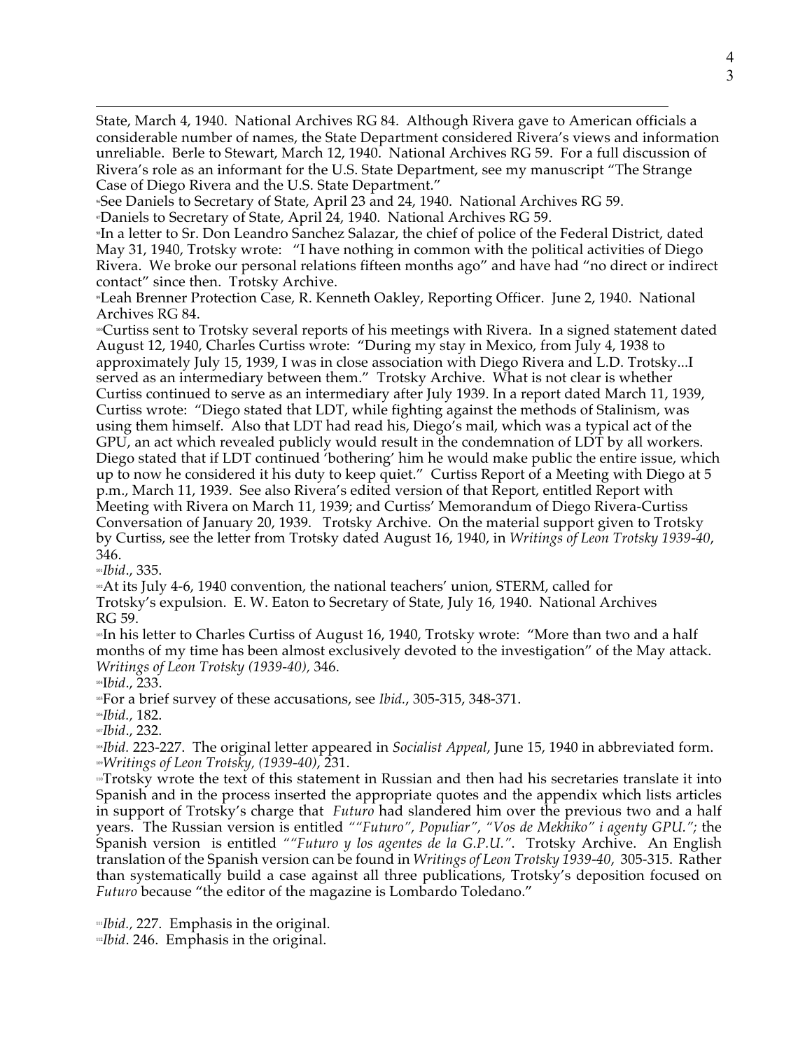State, March 4, 1940. National Archives RG 84. Although Rivera gave to American officials a considerable number of names, the State Department considered Rivera's views and information unreliable. Berle to Stewart, March 12, 1940. National Archives RG 59. For a full discussion of Rivera's role as an informant for the U.S. State Department, see my manuscript "The Strange Case of Diego Rivera and the U.S. State Department."

[96] See Daniels to Secretary of State, April 23 and 24, 1940. National Archives RG 59.

[97] Daniels to Secretary of State, April 24, 1940. National Archives RG 59.

[98] In a letter to Sr. Don Leandro Sanchez Salazar, the chief of police of the Federal District, dated May 31, 1940, Trotsky wrote: "I have nothing in common with the political activities of Diego Rivera. We broke our personal relations fifteen months ago" and have had "no direct or indirect contact" since then. Trotsky Archive.

[99] Leah Brenner Protection Case, R. Kenneth Oakley, Reporting Officer. June 2, 1940. National Archives RG 84.

[100] Curtiss sent to Trotsky several reports of his meetings with Rivera. In a signed statement dated August 12, 1940, Charles Curtiss wrote: "During my stay in Mexico, from July 4, 1938 to approximately July 15, 1939, I was in close association with Diego Rivera and L.D. Trotsky...I served as an intermediary between them." Trotsky Archive. What is not clear is whether Curtiss continued to serve as an intermediary after July 1939. In a report dated March 11, 1939, Curtiss wrote: "Diego stated that LDT, while fighting against the methods of Stalinism, was using them himself. Also that LDT had read his, Diego's mail, which was a typical act of the GPU, an act which revealed publicly would result in the condemnation of LDT by all workers. Diego stated that if LDT continued 'bothering' him he would make public the entire issue, which up to now he considered it his duty to keep quiet." Curtiss Report of a Meeting with Diego at 5 p.m., March 11, 1939. See also Rivera's edited version of that Report, entitled Report with Meeting with Rivera on March 11, 1939; and Curtiss' Memorandum of Diego Rivera-Curtiss Conversation of January 20, 1939. Trotsky Archive. On the material support given to Trotsky by Curtiss, see the letter from Trotsky dated August 16, 1940, in *Writings of Leon Trotsky 1939-40*, 346.

[101] *Ibid*., 335.

[102] At its July 4-6, 1940 convention, the national teachers' union, STERM, called for Trotsky's expulsion. E. W. Eaton to Secretary of State, July 16, 1940. National Archives RG 59.

[103] In his letter to Charles Curtiss of August 16, 1940, Trotsky wrote: "More than two and a half months of my time has been almost exclusively devoted to the investigation" of the May attack. *Writings of Leon Trotsky (1939-40),* 346.

[104] I*bid*., 233.

[105] For a brief survey of these accusations, see *Ibid.*, 305-315, 348-371.

[106] *Ibid.,* 182.

[107] *Ibid*., 232.

[108] *Ibid.* 223-227. The original letter appeared in *Socialist Appeal*, June 15, 1940 in abbreviated form.

[109] *Writings of Leon Trotsky, (1939-40)*, 231.

[110] Trotsky wrote the text of this statement in Russian and then had his secretaries translate it into Spanish and in the process inserted the appropriate quotes and the appendix which lists articles in support of Trotsky's charge that *Futuro* had slandered him over the previous two and a half years. The Russian version is entitled *""Futuro", Populiar", "Vos de Mekhiko" i agenty GPU."*; the Spanish version is entitled *""Futuro y los agentes de la G.P.U."*. Trotsky Archive. An English translation of the Spanish version can be found in *Writings of Leon Trotsky 1939-40*, 305-315. Rather than systematically build a case against all three publications, Trotsky's deposition focused on *Futuro* because "the editor of the magazine is Lombardo Toledano."

[111] *Ibid.,* 227. Emphasis in the original.

[112] *Ibid*. 246. Emphasis in the original.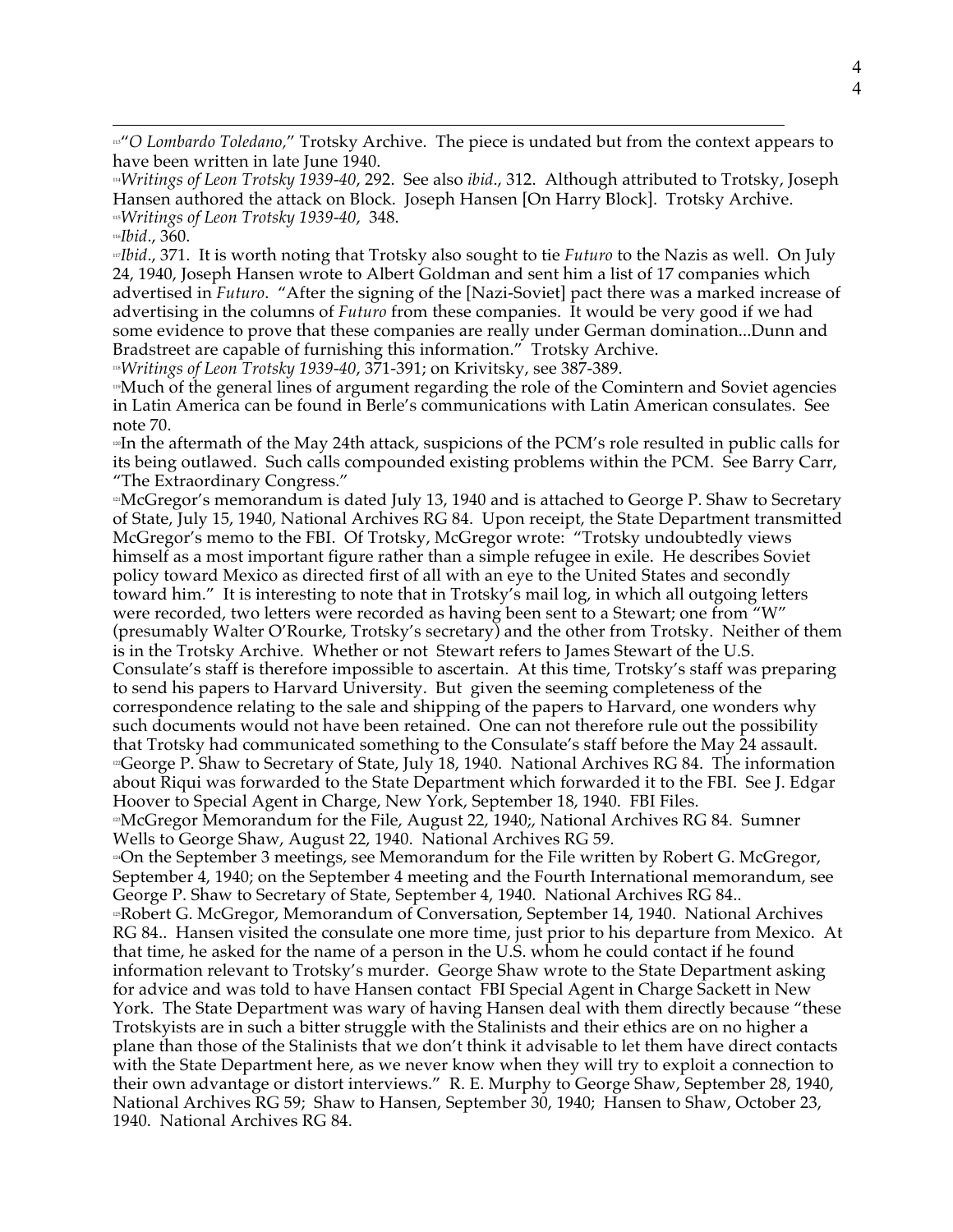[113]"*O Lombardo Toledano,*" Trotsky Archive. The piece is undated but from the context appears to have been written in late June 1940.

[114]*Writings of Leon Trotsky 1939-40*, 292. See also *ibid*., 312. Although attributed to Trotsky, Joseph Hansen authored the attack on Block. Joseph Hansen [On Harry Block]. Trotsky Archive.

[115]*Writings of Leon Trotsky 1939-40*, 348.

[116]*Ibid*., 360.

[117]*Ibid*., 371. It is worth noting that Trotsky also sought to tie *Futuro* to the Nazis as well. On July 24, 1940, Joseph Hansen wrote to Albert Goldman and sent him a list of 17 companies which advertised in *Futuro*. "After the signing of the [Nazi-Soviet] pact there was a marked increase of advertising in the columns of *Futuro* from these companies. It would be very good if we had some evidence to prove that these companies are really under German domination...Dunn and Bradstreet are capable of furnishing this information." Trotsky Archive.

[118]*Writings of Leon Trotsky 1939-40*, 371-391; on Krivitsky, see 387-389.

[119]Much of the general lines of argument regarding the role of the Comintern and Soviet agencies in Latin America can be found in Berle's communications with Latin American consulates. See note 70.

[120]In the aftermath of the May 24th attack, suspicions of the PCM's role resulted in public calls for its being outlawed. Such calls compounded existing problems within the PCM. See Barry Carr, "The Extraordinary Congress."

[121]McGregor's memorandum is dated July 13, 1940 and is attached to George P. Shaw to Secretary of State, July 15, 1940, National Archives RG 84. Upon receipt, the State Department transmitted McGregor's memo to the FBI. Of Trotsky, McGregor wrote: "Trotsky undoubtedly views himself as a most important figure rather than a simple refugee in exile. He describes Soviet policy toward Mexico as directed first of all with an eye to the United States and secondly toward him." It is interesting to note that in Trotsky's mail log, in which all outgoing letters were recorded, two letters were recorded as having been sent to a Stewart; one from "W" (presumably Walter O'Rourke, Trotsky's secretary) and the other from Trotsky. Neither of them is in the Trotsky Archive. Whether or not Stewart refers to James Stewart of the U.S. Consulate's staff is therefore impossible to ascertain. At this time, Trotsky's staff was preparing to send his papers to Harvard University. But given the seeming completeness of the correspondence relating to the sale and shipping of the papers to Harvard, one wonders why such documents would not have been retained. One can not therefore rule out the possibility that Trotsky had communicated something to the Consulate's staff before the May 24 assault.

[122]George P. Shaw to Secretary of State, July 18, 1940. National Archives RG 84. The information about Riqui was forwarded to the State Department which forwarded it to the FBI. See J. Edgar Hoover to Special Agent in Charge, New York, September 18, 1940. FBI Files.

[123]McGregor Memorandum for the File, August 22, 1940;, National Archives RG 84. Sumner Wells to George Shaw, August 22, 1940. National Archives RG 59.

[124]On the September 3 meetings, see Memorandum for the File written by Robert G. McGregor, September 4, 1940; on the September 4 meeting and the Fourth International memorandum, see George P. Shaw to Secretary of State, September 4, 1940. National Archives RG 84..

[125]Robert G. McGregor, Memorandum of Conversation, September 14, 1940. National Archives RG 84.. Hansen visited the consulate one more time, just prior to his departure from Mexico. At that time, he asked for the name of a person in the U.S. whom he could contact if he found information relevant to Trotsky's murder. George Shaw wrote to the State Department asking for advice and was told to have Hansen contact FBI Special Agent in Charge Sackett in New York. The State Department was wary of having Hansen deal with them directly because "these Trotskyists are in such a bitter struggle with the Stalinists and their ethics are on no higher a plane than those of the Stalinists that we don't think it advisable to let them have direct contacts with the State Department here, as we never know when they will try to exploit a connection to their own advantage or distort interviews." R. E. Murphy to George Shaw, September 28, 1940, National Archives RG 59; Shaw to Hansen, September 30, 1940; Hansen to Shaw, October 23, 1940. National Archives RG 84.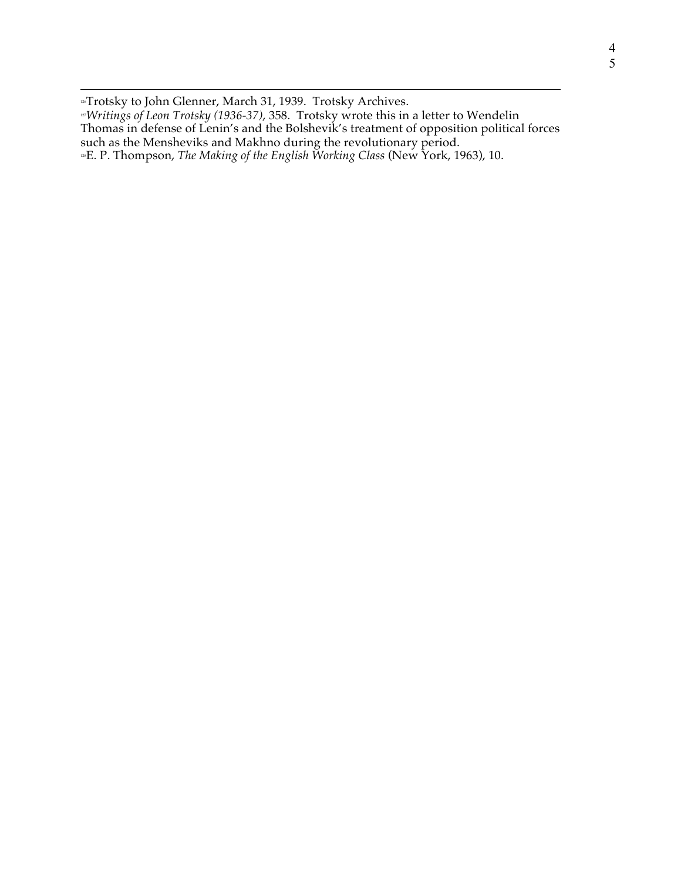[126]Trotsky to John Glenner, March 31, 1939. Trotsky Archives.

[127]*Writings of Leon Trotsky (1936-37)*, 358. Trotsky wrote this in a letter to Wendelin Thomas in defense of Lenin's and the Bolshevik's treatment of opposition political forces such as the Mensheviks and Makhno during the revolutionary period.

[128]E. P. Thompson, *The Making of the English Working Class* (New York, 1963), 10.